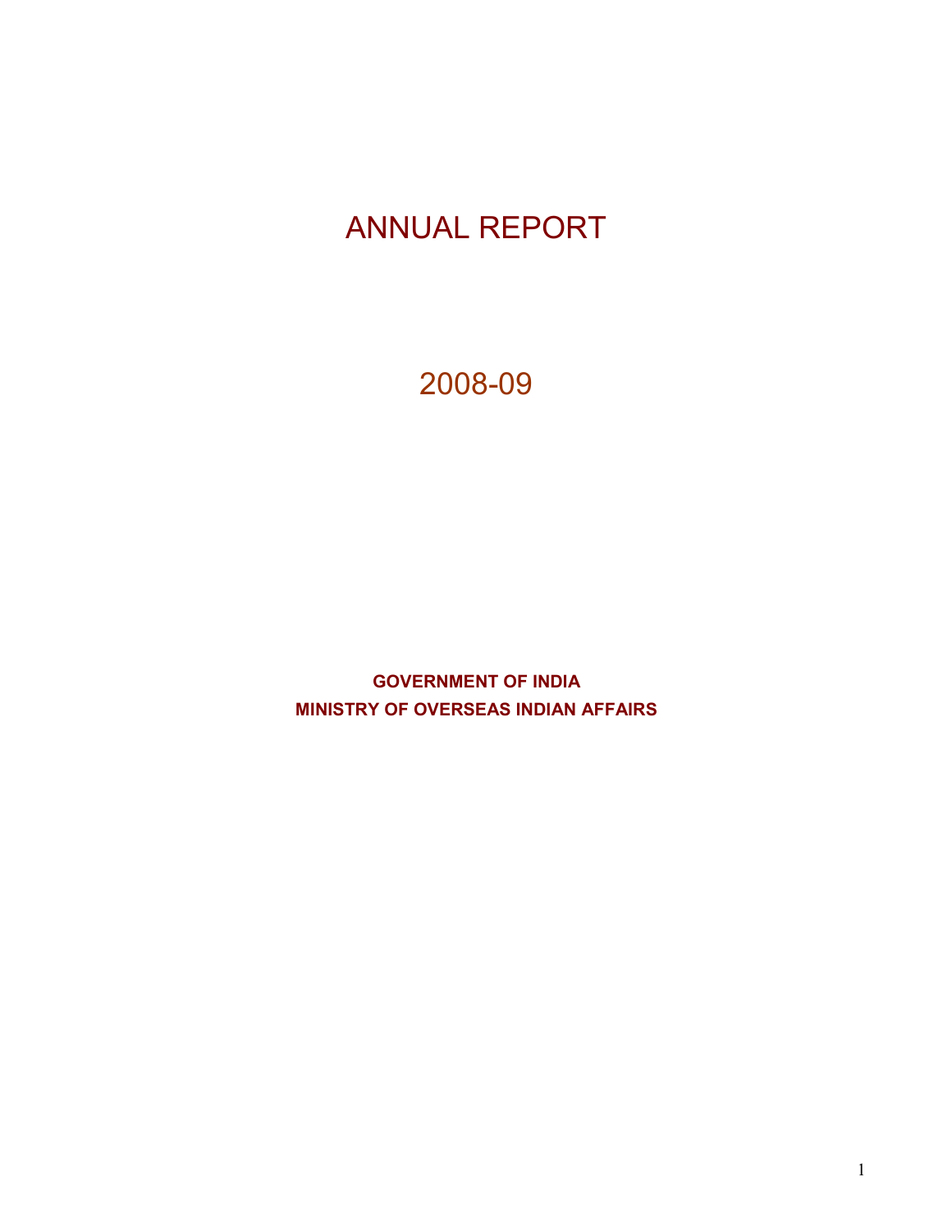# ANNUAL REPORT

## 2008-09

**GOVERNMENT OF INDIA**
**MINISTRY OF OVERSEAS INDIAN AFFAIRS**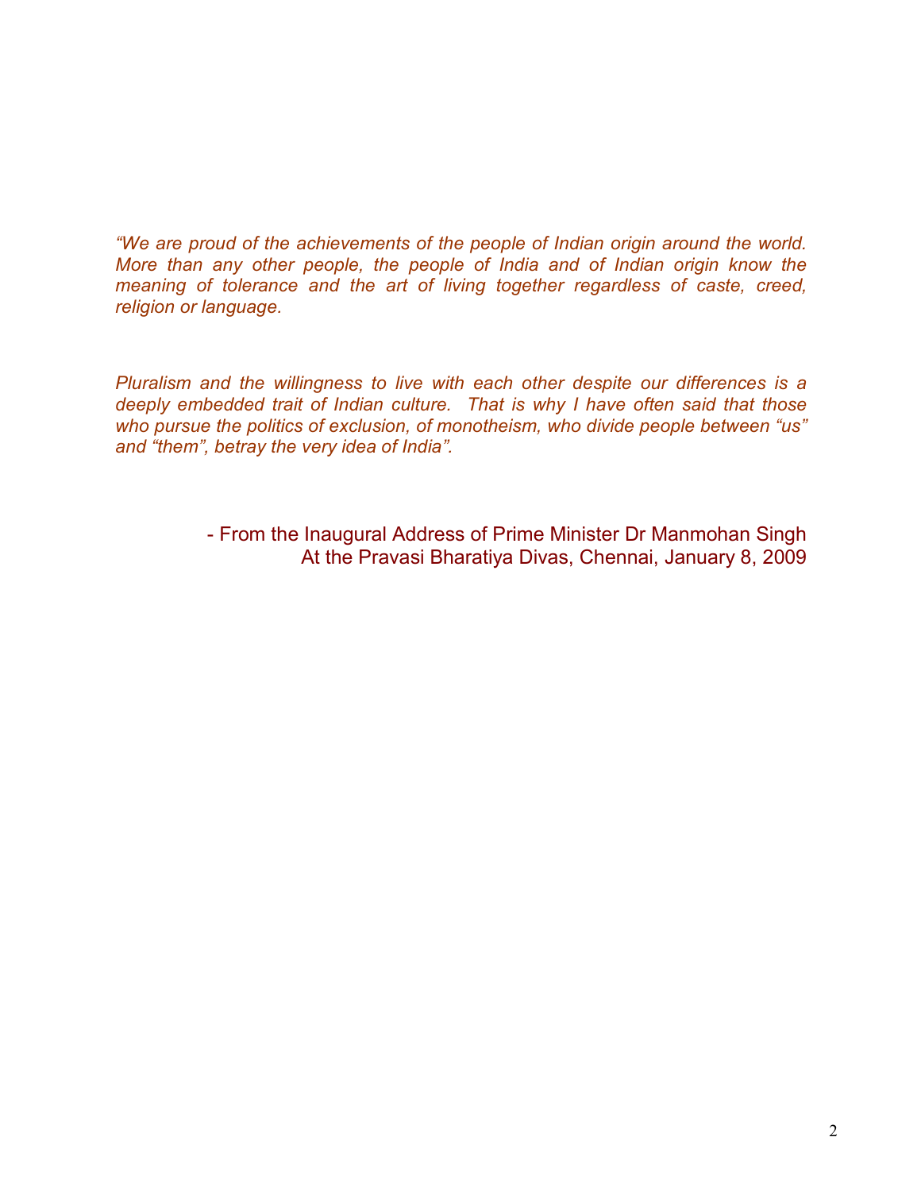*"We are proud of the achievements of the people of Indian origin around the world. More than any other people, the people of India and of Indian origin know the meaning of tolerance and the art of living together regardless of caste, creed, religion or language.*

*Pluralism and the willingness to live with each other despite our differences is a deeply embedded trait of Indian culture. That is why I have often said that those who pursue the politics of exclusion, of monotheism, who divide people between "us" and "them", betray the very idea of India".*

- From the Inaugural Address of Prime Minister Dr Manmohan Singh
At the Pravasi Bharatiya Divas, Chennai, January 8, 2009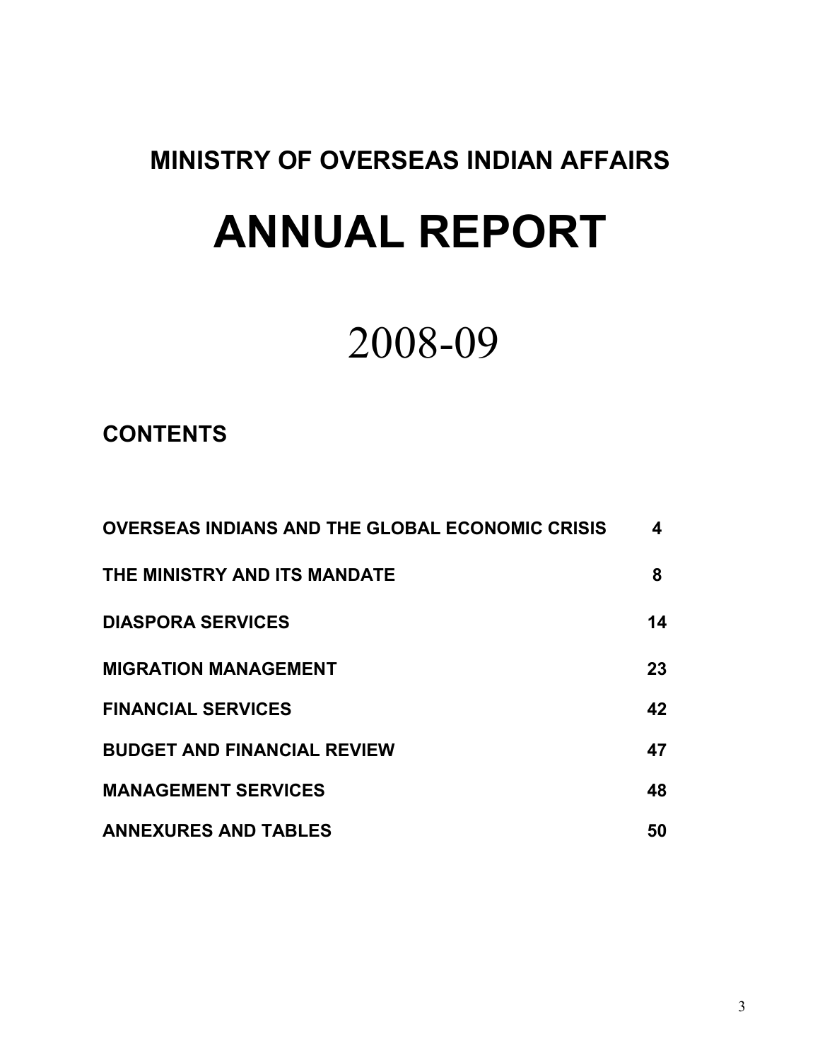## MINISTRY OF OVERSEAS INDIAN AFFAIRS

# ANNUAL REPORT

# 2008-09

## CONTENTS

| | |
|---|---|
| **OVERSEAS INDIANS AND THE GLOBAL ECONOMIC CRISIS** | **4** |
| **THE MINISTRY AND ITS MANDATE** | **8** |
| **DIASPORA SERVICES** | **14** |
| **MIGRATION MANAGEMENT** | **23** |
| **FINANCIAL SERVICES** | **42** |
| **BUDGET AND FINANCIAL REVIEW** | **47** |
| **MANAGEMENT SERVICES** | **48** |
| **ANNEXURES AND TABLES** | **50** |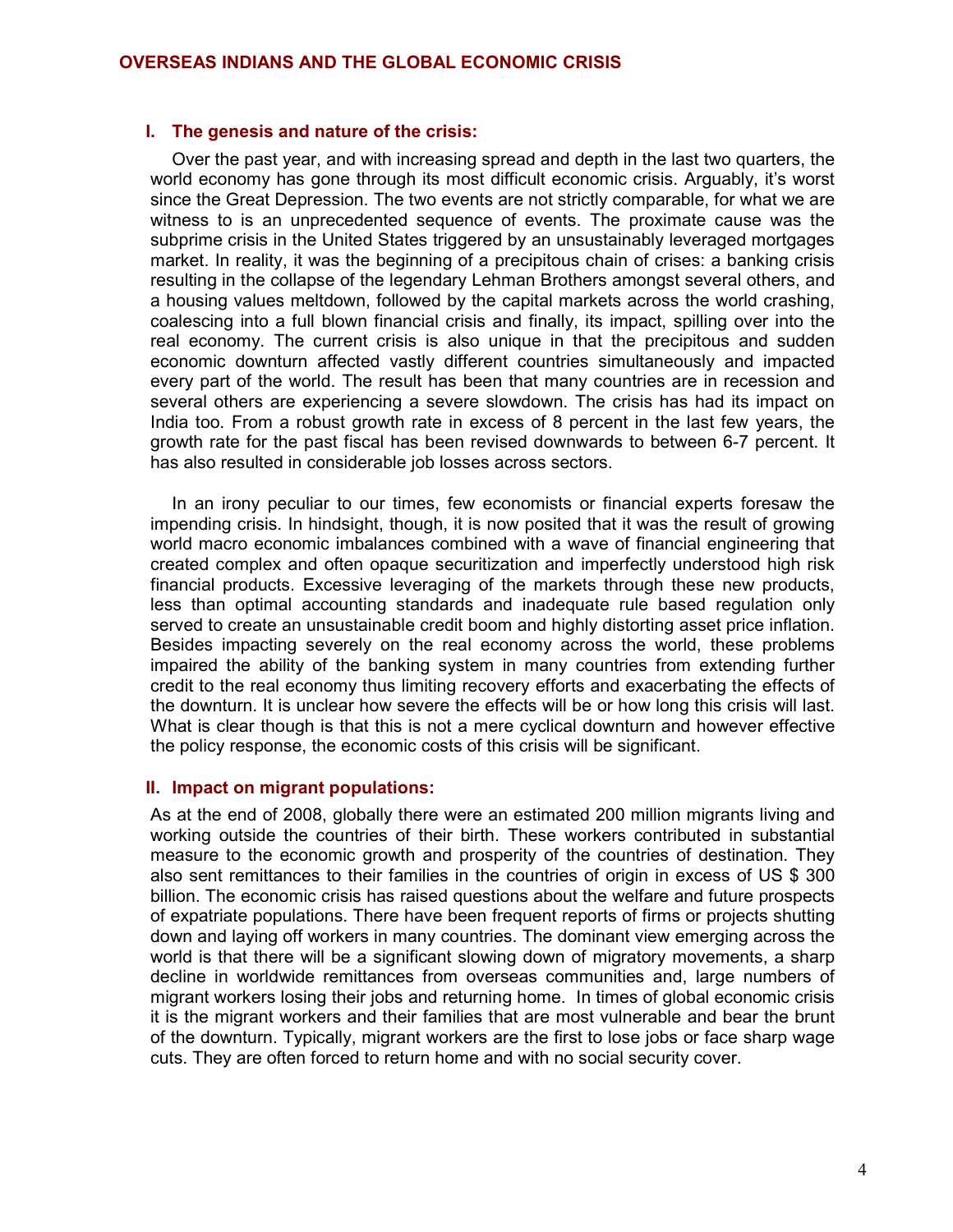## OVERSEAS INDIANS AND THE GLOBAL ECONOMIC CRISIS

### I. The genesis and nature of the crisis:

Over the past year, and with increasing spread and depth in the last two quarters, the world economy has gone through its most difficult economic crisis. Arguably, it's worst since the Great Depression. The two events are not strictly comparable, for what we are witness to is an unprecedented sequence of events. The proximate cause was the subprime crisis in the United States triggered by an unsustainably leveraged mortgages market. In reality, it was the beginning of a precipitous chain of crises: a banking crisis resulting in the collapse of the legendary Lehman Brothers amongst several others, and a housing values meltdown, followed by the capital markets across the world crashing, coalescing into a full blown financial crisis and finally, its impact, spilling over into the real economy. The current crisis is also unique in that the precipitous and sudden economic downturn affected vastly different countries simultaneously and impacted every part of the world. The result has been that many countries are in recession and several others are experiencing a severe slowdown. The crisis has had its impact on India too. From a robust growth rate in excess of 8 percent in the last few years, the growth rate for the past fiscal has been revised downwards to between 6-7 percent. It has also resulted in considerable job losses across sectors.

In an irony peculiar to our times, few economists or financial experts foresaw the impending crisis. In hindsight, though, it is now posited that it was the result of growing world macro economic imbalances combined with a wave of financial engineering that created complex and often opaque securitization and imperfectly understood high risk financial products. Excessive leveraging of the markets through these new products, less than optimal accounting standards and inadequate rule based regulation only served to create an unsustainable credit boom and highly distorting asset price inflation. Besides impacting severely on the real economy across the world, these problems impaired the ability of the banking system in many countries from extending further credit to the real economy thus limiting recovery efforts and exacerbating the effects of the downturn. It is unclear how severe the effects will be or how long this crisis will last. What is clear though is that this is not a mere cyclical downturn and however effective the policy response, the economic costs of this crisis will be significant.

### II. Impact on migrant populations:

As at the end of 2008, globally there were an estimated 200 million migrants living and working outside the countries of their birth. These workers contributed in substantial measure to the economic growth and prosperity of the countries of destination. They also sent remittances to their families in the countries of origin in excess of US $ 300 billion. The economic crisis has raised questions about the welfare and future prospects of expatriate populations. There have been frequent reports of firms or projects shutting down and laying off workers in many countries. The dominant view emerging across the world is that there will be a significant slowing down of migratory movements, a sharp decline in worldwide remittances from overseas communities and, large numbers of migrant workers losing their jobs and returning home. In times of global economic crisis it is the migrant workers and their families that are most vulnerable and bear the brunt of the downturn. Typically, migrant workers are the first to lose jobs or face sharp wage cuts. They are often forced to return home and with no social security cover.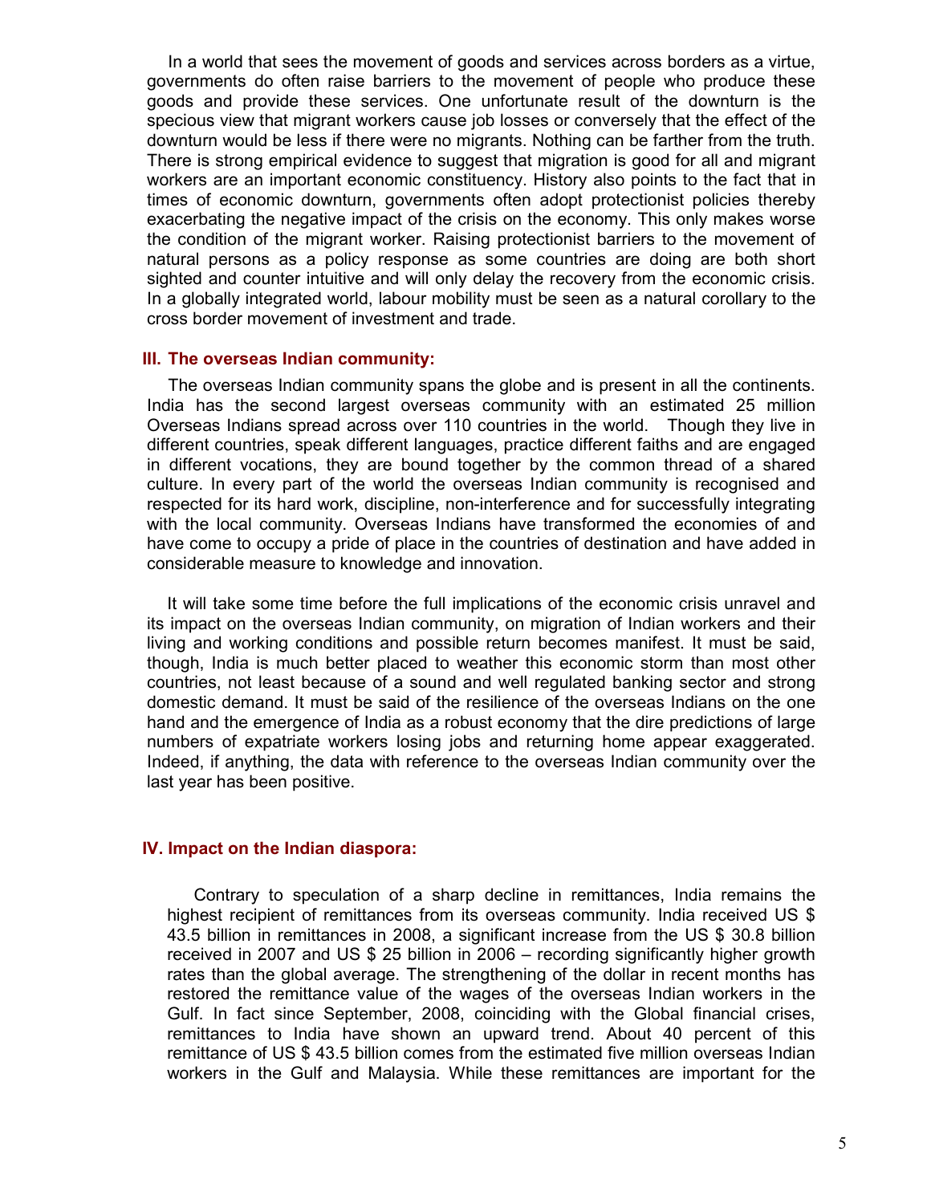In a world that sees the movement of goods and services across borders as a virtue, governments do often raise barriers to the movement of people who produce these goods and provide these services. One unfortunate result of the downturn is the specious view that migrant workers cause job losses or conversely that the effect of the downturn would be less if there were no migrants. Nothing can be farther from the truth. There is strong empirical evidence to suggest that migration is good for all and migrant workers are an important economic constituency. History also points to the fact that in times of economic downturn, governments often adopt protectionist policies thereby exacerbating the negative impact of the crisis on the economy. This only makes worse the condition of the migrant worker. Raising protectionist barriers to the movement of natural persons as a policy response as some countries are doing are both short sighted and counter intuitive and will only delay the recovery from the economic crisis. In a globally integrated world, labour mobility must be seen as a natural corollary to the cross border movement of investment and trade.

## III. The overseas Indian community:

The overseas Indian community spans the globe and is present in all the continents. India has the second largest overseas community with an estimated 25 million Overseas Indians spread across over 110 countries in the world. Though they live in different countries, speak different languages, practice different faiths and are engaged in different vocations, they are bound together by the common thread of a shared culture. In every part of the world the overseas Indian community is recognised and respected for its hard work, discipline, non-interference and for successfully integrating with the local community. Overseas Indians have transformed the economies of and have come to occupy a pride of place in the countries of destination and have added in considerable measure to knowledge and innovation.

It will take some time before the full implications of the economic crisis unravel and its impact on the overseas Indian community, on migration of Indian workers and their living and working conditions and possible return becomes manifest. It must be said, though, India is much better placed to weather this economic storm than most other countries, not least because of a sound and well regulated banking sector and strong domestic demand. It must be said of the resilience of the overseas Indians on the one hand and the emergence of India as a robust economy that the dire predictions of large numbers of expatriate workers losing jobs and returning home appear exaggerated. Indeed, if anything, the data with reference to the overseas Indian community over the last year has been positive.

## IV. Impact on the Indian diaspora:

Contrary to speculation of a sharp decline in remittances, India remains the highest recipient of remittances from its overseas community. India received US $ 43.5 billion in remittances in 2008, a significant increase from the US $ 30.8 billion received in 2007 and US $ 25 billion in 2006 – recording significantly higher growth rates than the global average. The strengthening of the dollar in recent months has restored the remittance value of the wages of the overseas Indian workers in the Gulf. In fact since September, 2008, coinciding with the Global financial crises, remittances to India have shown an upward trend. About 40 percent of this remittance of US $ 43.5 billion comes from the estimated five million overseas Indian workers in the Gulf and Malaysia. While these remittances are important for the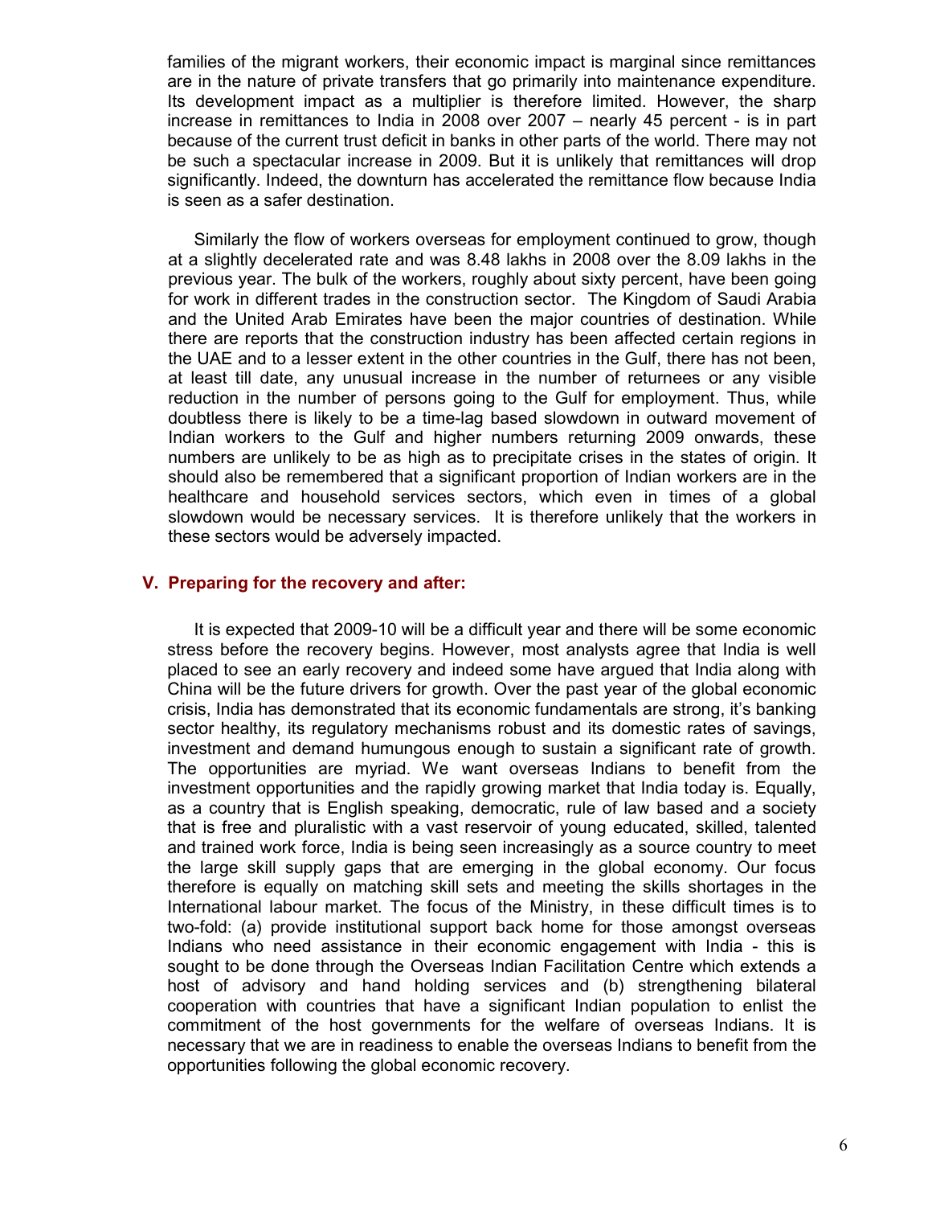families of the migrant workers, their economic impact is marginal since remittances are in the nature of private transfers that go primarily into maintenance expenditure. Its development impact as a multiplier is therefore limited. However, the sharp increase in remittances to India in 2008 over 2007 – nearly 45 percent - is in part because of the current trust deficit in banks in other parts of the world. There may not be such a spectacular increase in 2009. But it is unlikely that remittances will drop significantly. Indeed, the downturn has accelerated the remittance flow because India is seen as a safer destination.

Similarly the flow of workers overseas for employment continued to grow, though at a slightly decelerated rate and was 8.48 lakhs in 2008 over the 8.09 lakhs in the previous year. The bulk of the workers, roughly about sixty percent, have been going for work in different trades in the construction sector. The Kingdom of Saudi Arabia and the United Arab Emirates have been the major countries of destination. While there are reports that the construction industry has been affected certain regions in the UAE and to a lesser extent in the other countries in the Gulf, there has not been, at least till date, any unusual increase in the number of returnees or any visible reduction in the number of persons going to the Gulf for employment. Thus, while doubtless there is likely to be a time-lag based slowdown in outward movement of Indian workers to the Gulf and higher numbers returning 2009 onwards, these numbers are unlikely to be as high as to precipitate crises in the states of origin. It should also be remembered that a significant proportion of Indian workers are in the healthcare and household services sectors, which even in times of a global slowdown would be necessary services. It is therefore unlikely that the workers in these sectors would be adversely impacted.

## V. Preparing for the recovery and after:

It is expected that 2009-10 will be a difficult year and there will be some economic stress before the recovery begins. However, most analysts agree that India is well placed to see an early recovery and indeed some have argued that India along with China will be the future drivers for growth. Over the past year of the global economic crisis, India has demonstrated that its economic fundamentals are strong, it's banking sector healthy, its regulatory mechanisms robust and its domestic rates of savings, investment and demand humungous enough to sustain a significant rate of growth. The opportunities are myriad. We want overseas Indians to benefit from the investment opportunities and the rapidly growing market that India today is. Equally, as a country that is English speaking, democratic, rule of law based and a society that is free and pluralistic with a vast reservoir of young educated, skilled, talented and trained work force, India is being seen increasingly as a source country to meet the large skill supply gaps that are emerging in the global economy. Our focus therefore is equally on matching skill sets and meeting the skills shortages in the International labour market. The focus of the Ministry, in these difficult times is to two-fold: (a) provide institutional support back home for those amongst overseas Indians who need assistance in their economic engagement with India - this is sought to be done through the Overseas Indian Facilitation Centre which extends a host of advisory and hand holding services and (b) strengthening bilateral cooperation with countries that have a significant Indian population to enlist the commitment of the host governments for the welfare of overseas Indians. It is necessary that we are in readiness to enable the overseas Indians to benefit from the opportunities following the global economic recovery.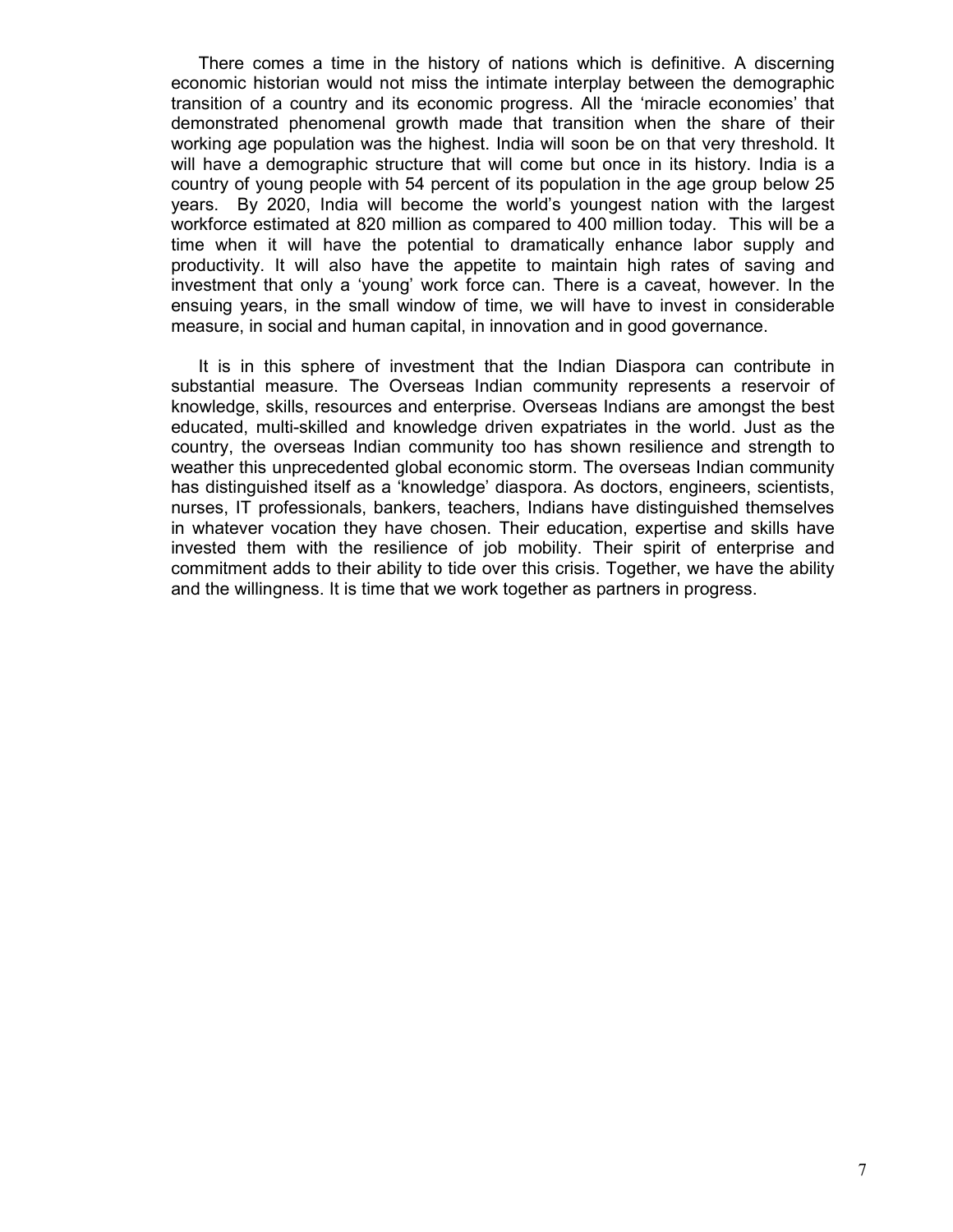There comes a time in the history of nations which is definitive. A discerning economic historian would not miss the intimate interplay between the demographic transition of a country and its economic progress. All the 'miracle economies' that demonstrated phenomenal growth made that transition when the share of their working age population was the highest. India will soon be on that very threshold. It will have a demographic structure that will come but once in its history. India is a country of young people with 54 percent of its population in the age group below 25 years. By 2020, India will become the world's youngest nation with the largest workforce estimated at 820 million as compared to 400 million today. This will be a time when it will have the potential to dramatically enhance labor supply and productivity. It will also have the appetite to maintain high rates of saving and investment that only a 'young' work force can. There is a caveat, however. In the ensuing years, in the small window of time, we will have to invest in considerable measure, in social and human capital, in innovation and in good governance.

It is in this sphere of investment that the Indian Diaspora can contribute in substantial measure. The Overseas Indian community represents a reservoir of knowledge, skills, resources and enterprise. Overseas Indians are amongst the best educated, multi-skilled and knowledge driven expatriates in the world. Just as the country, the overseas Indian community too has shown resilience and strength to weather this unprecedented global economic storm. The overseas Indian community has distinguished itself as a 'knowledge' diaspora. As doctors, engineers, scientists, nurses, IT professionals, bankers, teachers, Indians have distinguished themselves in whatever vocation they have chosen. Their education, expertise and skills have invested them with the resilience of job mobility. Their spirit of enterprise and commitment adds to their ability to tide over this crisis. Together, we have the ability and the willingness. It is time that we work together as partners in progress.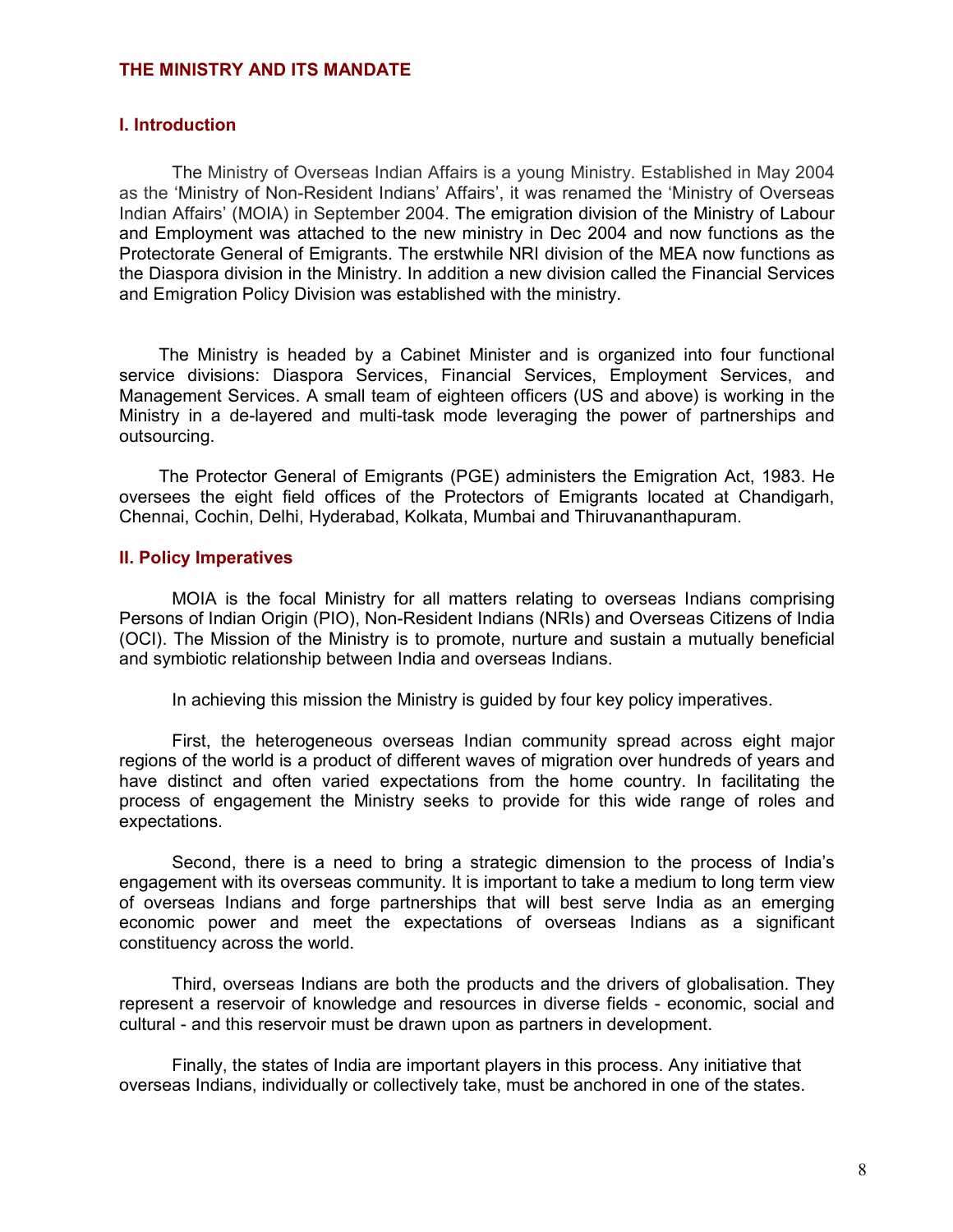## THE MINISTRY AND ITS MANDATE

### I. Introduction

The Ministry of Overseas Indian Affairs is a young Ministry. Established in May 2004 as the 'Ministry of Non-Resident Indians' Affairs', it was renamed the 'Ministry of Overseas Indian Affairs' (MOIA) in September 2004. The emigration division of the Ministry of Labour and Employment was attached to the new ministry in Dec 2004 and now functions as the Protectorate General of Emigrants. The erstwhile NRI division of the MEA now functions as the Diaspora division in the Ministry. In addition a new division called the Financial Services and Emigration Policy Division was established with the ministry.

The Ministry is headed by a Cabinet Minister and is organized into four functional service divisions: Diaspora Services, Financial Services, Employment Services, and Management Services. A small team of eighteen officers (US and above) is working in the Ministry in a de-layered and multi-task mode leveraging the power of partnerships and outsourcing.

The Protector General of Emigrants (PGE) administers the Emigration Act, 1983. He oversees the eight field offices of the Protectors of Emigrants located at Chandigarh, Chennai, Cochin, Delhi, Hyderabad, Kolkata, Mumbai and Thiruvananthapuram.

### II. Policy Imperatives

MOIA is the focal Ministry for all matters relating to overseas Indians comprising Persons of Indian Origin (PIO), Non-Resident Indians (NRIs) and Overseas Citizens of India (OCI). The Mission of the Ministry is to promote, nurture and sustain a mutually beneficial and symbiotic relationship between India and overseas Indians.

In achieving this mission the Ministry is guided by four key policy imperatives.

First, the heterogeneous overseas Indian community spread across eight major regions of the world is a product of different waves of migration over hundreds of years and have distinct and often varied expectations from the home country. In facilitating the process of engagement the Ministry seeks to provide for this wide range of roles and expectations.

Second, there is a need to bring a strategic dimension to the process of India's engagement with its overseas community. It is important to take a medium to long term view of overseas Indians and forge partnerships that will best serve India as an emerging economic power and meet the expectations of overseas Indians as a significant constituency across the world.

Third, overseas Indians are both the products and the drivers of globalisation. They represent a reservoir of knowledge and resources in diverse fields - economic, social and cultural - and this reservoir must be drawn upon as partners in development.

Finally, the states of India are important players in this process. Any initiative that overseas Indians, individually or collectively take, must be anchored in one of the states.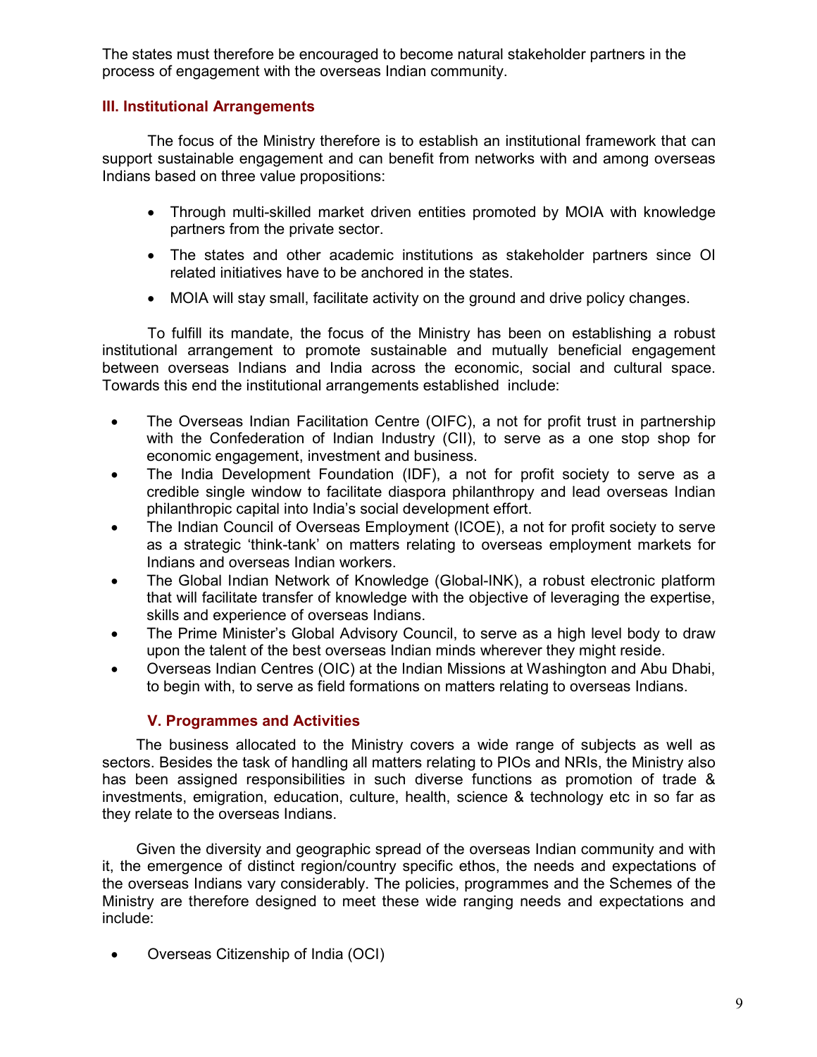The states must therefore be encouraged to become natural stakeholder partners in the process of engagement with the overseas Indian community.

### III. Institutional Arrangements

The focus of the Ministry therefore is to establish an institutional framework that can support sustainable engagement and can benefit from networks with and among overseas Indians based on three value propositions:

- Through multi-skilled market driven entities promoted by MOIA with knowledge partners from the private sector.
- The states and other academic institutions as stakeholder partners since OI related initiatives have to be anchored in the states.
- MOIA will stay small, facilitate activity on the ground and drive policy changes.

To fulfill its mandate, the focus of the Ministry has been on establishing a robust institutional arrangement to promote sustainable and mutually beneficial engagement between overseas Indians and India across the economic, social and cultural space. Towards this end the institutional arrangements established include:

- The Overseas Indian Facilitation Centre (OIFC), a not for profit trust in partnership with the Confederation of Indian Industry (CII), to serve as a one stop shop for economic engagement, investment and business.
- The India Development Foundation (IDF), a not for profit society to serve as a credible single window to facilitate diaspora philanthropy and lead overseas Indian philanthropic capital into India's social development effort.
- The Indian Council of Overseas Employment (ICOE), a not for profit society to serve as a strategic 'think-tank' on matters relating to overseas employment markets for Indians and overseas Indian workers.
- The Global Indian Network of Knowledge (Global-INK), a robust electronic platform that will facilitate transfer of knowledge with the objective of leveraging the expertise, skills and experience of overseas Indians.
- The Prime Minister's Global Advisory Council, to serve as a high level body to draw upon the talent of the best overseas Indian minds wherever they might reside.
- Overseas Indian Centres (OIC) at the Indian Missions at Washington and Abu Dhabi, to begin with, to serve as field formations on matters relating to overseas Indians.

### V. Programmes and Activities

The business allocated to the Ministry covers a wide range of subjects as well as sectors. Besides the task of handling all matters relating to PIOs and NRIs, the Ministry also has been assigned responsibilities in such diverse functions as promotion of trade & investments, emigration, education, culture, health, science & technology etc in so far as they relate to the overseas Indians.

Given the diversity and geographic spread of the overseas Indian community and with it, the emergence of distinct region/country specific ethos, the needs and expectations of the overseas Indians vary considerably. The policies, programmes and the Schemes of the Ministry are therefore designed to meet these wide ranging needs and expectations and include:

- Overseas Citizenship of India (OCI)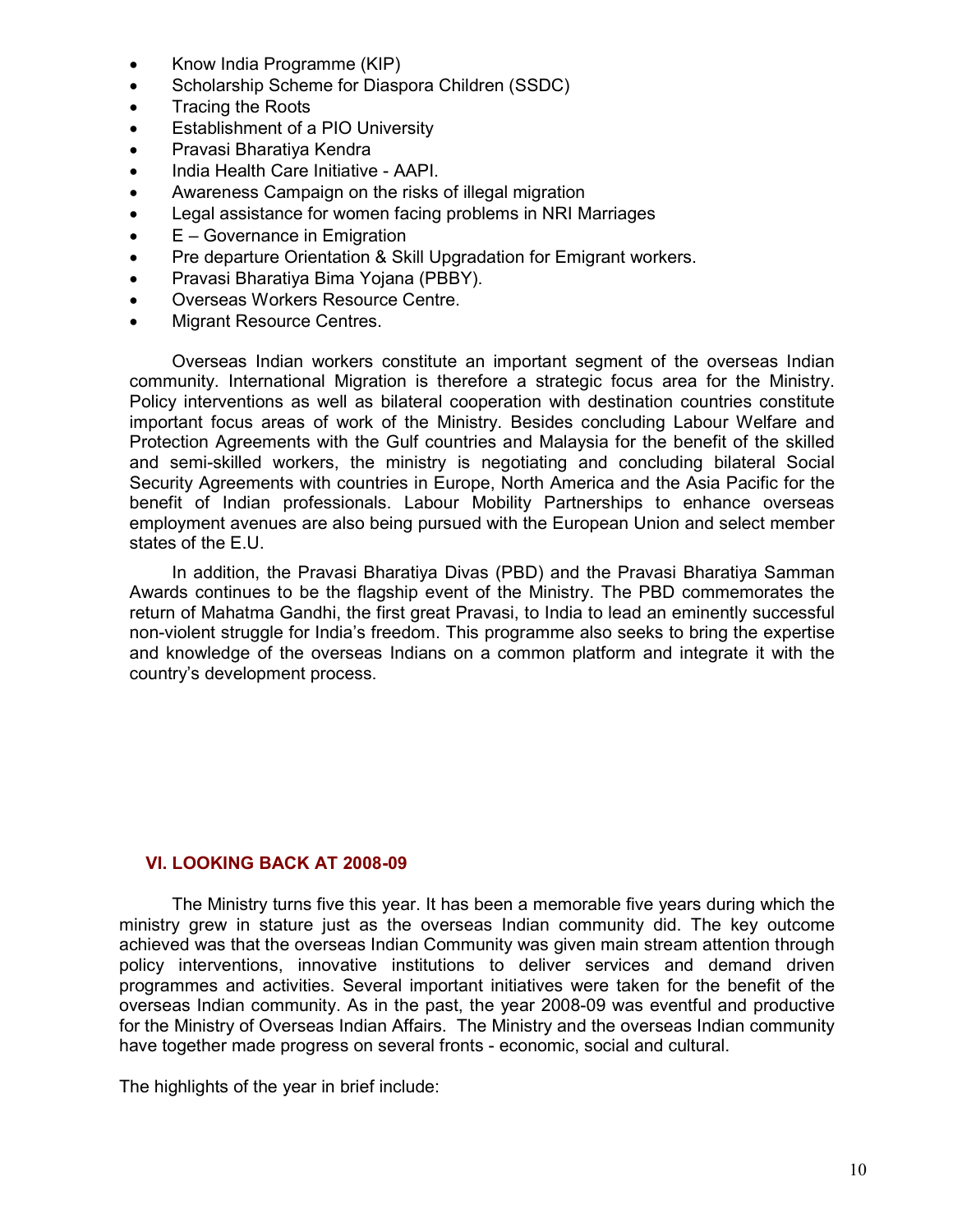- Know India Programme (KIP)
- Scholarship Scheme for Diaspora Children (SSDC)
- Tracing the Roots
- Establishment of a PIO University
- Pravasi Bharatiya Kendra
- India Health Care Initiative - AAPI.
- Awareness Campaign on the risks of illegal migration
- Legal assistance for women facing problems in NRI Marriages
- E – Governance in Emigration
- Pre departure Orientation & Skill Upgradation for Emigrant workers.
- Pravasi Bharatiya Bima Yojana (PBBY).
- Overseas Workers Resource Centre.
- Migrant Resource Centres.

Overseas Indian workers constitute an important segment of the overseas Indian community. International Migration is therefore a strategic focus area for the Ministry. Policy interventions as well as bilateral cooperation with destination countries constitute important focus areas of work of the Ministry. Besides concluding Labour Welfare and Protection Agreements with the Gulf countries and Malaysia for the benefit of the skilled and semi-skilled workers, the ministry is negotiating and concluding bilateral Social Security Agreements with countries in Europe, North America and the Asia Pacific for the benefit of Indian professionals. Labour Mobility Partnerships to enhance overseas employment avenues are also being pursued with the European Union and select member states of the E.U.

In addition, the Pravasi Bharatiya Divas (PBD) and the Pravasi Bharatiya Samman Awards continues to be the flagship event of the Ministry. The PBD commemorates the return of Mahatma Gandhi, the first great Pravasi, to India to lead an eminently successful non-violent struggle for India's freedom. This programme also seeks to bring the expertise and knowledge of the overseas Indians on a common platform and integrate it with the country's development process.

## VI. LOOKING BACK AT 2008-09

The Ministry turns five this year. It has been a memorable five years during which the ministry grew in stature just as the overseas Indian community did. The key outcome achieved was that the overseas Indian Community was given main stream attention through policy interventions, innovative institutions to deliver services and demand driven programmes and activities. Several important initiatives were taken for the benefit of the overseas Indian community. As in the past, the year 2008-09 was eventful and productive for the Ministry of Overseas Indian Affairs. The Ministry and the overseas Indian community have together made progress on several fronts - economic, social and cultural.

The highlights of the year in brief include: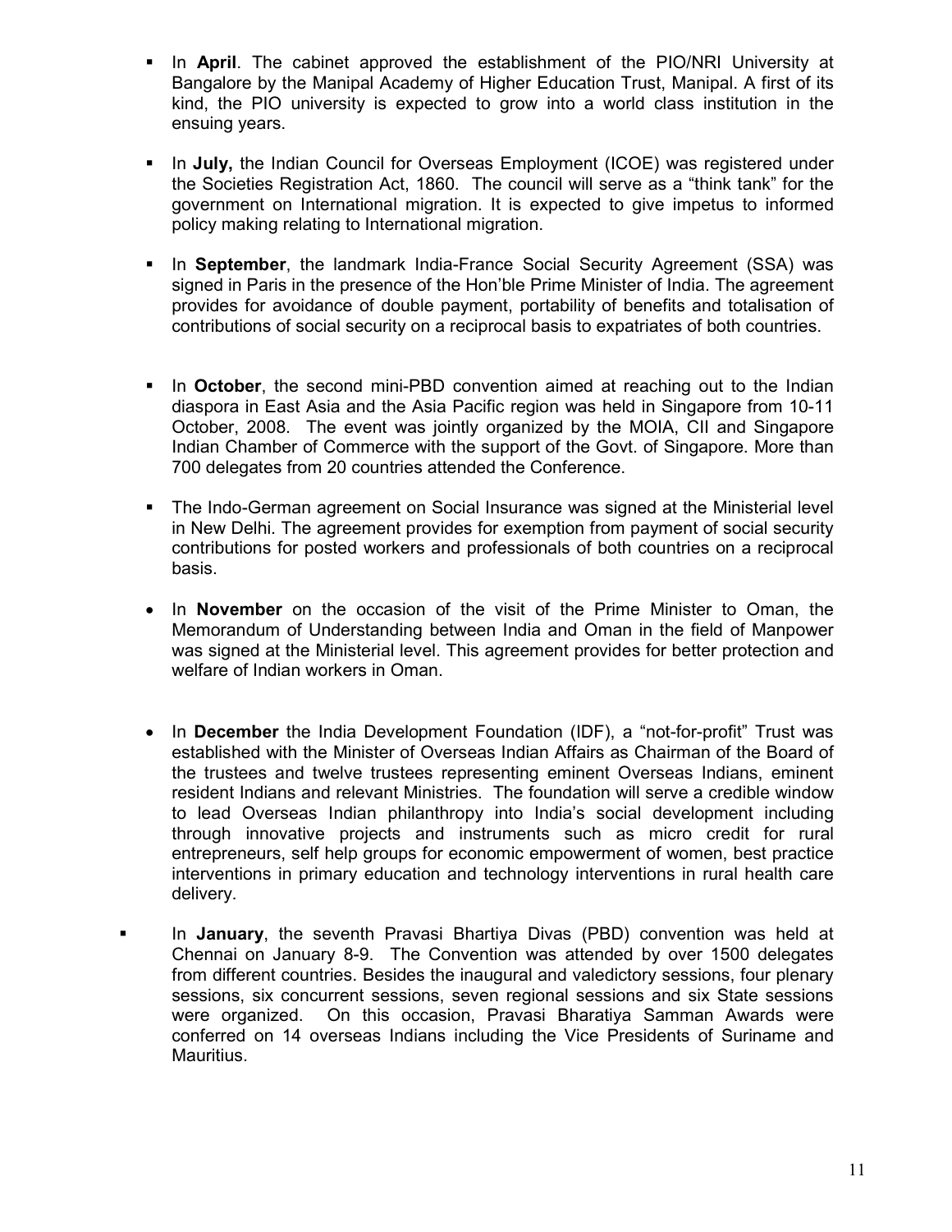- In **April**. The cabinet approved the establishment of the PIO/NRI University at Bangalore by the Manipal Academy of Higher Education Trust, Manipal. A first of its kind, the PIO university is expected to grow into a world class institution in the ensuing years.

- In **July,** the Indian Council for Overseas Employment (ICOE) was registered under the Societies Registration Act, 1860. The council will serve as a "think tank" for the government on International migration. It is expected to give impetus to informed policy making relating to International migration.

- In **September**, the landmark India-France Social Security Agreement (SSA) was signed in Paris in the presence of the Hon'ble Prime Minister of India. The agreement provides for avoidance of double payment, portability of benefits and totalisation of contributions of social security on a reciprocal basis to expatriates of both countries.

- In **October**, the second mini-PBD convention aimed at reaching out to the Indian diaspora in East Asia and the Asia Pacific region was held in Singapore from 10-11 October, 2008. The event was jointly organized by the MOIA, CII and Singapore Indian Chamber of Commerce with the support of the Govt. of Singapore. More than 700 delegates from 20 countries attended the Conference.

- The Indo-German agreement on Social Insurance was signed at the Ministerial level in New Delhi. The agreement provides for exemption from payment of social security contributions for posted workers and professionals of both countries on a reciprocal basis.

- In **November** on the occasion of the visit of the Prime Minister to Oman, the Memorandum of Understanding between India and Oman in the field of Manpower was signed at the Ministerial level. This agreement provides for better protection and welfare of Indian workers in Oman.

- In **December** the India Development Foundation (IDF), a "not-for-profit" Trust was established with the Minister of Overseas Indian Affairs as Chairman of the Board of the trustees and twelve trustees representing eminent Overseas Indians, eminent resident Indians and relevant Ministries. The foundation will serve a credible window to lead Overseas Indian philanthropy into India's social development including through innovative projects and instruments such as micro credit for rural entrepreneurs, self help groups for economic empowerment of women, best practice interventions in primary education and technology interventions in rural health care delivery.

- In **January**, the seventh Pravasi Bhartiya Divas (PBD) convention was held at Chennai on January 8-9. The Convention was attended by over 1500 delegates from different countries. Besides the inaugural and valedictory sessions, four plenary sessions, six concurrent sessions, seven regional sessions and six State sessions were organized. On this occasion, Pravasi Bharatiya Samman Awards were conferred on 14 overseas Indians including the Vice Presidents of Suriname and Mauritius.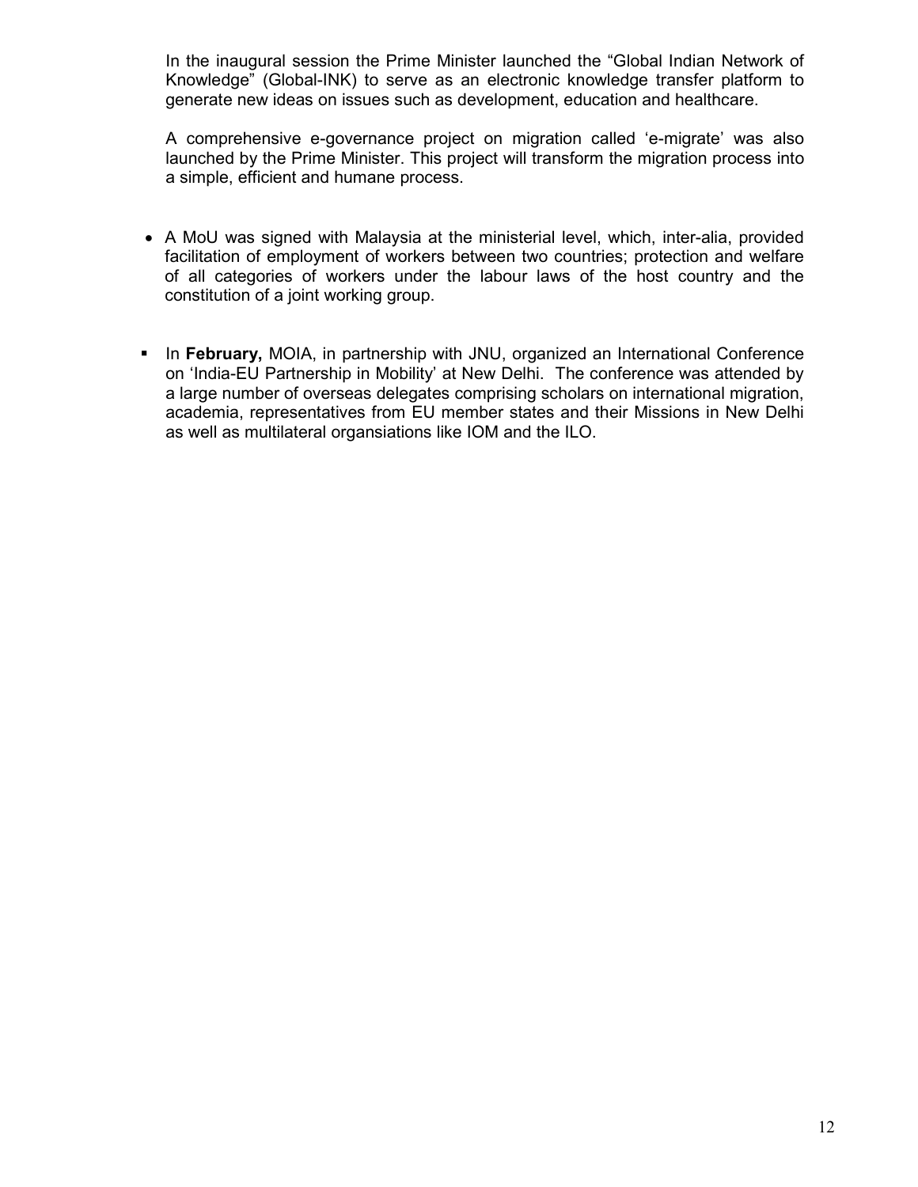In the inaugural session the Prime Minister launched the "Global Indian Network of Knowledge" (Global-INK) to serve as an electronic knowledge transfer platform to generate new ideas on issues such as development, education and healthcare.

A comprehensive e-governance project on migration called 'e-migrate' was also launched by the Prime Minister. This project will transform the migration process into a simple, efficient and humane process.

- A MoU was signed with Malaysia at the ministerial level, which, inter-alia, provided facilitation of employment of workers between two countries; protection and welfare of all categories of workers under the labour laws of the host country and the constitution of a joint working group.

- In **February,** MOIA, in partnership with JNU, organized an International Conference on 'India-EU Partnership in Mobility' at New Delhi. The conference was attended by a large number of overseas delegates comprising scholars on international migration, academia, representatives from EU member states and their Missions in New Delhi as well as multilateral organsiations like IOM and the ILO.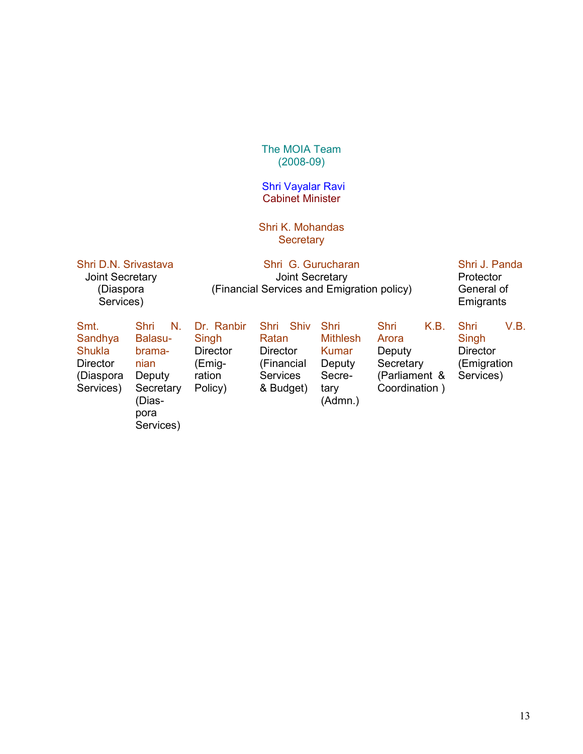# The MOIA Team
## (2008-09)

**Shri Vayalar Ravi**
Cabinet Minister

**Shri K. Mohandas**
Secretary

**Shri D.N. Srivastava**
Joint Secretary
(Diaspora Services)

**Shri G. Gurucharan**
Joint Secretary
(Financial Services and Emigration policy)

**Shri J. Panda**
Protector General of Emigrants

**Smt. Sandhya Shukla**
Director
(Diaspora Services)

**Shri N. Balasubramanian**
Deputy Secretary
(Diaspora Services)

**Dr. Ranbir Singh**
Director
(Emigration Policy)

**Shri Shiv Ratan**
Director
(Financial Services & Budget)

**Shri Mithlesh Kumar**
Deputy Secretary
(Admn.)

**Shri K.B. Arora**
Deputy Secretary
(Parliament & Coordination )

**Shri V.B. Singh**
Director
(Emigration Services)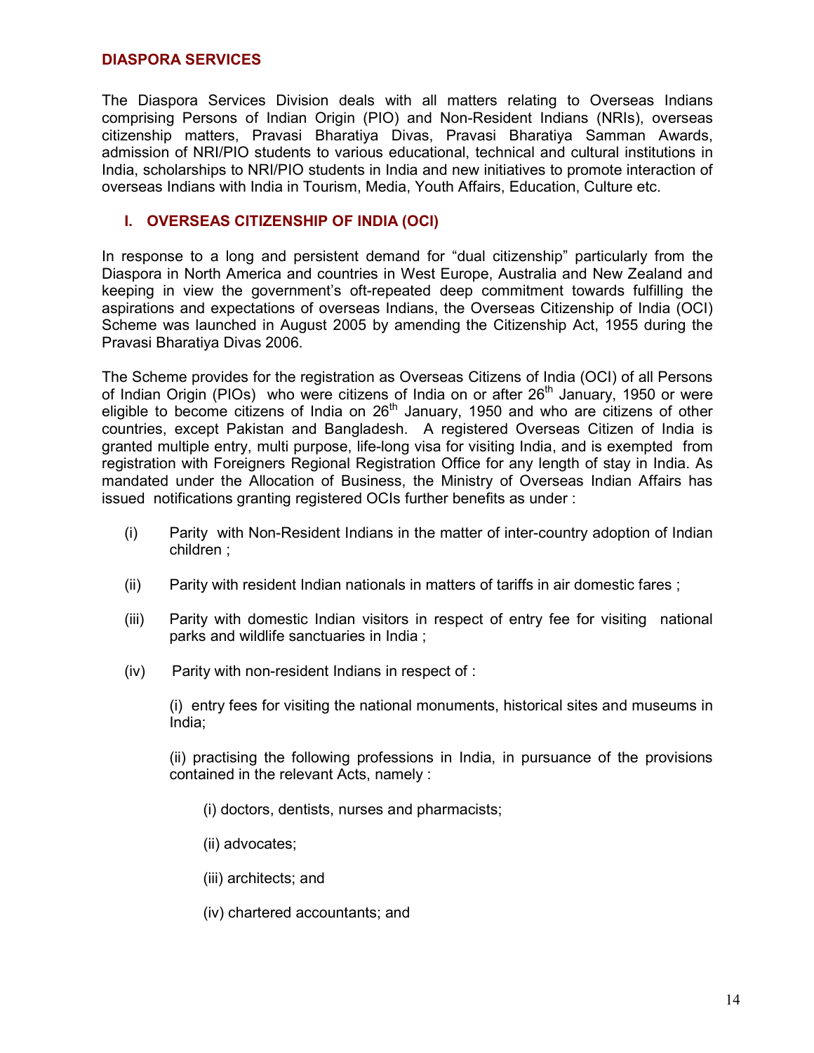## DIASPORA SERVICES

The Diaspora Services Division deals with all matters relating to Overseas Indians comprising Persons of Indian Origin (PIO) and Non-Resident Indians (NRIs), overseas citizenship matters, Pravasi Bharatiya Divas, Pravasi Bharatiya Samman Awards, admission of NRI/PIO students to various educational, technical and cultural institutions in India, scholarships to NRI/PIO students in India and new initiatives to promote interaction of overseas Indians with India in Tourism, Media, Youth Affairs, Education, Culture etc.

### I. OVERSEAS CITIZENSHIP OF INDIA (OCI)

In response to a long and persistent demand for "dual citizenship" particularly from the Diaspora in North America and countries in West Europe, Australia and New Zealand and keeping in view the government's oft-repeated deep commitment towards fulfilling the aspirations and expectations of overseas Indians, the Overseas Citizenship of India (OCI) Scheme was launched in August 2005 by amending the Citizenship Act, 1955 during the Pravasi Bharatiya Divas 2006.

The Scheme provides for the registration as Overseas Citizens of India (OCI) of all Persons of Indian Origin (PIOs) who were citizens of India on or after 26th January, 1950 or were eligible to become citizens of India on 26th January, 1950 and who are citizens of other countries, except Pakistan and Bangladesh. A registered Overseas Citizen of India is granted multiple entry, multi purpose, life-long visa for visiting India, and is exempted from registration with Foreigners Regional Registration Office for any length of stay in India. As mandated under the Allocation of Business, the Ministry of Overseas Indian Affairs has issued notifications granting registered OCIs further benefits as under :

(i) Parity with Non-Resident Indians in the matter of inter-country adoption of Indian children ;

(ii) Parity with resident Indian nationals in matters of tariffs in air domestic fares ;

(iii) Parity with domestic Indian visitors in respect of entry fee for visiting national parks and wildlife sanctuaries in India ;

(iv) Parity with non-resident Indians in respect of :

  (i) entry fees for visiting the national monuments, historical sites and museums in India;

  (ii) practising the following professions in India, in pursuance of the provisions contained in the relevant Acts, namely :

    (i) doctors, dentists, nurses and pharmacists;

    (ii) advocates;

    (iii) architects; and

    (iv) chartered accountants; and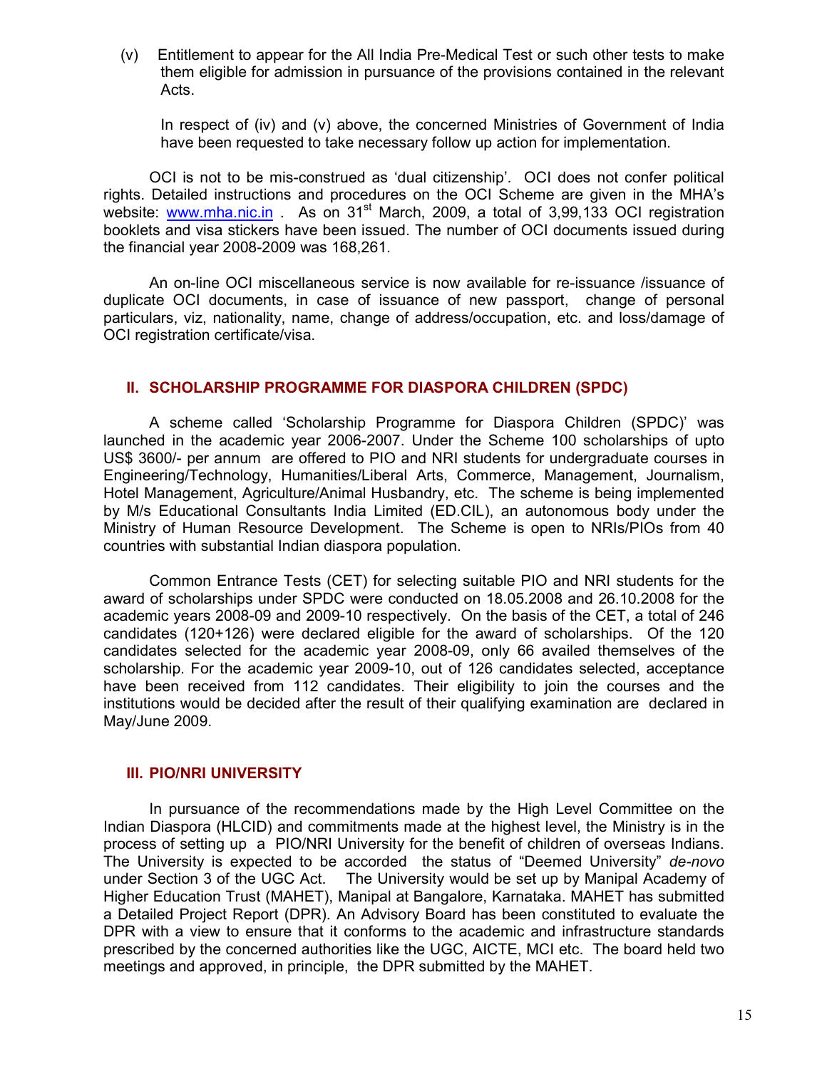(v) Entitlement to appear for the All India Pre-Medical Test or such other tests to make them eligible for admission in pursuance of the provisions contained in the relevant Acts.

In respect of (iv) and (v) above, the concerned Ministries of Government of India have been requested to take necessary follow up action for implementation.

OCI is not to be mis-construed as 'dual citizenship'. OCI does not confer political rights. Detailed instructions and procedures on the OCI Scheme are given in the MHA's website: www.mha.nic.in . As on 31st March, 2009, a total of 3,99,133 OCI registration booklets and visa stickers have been issued. The number of OCI documents issued during the financial year 2008-2009 was 168,261.

An on-line OCI miscellaneous service is now available for re-issuance /issuance of duplicate OCI documents, in case of issuance of new passport, change of personal particulars, viz, nationality, name, change of address/occupation, etc. and loss/damage of OCI registration certificate/visa.

## II. SCHOLARSHIP PROGRAMME FOR DIASPORA CHILDREN (SPDC)

A scheme called 'Scholarship Programme for Diaspora Children (SPDC)' was launched in the academic year 2006-2007. Under the Scheme 100 scholarships of upto US$ 3600/- per annum are offered to PIO and NRI students for undergraduate courses in Engineering/Technology, Humanities/Liberal Arts, Commerce, Management, Journalism, Hotel Management, Agriculture/Animal Husbandry, etc. The scheme is being implemented by M/s Educational Consultants India Limited (ED.CIL), an autonomous body under the Ministry of Human Resource Development. The Scheme is open to NRIs/PIOs from 40 countries with substantial Indian diaspora population.

Common Entrance Tests (CET) for selecting suitable PIO and NRI students for the award of scholarships under SPDC were conducted on 18.05.2008 and 26.10.2008 for the academic years 2008-09 and 2009-10 respectively. On the basis of the CET, a total of 246 candidates (120+126) were declared eligible for the award of scholarships. Of the 120 candidates selected for the academic year 2008-09, only 66 availed themselves of the scholarship. For the academic year 2009-10, out of 126 candidates selected, acceptance have been received from 112 candidates. Their eligibility to join the courses and the institutions would be decided after the result of their qualifying examination are declared in May/June 2009.

## III. PIO/NRI UNIVERSITY

In pursuance of the recommendations made by the High Level Committee on the Indian Diaspora (HLCID) and commitments made at the highest level, the Ministry is in the process of setting up a PIO/NRI University for the benefit of children of overseas Indians. The University is expected to be accorded the status of "Deemed University" *de-novo* under Section 3 of the UGC Act. The University would be set up by Manipal Academy of Higher Education Trust (MAHET), Manipal at Bangalore, Karnataka. MAHET has submitted a Detailed Project Report (DPR). An Advisory Board has been constituted to evaluate the DPR with a view to ensure that it conforms to the academic and infrastructure standards prescribed by the concerned authorities like the UGC, AICTE, MCI etc. The board held two meetings and approved, in principle, the DPR submitted by the MAHET.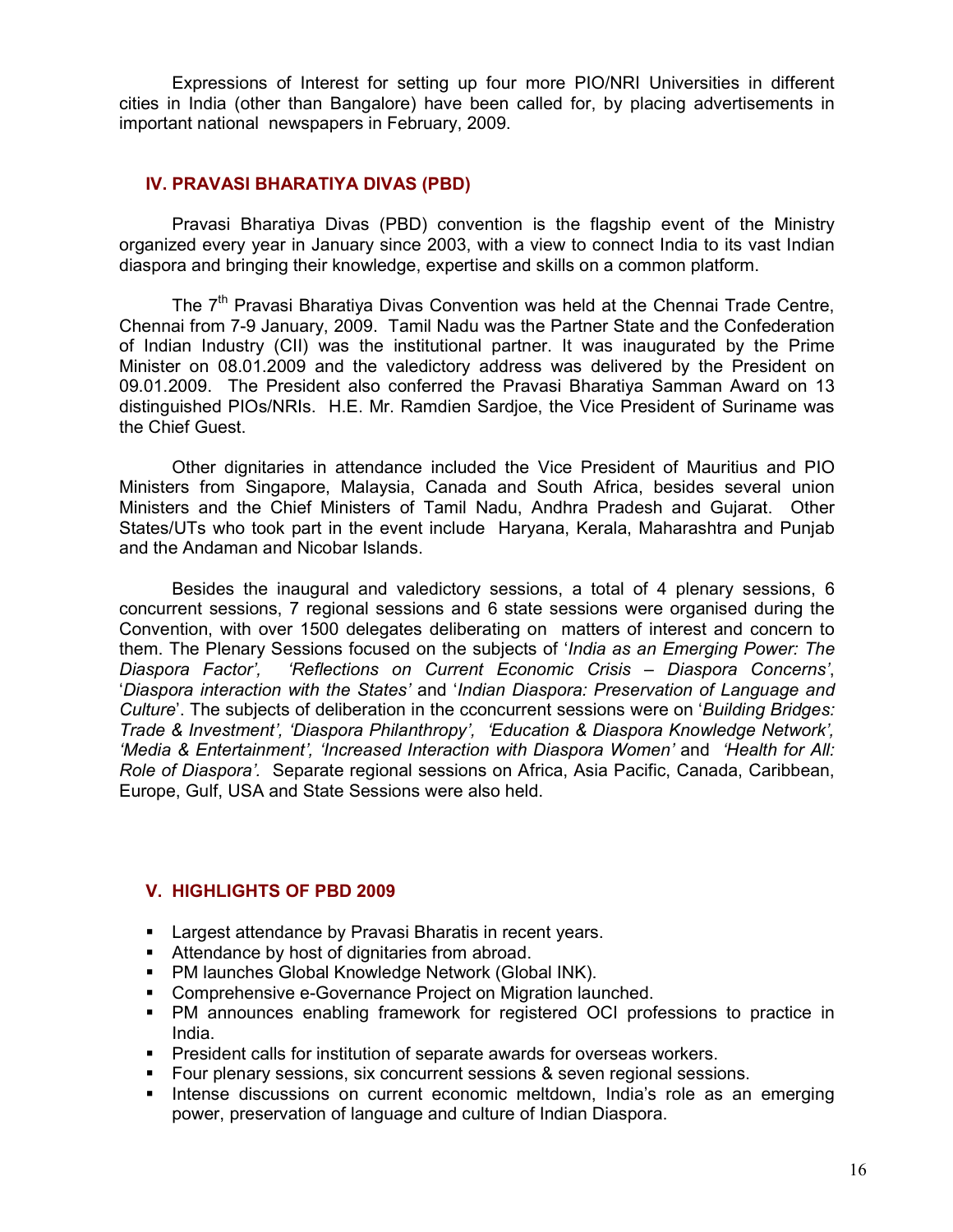Expressions of Interest for setting up four more PIO/NRI Universities in different cities in India (other than Bangalore) have been called for, by placing advertisements in important national newspapers in February, 2009.

## IV. PRAVASI BHARATIYA DIVAS (PBD)

Pravasi Bharatiya Divas (PBD) convention is the flagship event of the Ministry organized every year in January since 2003, with a view to connect India to its vast Indian diaspora and bringing their knowledge, expertise and skills on a common platform.

The 7th Pravasi Bharatiya Divas Convention was held at the Chennai Trade Centre, Chennai from 7-9 January, 2009. Tamil Nadu was the Partner State and the Confederation of Indian Industry (CII) was the institutional partner. It was inaugurated by the Prime Minister on 08.01.2009 and the valedictory address was delivered by the President on 09.01.2009. The President also conferred the Pravasi Bharatiya Samman Award on 13 distinguished PIOs/NRIs. H.E. Mr. Ramdien Sardjoe, the Vice President of Suriname was the Chief Guest.

Other dignitaries in attendance included the Vice President of Mauritius and PIO Ministers from Singapore, Malaysia, Canada and South Africa, besides several union Ministers and the Chief Ministers of Tamil Nadu, Andhra Pradesh and Gujarat. Other States/UTs who took part in the event include Haryana, Kerala, Maharashtra and Punjab and the Andaman and Nicobar Islands.

Besides the inaugural and valedictory sessions, a total of 4 plenary sessions, 6 concurrent sessions, 7 regional sessions and 6 state sessions were organised during the Convention, with over 1500 delegates deliberating on matters of interest and concern to them. The Plenary Sessions focused on the subjects of '*India as an Emerging Power: The Diaspora Factor*', '*Reflections on Current Economic Crisis – Diaspora Concerns*', '*Diaspora interaction with the States*' and '*Indian Diaspora: Preservation of Language and Culture*'. The subjects of deliberation in the cconcurrent sessions were on '*Building Bridges: Trade & Investment*', '*Diaspora Philanthropy*', '*Education & Diaspora Knowledge Network*', '*Media & Entertainment*', '*Increased Interaction with Diaspora Women*' and '*Health for All: Role of Diaspora*'. Separate regional sessions on Africa, Asia Pacific, Canada, Caribbean, Europe, Gulf, USA and State Sessions were also held.

## V. HIGHLIGHTS OF PBD 2009

- Largest attendance by Pravasi Bharatis in recent years.
- Attendance by host of dignitaries from abroad.
- PM launches Global Knowledge Network (Global INK).
- Comprehensive e-Governance Project on Migration launched.
- PM announces enabling framework for registered OCI professions to practice in India.
- President calls for institution of separate awards for overseas workers.
- Four plenary sessions, six concurrent sessions & seven regional sessions.
- Intense discussions on current economic meltdown, India's role as an emerging power, preservation of language and culture of Indian Diaspora.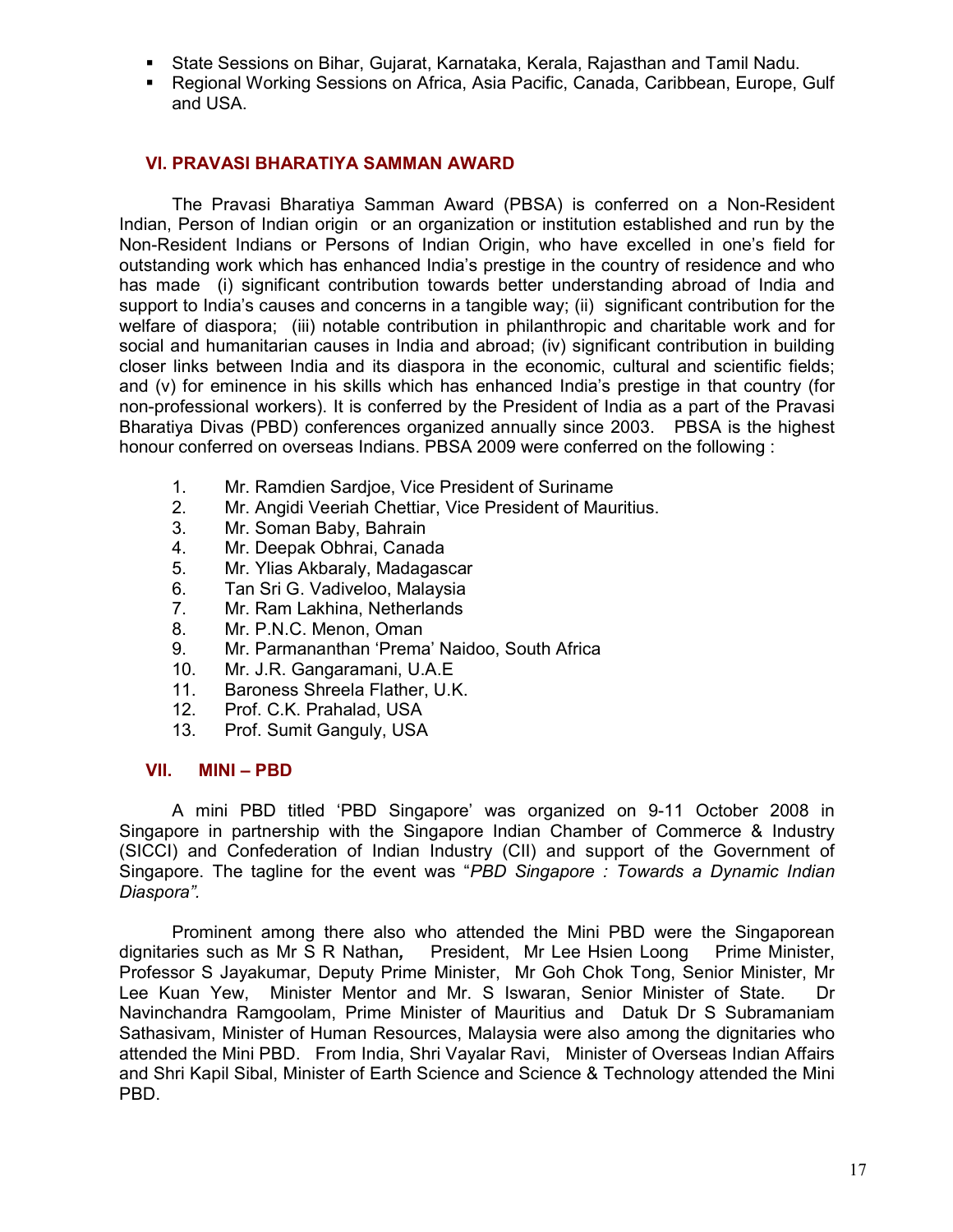- State Sessions on Bihar, Gujarat, Karnataka, Kerala, Rajasthan and Tamil Nadu.
- Regional Working Sessions on Africa, Asia Pacific, Canada, Caribbean, Europe, Gulf and USA.

## VI. PRAVASI BHARATIYA SAMMAN AWARD

The Pravasi Bharatiya Samman Award (PBSA) is conferred on a Non-Resident Indian, Person of Indian origin or an organization or institution established and run by the Non-Resident Indians or Persons of Indian Origin, who have excelled in one's field for outstanding work which has enhanced India's prestige in the country of residence and who has made (i) significant contribution towards better understanding abroad of India and support to India's causes and concerns in a tangible way; (ii) significant contribution for the welfare of diaspora; (iii) notable contribution in philanthropic and charitable work and for social and humanitarian causes in India and abroad; (iv) significant contribution in building closer links between India and its diaspora in the economic, cultural and scientific fields; and (v) for eminence in his skills which has enhanced India's prestige in that country (for non-professional workers). It is conferred by the President of India as a part of the Pravasi Bharatiya Divas (PBD) conferences organized annually since 2003. PBSA is the highest honour conferred on overseas Indians. PBSA 2009 were conferred on the following :

1. Mr. Ramdien Sardjoe, Vice President of Suriname
2. Mr. Angidi Veeriah Chettiar, Vice President of Mauritius.
3. Mr. Soman Baby, Bahrain
4. Mr. Deepak Obhrai, Canada
5. Mr. Ylias Akbaraly, Madagascar
6. Tan Sri G. Vadiveloo, Malaysia
7. Mr. Ram Lakhina, Netherlands
8. Mr. P.N.C. Menon, Oman
9. Mr. Parmananthan 'Prema' Naidoo, South Africa
10. Mr. J.R. Gangaramani, U.A.E
11. Baroness Shreela Flather, U.K.
12. Prof. C.K. Prahalad, USA
13. Prof. Sumit Ganguly, USA

## VII. MINI – PBD

A mini PBD titled 'PBD Singapore' was organized on 9-11 October 2008 in Singapore in partnership with the Singapore Indian Chamber of Commerce & Industry (SICCI) and Confederation of Indian Industry (CII) and support of the Government of Singapore. The tagline for the event was "*PBD Singapore : Towards a Dynamic Indian Diaspora".*

Prominent among there also who attended the Mini PBD were the Singaporean dignitaries such as Mr S R Nathan*,* President, Mr Lee Hsien Loong Prime Minister, Professor S Jayakumar, Deputy Prime Minister, Mr Goh Chok Tong, Senior Minister, Mr Lee Kuan Yew, Minister Mentor and Mr. S Iswaran, Senior Minister of State. Dr Navinchandra Ramgoolam, Prime Minister of Mauritius and Datuk Dr S Subramaniam Sathasivam, Minister of Human Resources, Malaysia were also among the dignitaries who attended the Mini PBD. From India, Shri Vayalar Ravi, Minister of Overseas Indian Affairs and Shri Kapil Sibal, Minister of Earth Science and Science & Technology attended the Mini PBD.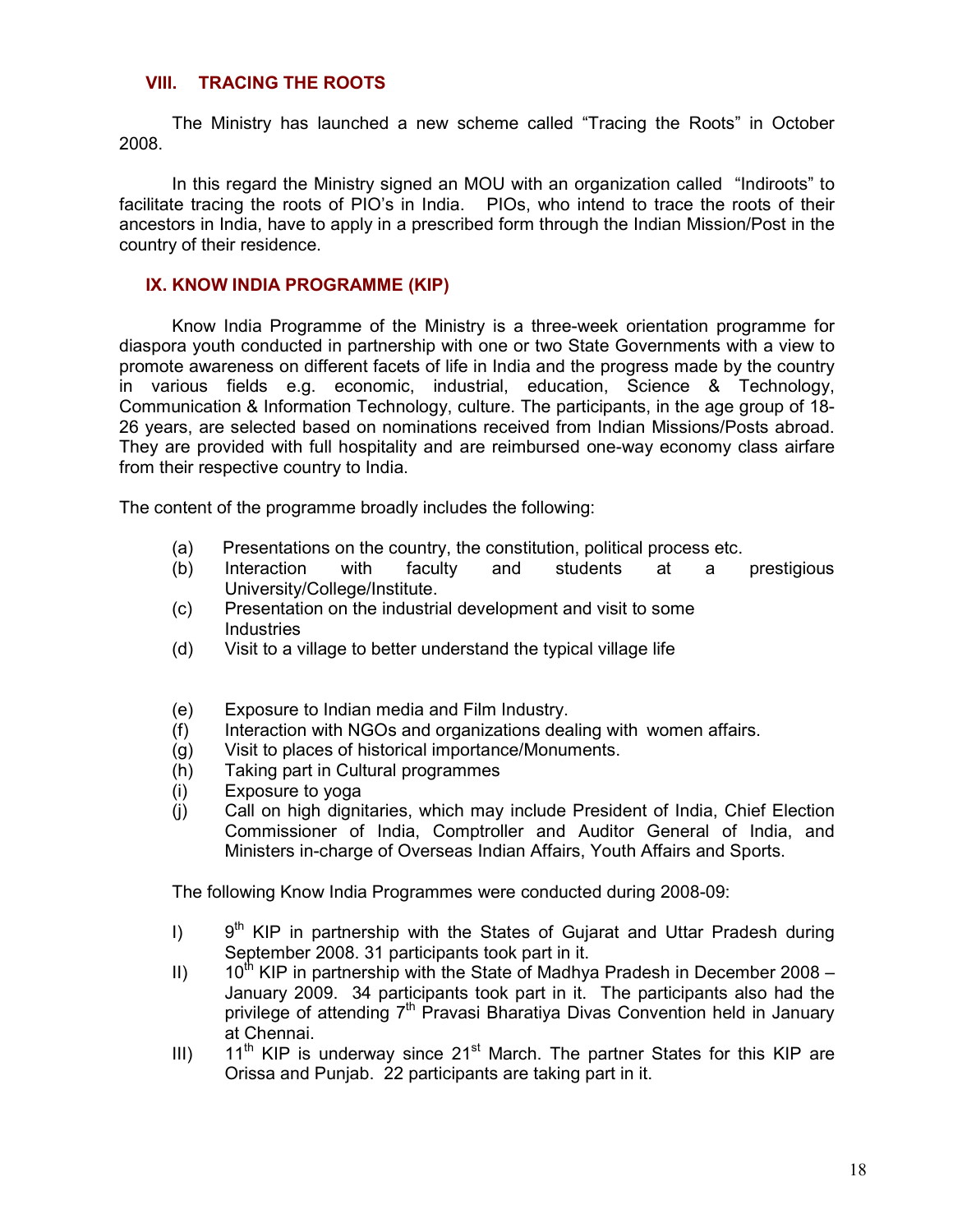## VIII. TRACING THE ROOTS

The Ministry has launched a new scheme called "Tracing the Roots" in October 2008.

In this regard the Ministry signed an MOU with an organization called "Indiroots" to facilitate tracing the roots of PIO's in India. PIOs, who intend to trace the roots of their ancestors in India, have to apply in a prescribed form through the Indian Mission/Post in the country of their residence.

## IX. KNOW INDIA PROGRAMME (KIP)

Know India Programme of the Ministry is a three-week orientation programme for diaspora youth conducted in partnership with one or two State Governments with a view to promote awareness on different facets of life in India and the progress made by the country in various fields e.g. economic, industrial, education, Science & Technology, Communication & Information Technology, culture. The participants, in the age group of 18-26 years, are selected based on nominations received from Indian Missions/Posts abroad. They are provided with full hospitality and are reimbursed one-way economy class airfare from their respective country to India.

The content of the programme broadly includes the following:

(a) Presentations on the country, the constitution, political process etc.
(b) Interaction with faculty and students at a prestigious University/College/Institute.
(c) Presentation on the industrial development and visit to some Industries
(d) Visit to a village to better understand the typical village life
(e) Exposure to Indian media and Film Industry.
(f) Interaction with NGOs and organizations dealing with women affairs.
(g) Visit to places of historical importance/Monuments.
(h) Taking part in Cultural programmes
(i) Exposure to yoga
(j) Call on high dignitaries, which may include President of India, Chief Election Commissioner of India, Comptroller and Auditor General of India, and Ministers in-charge of Overseas Indian Affairs, Youth Affairs and Sports.

The following Know India Programmes were conducted during 2008-09:

I) 9th KIP in partnership with the States of Gujarat and Uttar Pradesh during September 2008. 31 participants took part in it.
II) 10th KIP in partnership with the State of Madhya Pradesh in December 2008 – January 2009. 34 participants took part in it. The participants also had the privilege of attending 7th Pravasi Bharatiya Divas Convention held in January at Chennai.
III) 11th KIP is underway since 21st March. The partner States for this KIP are Orissa and Punjab. 22 participants are taking part in it.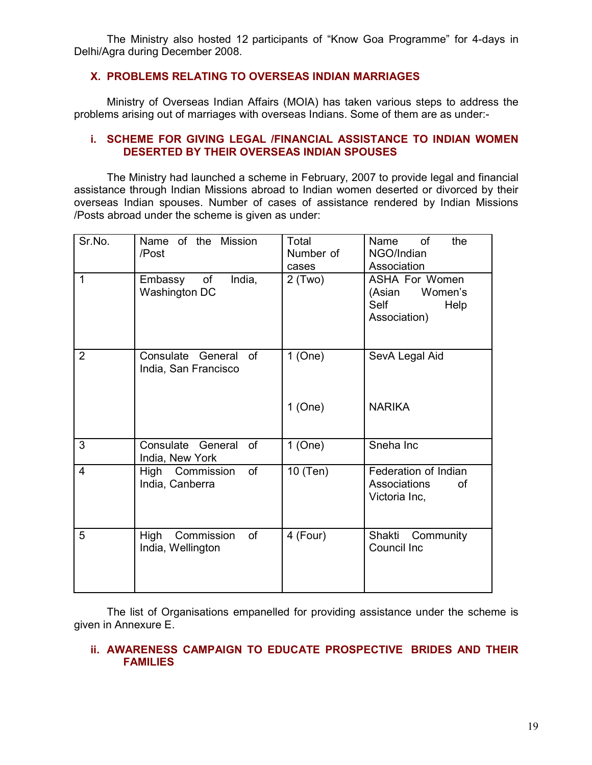The Ministry also hosted 12 participants of "Know Goa Programme" for 4-days in Delhi/Agra during December 2008.

## X. PROBLEMS RELATING TO OVERSEAS INDIAN MARRIAGES

Ministry of Overseas Indian Affairs (MOIA) has taken various steps to address the problems arising out of marriages with overseas Indians. Some of them are as under:-

### i. SCHEME FOR GIVING LEGAL /FINANCIAL ASSISTANCE TO INDIAN WOMEN DESERTED BY THEIR OVERSEAS INDIAN SPOUSES

The Ministry had launched a scheme in February, 2007 to provide legal and financial assistance through Indian Missions abroad to Indian women deserted or divorced by their overseas Indian spouses. Number of cases of assistance rendered by Indian Missions /Posts abroad under the scheme is given as under:

| Sr.No. | Name of the Mission /Post | Total Number of cases | Name of the NGO/Indian Association |
|---|---|---|---|
| 1 | Embassy of India, Washington DC | 2 (Two) | ASHA For Women (Asian Women's Self Help Association) |
| 2 | Consulate General of India, San Francisco | 1 (One) | SevA Legal Aid |
| | | 1 (One) | NARIKA |
| 3 | Consulate General of India, New York | 1 (One) | Sneha Inc |
| 4 | High Commission of India, Canberra | 10 (Ten) | Federation of Indian Associations of Victoria Inc, |
| 5 | High Commission of India, Wellington | 4 (Four) | Shakti Community Council Inc |

The list of Organisations empanelled for providing assistance under the scheme is given in Annexure E.

### ii. AWARENESS CAMPAIGN TO EDUCATE PROSPECTIVE BRIDES AND THEIR FAMILIES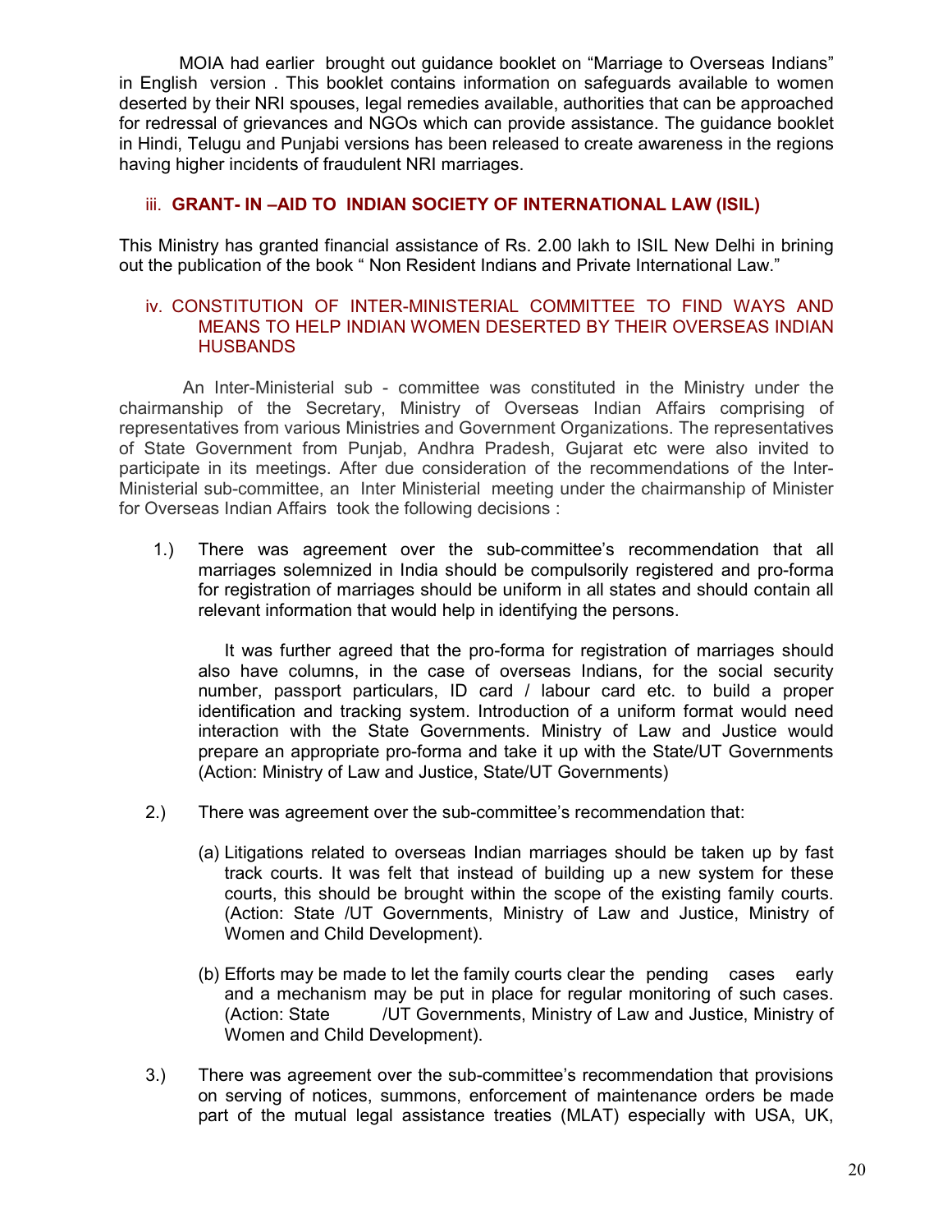MOIA had earlier brought out guidance booklet on "Marriage to Overseas Indians" in English version . This booklet contains information on safeguards available to women deserted by their NRI spouses, legal remedies available, authorities that can be approached for redressal of grievances and NGOs which can provide assistance. The guidance booklet in Hindi, Telugu and Punjabi versions has been released to create awareness in the regions having higher incidents of fraudulent NRI marriages.

### iii. GRANT- IN –AID TO INDIAN SOCIETY OF INTERNATIONAL LAW (ISIL)

This Ministry has granted financial assistance of Rs. 2.00 lakh to ISIL New Delhi in brining out the publication of the book " Non Resident Indians and Private International Law."

### iv. CONSTITUTION OF INTER-MINISTERIAL COMMITTEE TO FIND WAYS AND MEANS TO HELP INDIAN WOMEN DESERTED BY THEIR OVERSEAS INDIAN HUSBANDS

An Inter-Ministerial sub - committee was constituted in the Ministry under the chairmanship of the Secretary, Ministry of Overseas Indian Affairs comprising of representatives from various Ministries and Government Organizations. The representatives of State Government from Punjab, Andhra Pradesh, Gujarat etc were also invited to participate in its meetings. After due consideration of the recommendations of the Inter-Ministerial sub-committee, an Inter Ministerial meeting under the chairmanship of Minister for Overseas Indian Affairs took the following decisions :

1.) There was agreement over the sub-committee's recommendation that all marriages solemnized in India should be compulsorily registered and pro-forma for registration of marriages should be uniform in all states and should contain all relevant information that would help in identifying the persons.

   It was further agreed that the pro-forma for registration of marriages should also have columns, in the case of overseas Indians, for the social security number, passport particulars, ID card / labour card etc. to build a proper identification and tracking system. Introduction of a uniform format would need interaction with the State Governments. Ministry of Law and Justice would prepare an appropriate pro-forma and take it up with the State/UT Governments (Action: Ministry of Law and Justice, State/UT Governments)

2.) There was agreement over the sub-committee's recommendation that:

   (a) Litigations related to overseas Indian marriages should be taken up by fast track courts. It was felt that instead of building up a new system for these courts, this should be brought within the scope of the existing family courts. (Action: State /UT Governments, Ministry of Law and Justice, Ministry of Women and Child Development).

   (b) Efforts may be made to let the family courts clear the pending cases early and a mechanism may be put in place for regular monitoring of such cases. (Action: State /UT Governments, Ministry of Law and Justice, Ministry of Women and Child Development).

3.) There was agreement over the sub-committee's recommendation that provisions on serving of notices, summons, enforcement of maintenance orders be made part of the mutual legal assistance treaties (MLAT) especially with USA, UK,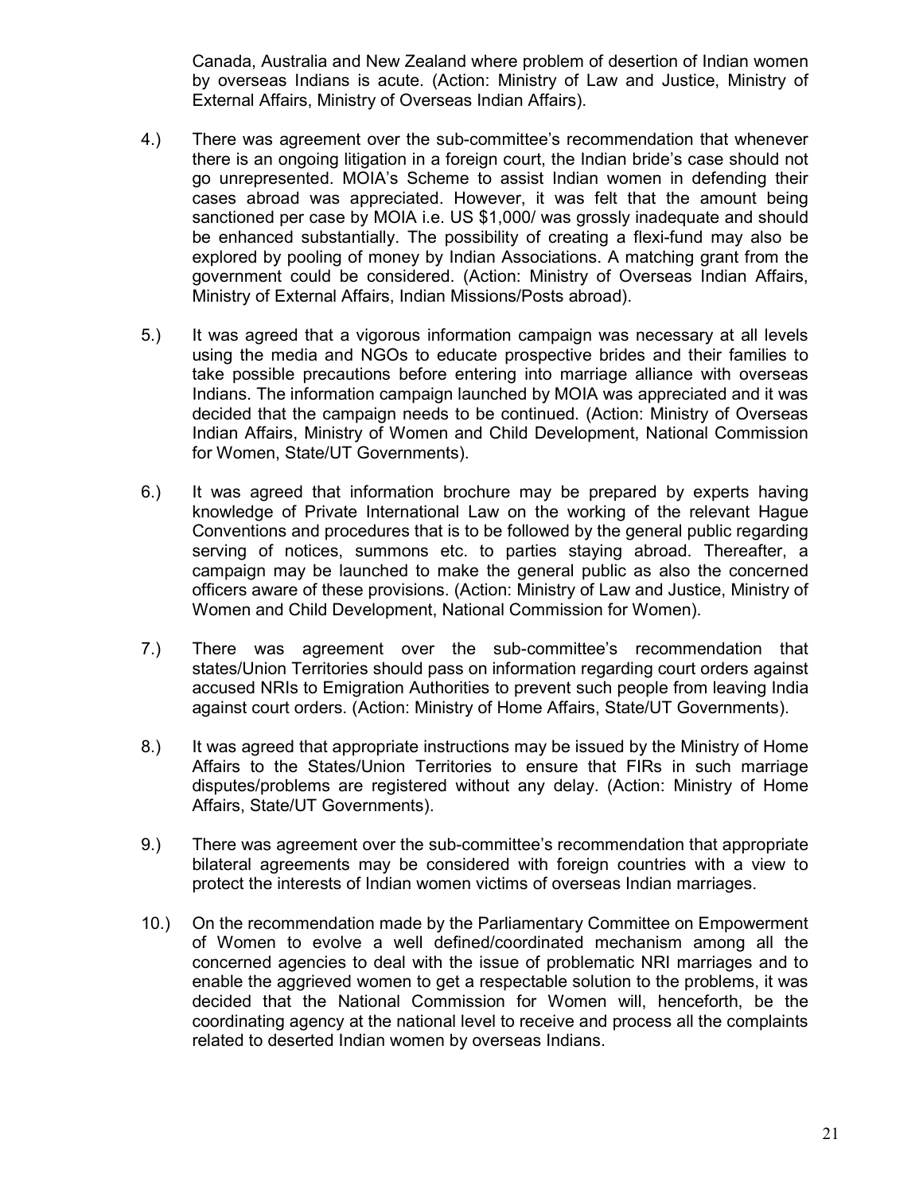Canada, Australia and New Zealand where problem of desertion of Indian women by overseas Indians is acute. (Action: Ministry of Law and Justice, Ministry of External Affairs, Ministry of Overseas Indian Affairs).

4.) There was agreement over the sub-committee's recommendation that whenever there is an ongoing litigation in a foreign court, the Indian bride's case should not go unrepresented. MOIA's Scheme to assist Indian women in defending their cases abroad was appreciated. However, it was felt that the amount being sanctioned per case by MOIA i.e. US $1,000/ was grossly inadequate and should be enhanced substantially. The possibility of creating a flexi-fund may also be explored by pooling of money by Indian Associations. A matching grant from the government could be considered. (Action: Ministry of Overseas Indian Affairs, Ministry of External Affairs, Indian Missions/Posts abroad).

5.) It was agreed that a vigorous information campaign was necessary at all levels using the media and NGOs to educate prospective brides and their families to take possible precautions before entering into marriage alliance with overseas Indians. The information campaign launched by MOIA was appreciated and it was decided that the campaign needs to be continued. (Action: Ministry of Overseas Indian Affairs, Ministry of Women and Child Development, National Commission for Women, State/UT Governments).

6.) It was agreed that information brochure may be prepared by experts having knowledge of Private International Law on the working of the relevant Hague Conventions and procedures that is to be followed by the general public regarding serving of notices, summons etc. to parties staying abroad. Thereafter, a campaign may be launched to make the general public as also the concerned officers aware of these provisions. (Action: Ministry of Law and Justice, Ministry of Women and Child Development, National Commission for Women).

7.) There was agreement over the sub-committee's recommendation that states/Union Territories should pass on information regarding court orders against accused NRIs to Emigration Authorities to prevent such people from leaving India against court orders. (Action: Ministry of Home Affairs, State/UT Governments).

8.) It was agreed that appropriate instructions may be issued by the Ministry of Home Affairs to the States/Union Territories to ensure that FIRs in such marriage disputes/problems are registered without any delay. (Action: Ministry of Home Affairs, State/UT Governments).

9.) There was agreement over the sub-committee's recommendation that appropriate bilateral agreements may be considered with foreign countries with a view to protect the interests of Indian women victims of overseas Indian marriages.

10.) On the recommendation made by the Parliamentary Committee on Empowerment of Women to evolve a well defined/coordinated mechanism among all the concerned agencies to deal with the issue of problematic NRI marriages and to enable the aggrieved women to get a respectable solution to the problems, it was decided that the National Commission for Women will, henceforth, be the coordinating agency at the national level to receive and process all the complaints related to deserted Indian women by overseas Indians.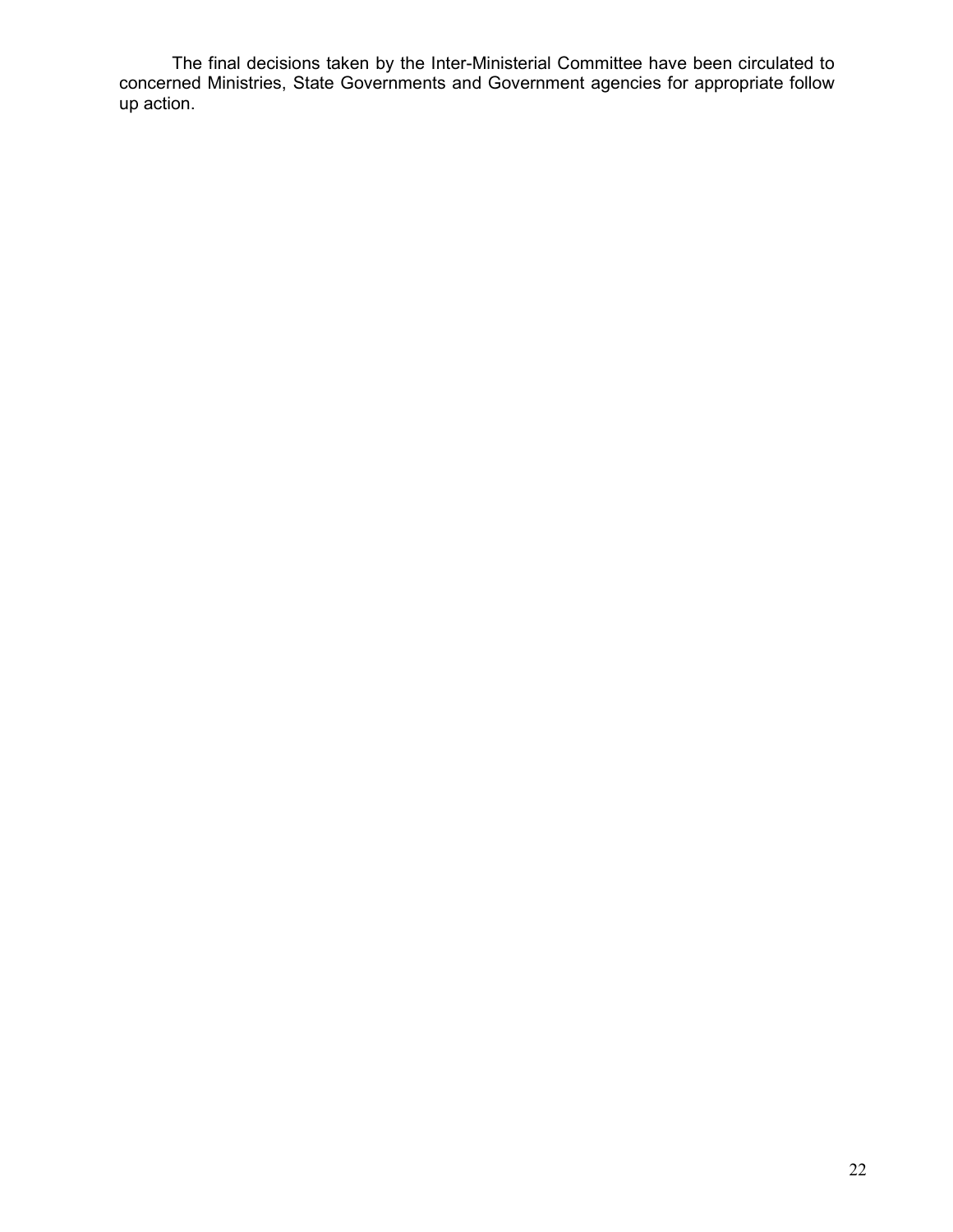The final decisions taken by the Inter-Ministerial Committee have been circulated to concerned Ministries, State Governments and Government agencies for appropriate follow up action.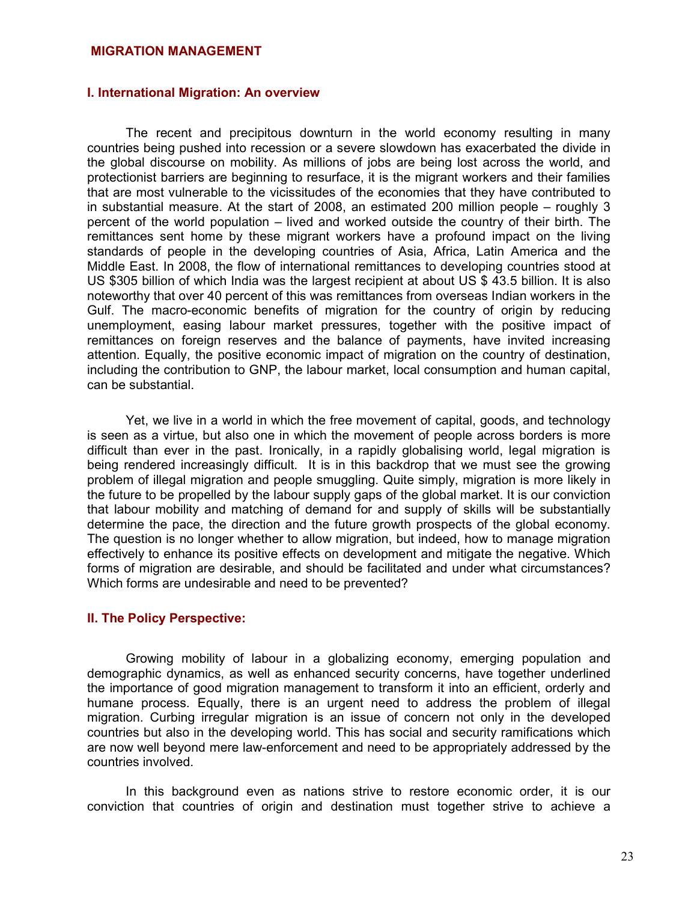## MIGRATION MANAGEMENT

### I. International Migration: An overview

The recent and precipitous downturn in the world economy resulting in many countries being pushed into recession or a severe slowdown has exacerbated the divide in the global discourse on mobility. As millions of jobs are being lost across the world, and protectionist barriers are beginning to resurface, it is the migrant workers and their families that are most vulnerable to the vicissitudes of the economies that they have contributed to in substantial measure. At the start of 2008, an estimated 200 million people – roughly 3 percent of the world population – lived and worked outside the country of their birth. The remittances sent home by these migrant workers have a profound impact on the living standards of people in the developing countries of Asia, Africa, Latin America and the Middle East. In 2008, the flow of international remittances to developing countries stood at US $305 billion of which India was the largest recipient at about US $ 43.5 billion. It is also noteworthy that over 40 percent of this was remittances from overseas Indian workers in the Gulf. The macro-economic benefits of migration for the country of origin by reducing unemployment, easing labour market pressures, together with the positive impact of remittances on foreign reserves and the balance of payments, have invited increasing attention. Equally, the positive economic impact of migration on the country of destination, including the contribution to GNP, the labour market, local consumption and human capital, can be substantial.

Yet, we live in a world in which the free movement of capital, goods, and technology is seen as a virtue, but also one in which the movement of people across borders is more difficult than ever in the past. Ironically, in a rapidly globalising world, legal migration is being rendered increasingly difficult. It is in this backdrop that we must see the growing problem of illegal migration and people smuggling. Quite simply, migration is more likely in the future to be propelled by the labour supply gaps of the global market. It is our conviction that labour mobility and matching of demand for and supply of skills will be substantially determine the pace, the direction and the future growth prospects of the global economy. The question is no longer whether to allow migration, but indeed, how to manage migration effectively to enhance its positive effects on development and mitigate the negative. Which forms of migration are desirable, and should be facilitated and under what circumstances? Which forms are undesirable and need to be prevented?

### II. The Policy Perspective:

Growing mobility of labour in a globalizing economy, emerging population and demographic dynamics, as well as enhanced security concerns, have together underlined the importance of good migration management to transform it into an efficient, orderly and humane process. Equally, there is an urgent need to address the problem of illegal migration. Curbing irregular migration is an issue of concern not only in the developed countries but also in the developing world. This has social and security ramifications which are now well beyond mere law-enforcement and need to be appropriately addressed by the countries involved.

In this background even as nations strive to restore economic order, it is our conviction that countries of origin and destination must together strive to achieve a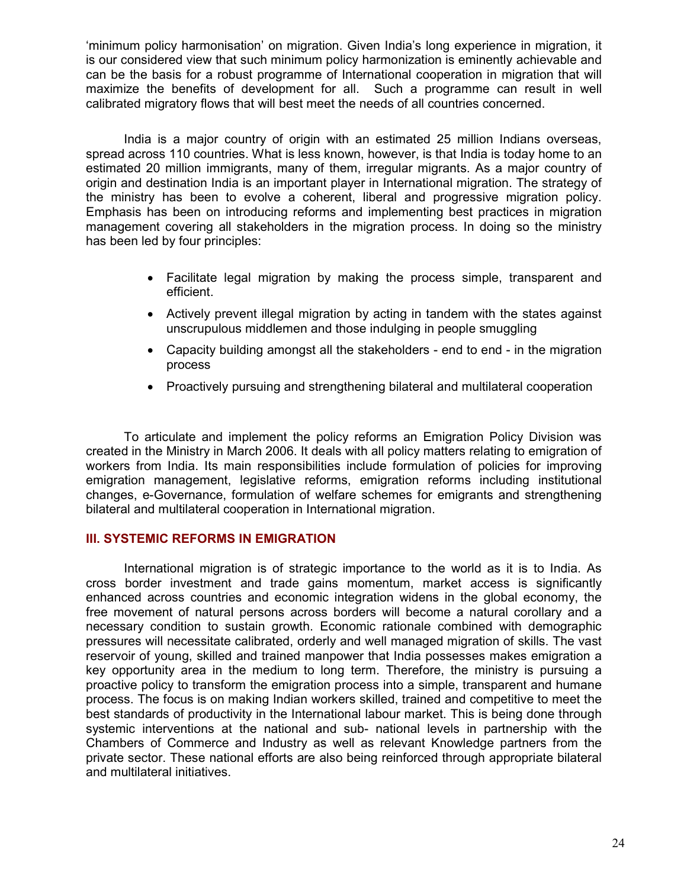'minimum policy harmonisation' on migration. Given India's long experience in migration, it is our considered view that such minimum policy harmonization is eminently achievable and can be the basis for a robust programme of International cooperation in migration that will maximize the benefits of development for all. Such a programme can result in well calibrated migratory flows that will best meet the needs of all countries concerned.

India is a major country of origin with an estimated 25 million Indians overseas, spread across 110 countries. What is less known, however, is that India is today home to an estimated 20 million immigrants, many of them, irregular migrants. As a major country of origin and destination India is an important player in International migration. The strategy of the ministry has been to evolve a coherent, liberal and progressive migration policy. Emphasis has been on introducing reforms and implementing best practices in migration management covering all stakeholders in the migration process. In doing so the ministry has been led by four principles:

- Facilitate legal migration by making the process simple, transparent and efficient.
- Actively prevent illegal migration by acting in tandem with the states against unscrupulous middlemen and those indulging in people smuggling
- Capacity building amongst all the stakeholders - end to end - in the migration process
- Proactively pursuing and strengthening bilateral and multilateral cooperation

To articulate and implement the policy reforms an Emigration Policy Division was created in the Ministry in March 2006. It deals with all policy matters relating to emigration of workers from India. Its main responsibilities include formulation of policies for improving emigration management, legislative reforms, emigration reforms including institutional changes, e-Governance, formulation of welfare schemes for emigrants and strengthening bilateral and multilateral cooperation in International migration.

## III. SYSTEMIC REFORMS IN EMIGRATION

International migration is of strategic importance to the world as it is to India. As cross border investment and trade gains momentum, market access is significantly enhanced across countries and economic integration widens in the global economy, the free movement of natural persons across borders will become a natural corollary and a necessary condition to sustain growth. Economic rationale combined with demographic pressures will necessitate calibrated, orderly and well managed migration of skills. The vast reservoir of young, skilled and trained manpower that India possesses makes emigration a key opportunity area in the medium to long term. Therefore, the ministry is pursuing a proactive policy to transform the emigration process into a simple, transparent and humane process. The focus is on making Indian workers skilled, trained and competitive to meet the best standards of productivity in the International labour market. This is being done through systemic interventions at the national and sub- national levels in partnership with the Chambers of Commerce and Industry as well as relevant Knowledge partners from the private sector. These national efforts are also being reinforced through appropriate bilateral and multilateral initiatives.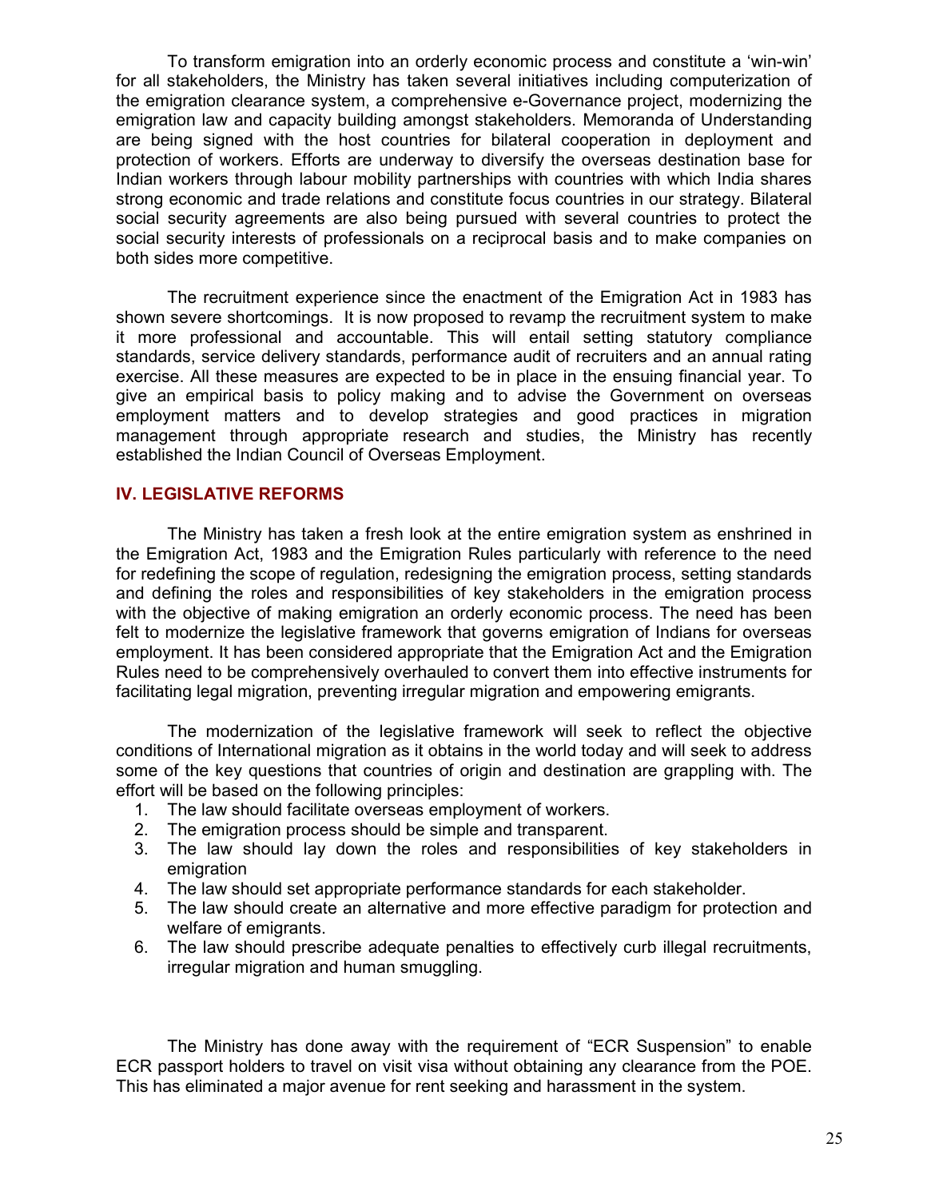To transform emigration into an orderly economic process and constitute a 'win-win' for all stakeholders, the Ministry has taken several initiatives including computerization of the emigration clearance system, a comprehensive e-Governance project, modernizing the emigration law and capacity building amongst stakeholders. Memoranda of Understanding are being signed with the host countries for bilateral cooperation in deployment and protection of workers. Efforts are underway to diversify the overseas destination base for Indian workers through labour mobility partnerships with countries with which India shares strong economic and trade relations and constitute focus countries in our strategy. Bilateral social security agreements are also being pursued with several countries to protect the social security interests of professionals on a reciprocal basis and to make companies on both sides more competitive.

The recruitment experience since the enactment of the Emigration Act in 1983 has shown severe shortcomings. It is now proposed to revamp the recruitment system to make it more professional and accountable. This will entail setting statutory compliance standards, service delivery standards, performance audit of recruiters and an annual rating exercise. All these measures are expected to be in place in the ensuing financial year. To give an empirical basis to policy making and to advise the Government on overseas employment matters and to develop strategies and good practices in migration management through appropriate research and studies, the Ministry has recently established the Indian Council of Overseas Employment.

## IV. LEGISLATIVE REFORMS

The Ministry has taken a fresh look at the entire emigration system as enshrined in the Emigration Act, 1983 and the Emigration Rules particularly with reference to the need for redefining the scope of regulation, redesigning the emigration process, setting standards and defining the roles and responsibilities of key stakeholders in the emigration process with the objective of making emigration an orderly economic process. The need has been felt to modernize the legislative framework that governs emigration of Indians for overseas employment. It has been considered appropriate that the Emigration Act and the Emigration Rules need to be comprehensively overhauled to convert them into effective instruments for facilitating legal migration, preventing irregular migration and empowering emigrants.

The modernization of the legislative framework will seek to reflect the objective conditions of International migration as it obtains in the world today and will seek to address some of the key questions that countries of origin and destination are grappling with. The effort will be based on the following principles:

1. The law should facilitate overseas employment of workers.
2. The emigration process should be simple and transparent.
3. The law should lay down the roles and responsibilities of key stakeholders in emigration
4. The law should set appropriate performance standards for each stakeholder.
5. The law should create an alternative and more effective paradigm for protection and welfare of emigrants.
6. The law should prescribe adequate penalties to effectively curb illegal recruitments, irregular migration and human smuggling.

The Ministry has done away with the requirement of "ECR Suspension" to enable ECR passport holders to travel on visit visa without obtaining any clearance from the POE. This has eliminated a major avenue for rent seeking and harassment in the system.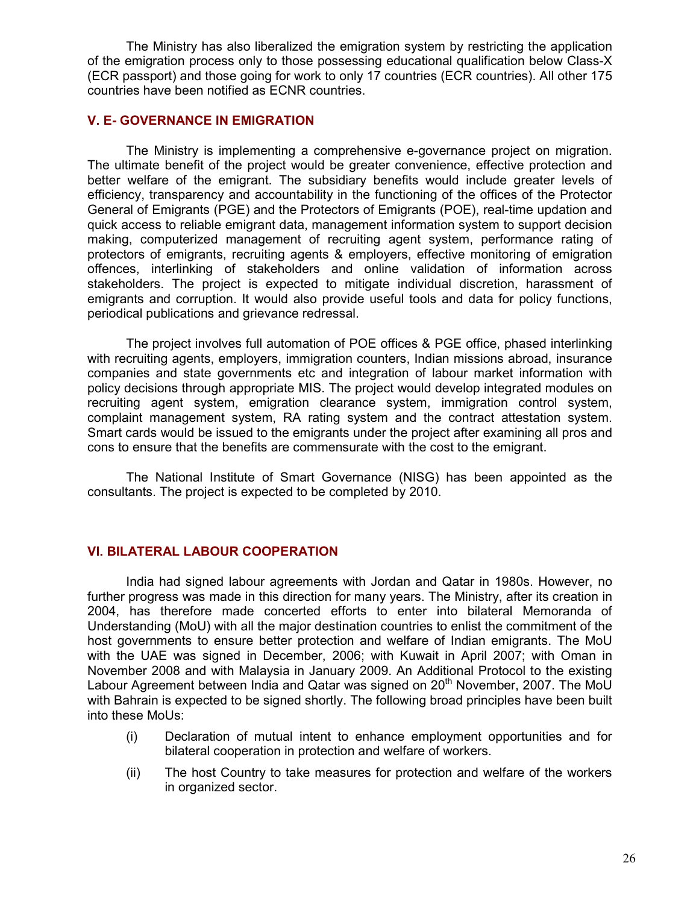The Ministry has also liberalized the emigration system by restricting the application of the emigration process only to those possessing educational qualification below Class-X (ECR passport) and those going for work to only 17 countries (ECR countries). All other 175 countries have been notified as ECNR countries.

## V. E- GOVERNANCE IN EMIGRATION

The Ministry is implementing a comprehensive e-governance project on migration. The ultimate benefit of the project would be greater convenience, effective protection and better welfare of the emigrant. The subsidiary benefits would include greater levels of efficiency, transparency and accountability in the functioning of the offices of the Protector General of Emigrants (PGE) and the Protectors of Emigrants (POE), real-time updation and quick access to reliable emigrant data, management information system to support decision making, computerized management of recruiting agent system, performance rating of protectors of emigrants, recruiting agents & employers, effective monitoring of emigration offences, interlinking of stakeholders and online validation of information across stakeholders. The project is expected to mitigate individual discretion, harassment of emigrants and corruption. It would also provide useful tools and data for policy functions, periodical publications and grievance redressal.

The project involves full automation of POE offices & PGE office, phased interlinking with recruiting agents, employers, immigration counters, Indian missions abroad, insurance companies and state governments etc and integration of labour market information with policy decisions through appropriate MIS. The project would develop integrated modules on recruiting agent system, emigration clearance system, immigration control system, complaint management system, RA rating system and the contract attestation system. Smart cards would be issued to the emigrants under the project after examining all pros and cons to ensure that the benefits are commensurate with the cost to the emigrant.

The National Institute of Smart Governance (NISG) has been appointed as the consultants. The project is expected to be completed by 2010.

## VI. BILATERAL LABOUR COOPERATION

India had signed labour agreements with Jordan and Qatar in 1980s. However, no further progress was made in this direction for many years. The Ministry, after its creation in 2004, has therefore made concerted efforts to enter into bilateral Memoranda of Understanding (MoU) with all the major destination countries to enlist the commitment of the host governments to ensure better protection and welfare of Indian emigrants. The MoU with the UAE was signed in December, 2006; with Kuwait in April 2007; with Oman in November 2008 and with Malaysia in January 2009. An Additional Protocol to the existing Labour Agreement between India and Qatar was signed on 20th November, 2007. The MoU with Bahrain is expected to be signed shortly. The following broad principles have been built into these MoUs:

(i) Declaration of mutual intent to enhance employment opportunities and for bilateral cooperation in protection and welfare of workers.

(ii) The host Country to take measures for protection and welfare of the workers in organized sector.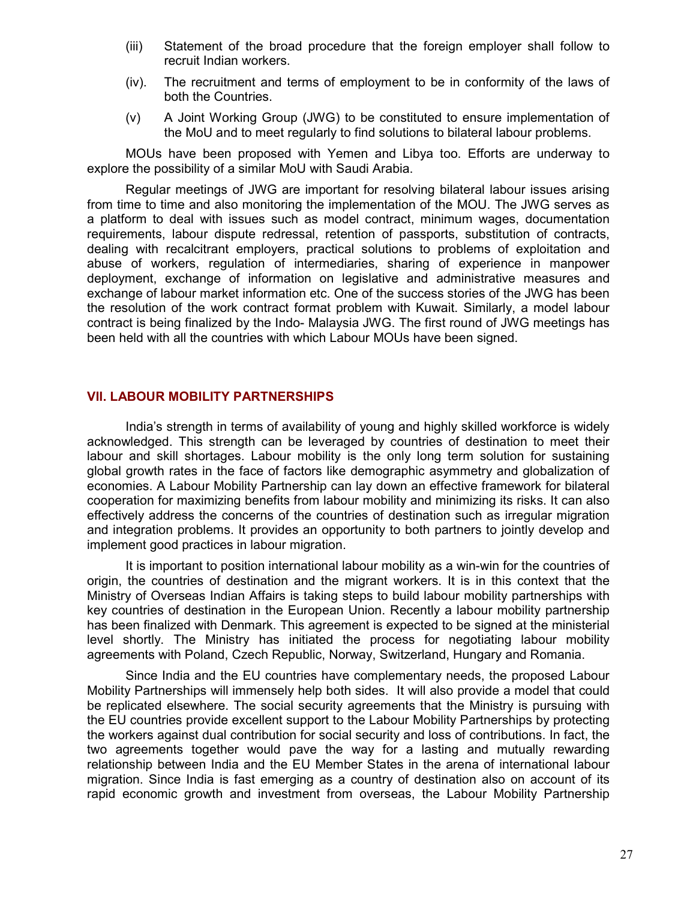(iii) Statement of the broad procedure that the foreign employer shall follow to recruit Indian workers.

(iv). The recruitment and terms of employment to be in conformity of the laws of both the Countries.

(v) A Joint Working Group (JWG) to be constituted to ensure implementation of the MoU and to meet regularly to find solutions to bilateral labour problems.

MOUs have been proposed with Yemen and Libya too. Efforts are underway to explore the possibility of a similar MoU with Saudi Arabia.

Regular meetings of JWG are important for resolving bilateral labour issues arising from time to time and also monitoring the implementation of the MOU. The JWG serves as a platform to deal with issues such as model contract, minimum wages, documentation requirements, labour dispute redressal, retention of passports, substitution of contracts, dealing with recalcitrant employers, practical solutions to problems of exploitation and abuse of workers, regulation of intermediaries, sharing of experience in manpower deployment, exchange of information on legislative and administrative measures and exchange of labour market information etc. One of the success stories of the JWG has been the resolution of the work contract format problem with Kuwait. Similarly, a model labour contract is being finalized by the Indo- Malaysia JWG. The first round of JWG meetings has been held with all the countries with which Labour MOUs have been signed.

## VII. LABOUR MOBILITY PARTNERSHIPS

India's strength in terms of availability of young and highly skilled workforce is widely acknowledged. This strength can be leveraged by countries of destination to meet their labour and skill shortages. Labour mobility is the only long term solution for sustaining global growth rates in the face of factors like demographic asymmetry and globalization of economies. A Labour Mobility Partnership can lay down an effective framework for bilateral cooperation for maximizing benefits from labour mobility and minimizing its risks. It can also effectively address the concerns of the countries of destination such as irregular migration and integration problems. It provides an opportunity to both partners to jointly develop and implement good practices in labour migration.

It is important to position international labour mobility as a win-win for the countries of origin, the countries of destination and the migrant workers. It is in this context that the Ministry of Overseas Indian Affairs is taking steps to build labour mobility partnerships with key countries of destination in the European Union. Recently a labour mobility partnership has been finalized with Denmark. This agreement is expected to be signed at the ministerial level shortly. The Ministry has initiated the process for negotiating labour mobility agreements with Poland, Czech Republic, Norway, Switzerland, Hungary and Romania.

Since India and the EU countries have complementary needs, the proposed Labour Mobility Partnerships will immensely help both sides. It will also provide a model that could be replicated elsewhere. The social security agreements that the Ministry is pursuing with the EU countries provide excellent support to the Labour Mobility Partnerships by protecting the workers against dual contribution for social security and loss of contributions. In fact, the two agreements together would pave the way for a lasting and mutually rewarding relationship between India and the EU Member States in the arena of international labour migration. Since India is fast emerging as a country of destination also on account of its rapid economic growth and investment from overseas, the Labour Mobility Partnership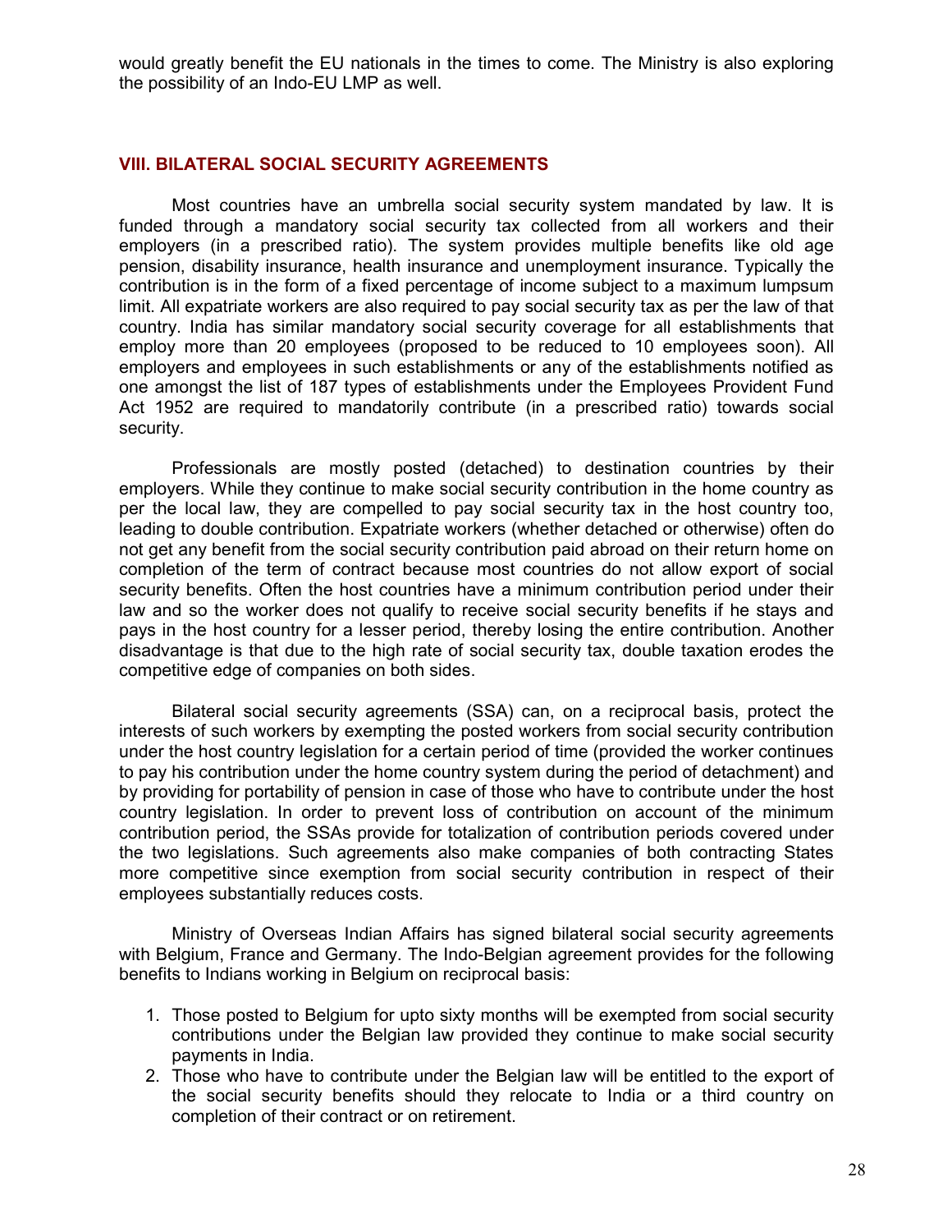would greatly benefit the EU nationals in the times to come. The Ministry is also exploring the possibility of an Indo-EU LMP as well.

## VIII. BILATERAL SOCIAL SECURITY AGREEMENTS

Most countries have an umbrella social security system mandated by law. It is funded through a mandatory social security tax collected from all workers and their employers (in a prescribed ratio). The system provides multiple benefits like old age pension, disability insurance, health insurance and unemployment insurance. Typically the contribution is in the form of a fixed percentage of income subject to a maximum lumpsum limit. All expatriate workers are also required to pay social security tax as per the law of that country. India has similar mandatory social security coverage for all establishments that employ more than 20 employees (proposed to be reduced to 10 employees soon). All employers and employees in such establishments or any of the establishments notified as one amongst the list of 187 types of establishments under the Employees Provident Fund Act 1952 are required to mandatorily contribute (in a prescribed ratio) towards social security.

Professionals are mostly posted (detached) to destination countries by their employers. While they continue to make social security contribution in the home country as per the local law, they are compelled to pay social security tax in the host country too, leading to double contribution. Expatriate workers (whether detached or otherwise) often do not get any benefit from the social security contribution paid abroad on their return home on completion of the term of contract because most countries do not allow export of social security benefits. Often the host countries have a minimum contribution period under their law and so the worker does not qualify to receive social security benefits if he stays and pays in the host country for a lesser period, thereby losing the entire contribution. Another disadvantage is that due to the high rate of social security tax, double taxation erodes the competitive edge of companies on both sides.

Bilateral social security agreements (SSA) can, on a reciprocal basis, protect the interests of such workers by exempting the posted workers from social security contribution under the host country legislation for a certain period of time (provided the worker continues to pay his contribution under the home country system during the period of detachment) and by providing for portability of pension in case of those who have to contribute under the host country legislation. In order to prevent loss of contribution on account of the minimum contribution period, the SSAs provide for totalization of contribution periods covered under the two legislations. Such agreements also make companies of both contracting States more competitive since exemption from social security contribution in respect of their employees substantially reduces costs.

Ministry of Overseas Indian Affairs has signed bilateral social security agreements with Belgium, France and Germany. The Indo-Belgian agreement provides for the following benefits to Indians working in Belgium on reciprocal basis:

1. Those posted to Belgium for upto sixty months will be exempted from social security contributions under the Belgian law provided they continue to make social security payments in India.
2. Those who have to contribute under the Belgian law will be entitled to the export of the social security benefits should they relocate to India or a third country on completion of their contract or on retirement.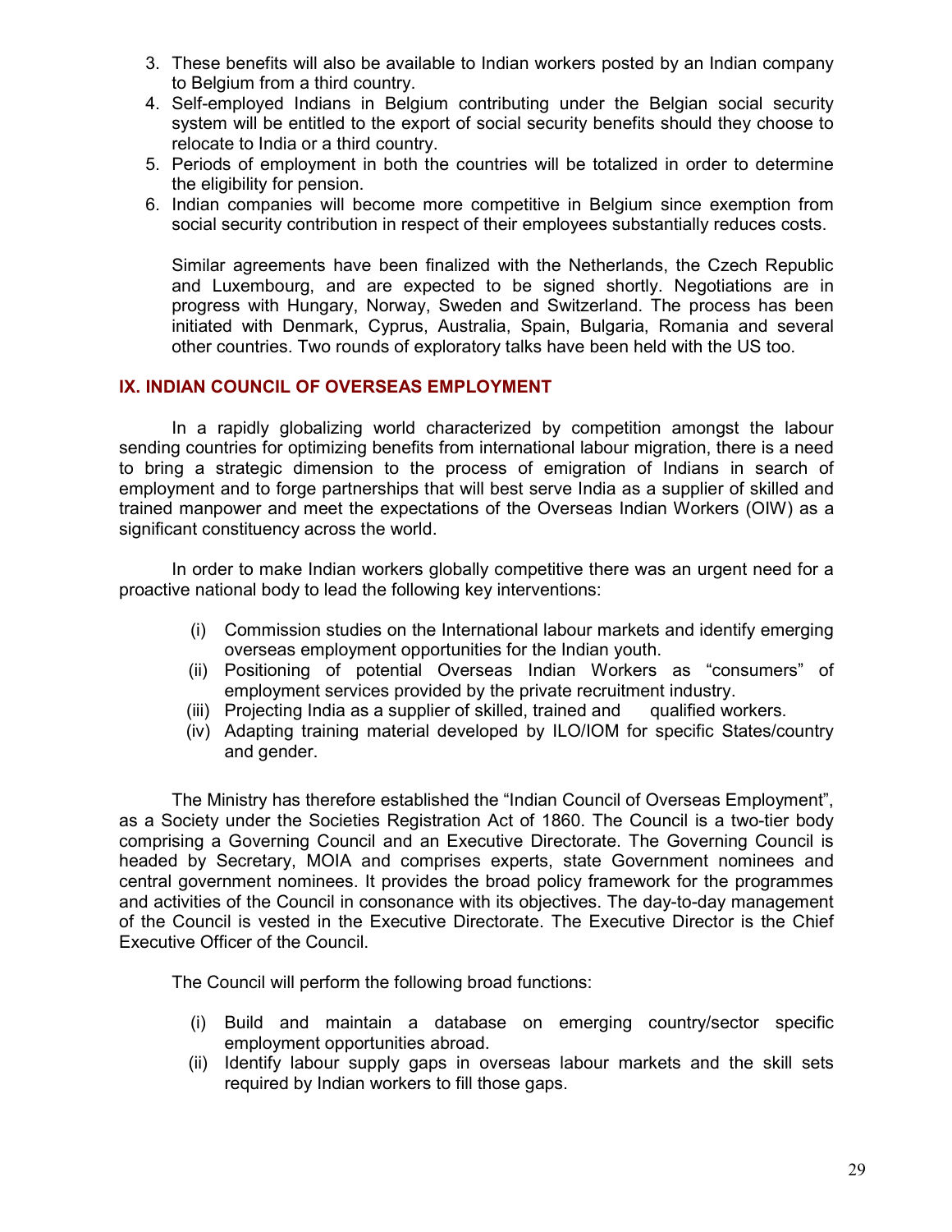3. These benefits will also be available to Indian workers posted by an Indian company to Belgium from a third country.
4. Self-employed Indians in Belgium contributing under the Belgian social security system will be entitled to the export of social security benefits should they choose to relocate to India or a third country.
5. Periods of employment in both the countries will be totalized in order to determine the eligibility for pension.
6. Indian companies will become more competitive in Belgium since exemption from social security contribution in respect of their employees substantially reduces costs.

Similar agreements have been finalized with the Netherlands, the Czech Republic and Luxembourg, and are expected to be signed shortly. Negotiations are in progress with Hungary, Norway, Sweden and Switzerland. The process has been initiated with Denmark, Cyprus, Australia, Spain, Bulgaria, Romania and several other countries. Two rounds of exploratory talks have been held with the US too.

## IX. INDIAN COUNCIL OF OVERSEAS EMPLOYMENT

In a rapidly globalizing world characterized by competition amongst the labour sending countries for optimizing benefits from international labour migration, there is a need to bring a strategic dimension to the process of emigration of Indians in search of employment and to forge partnerships that will best serve India as a supplier of skilled and trained manpower and meet the expectations of the Overseas Indian Workers (OIW) as a significant constituency across the world.

In order to make Indian workers globally competitive there was an urgent need for a proactive national body to lead the following key interventions:

(i) Commission studies on the International labour markets and identify emerging overseas employment opportunities for the Indian youth.
(ii) Positioning of potential Overseas Indian Workers as "consumers" of employment services provided by the private recruitment industry.
(iii) Projecting India as a supplier of skilled, trained and qualified workers.
(iv) Adapting training material developed by ILO/IOM for specific States/country and gender.

The Ministry has therefore established the "Indian Council of Overseas Employment", as a Society under the Societies Registration Act of 1860. The Council is a two-tier body comprising a Governing Council and an Executive Directorate. The Governing Council is headed by Secretary, MOIA and comprises experts, state Government nominees and central government nominees. It provides the broad policy framework for the programmes and activities of the Council in consonance with its objectives. The day-to-day management of the Council is vested in the Executive Directorate. The Executive Director is the Chief Executive Officer of the Council.

The Council will perform the following broad functions:

(i) Build and maintain a database on emerging country/sector specific employment opportunities abroad.
(ii) Identify labour supply gaps in overseas labour markets and the skill sets required by Indian workers to fill those gaps.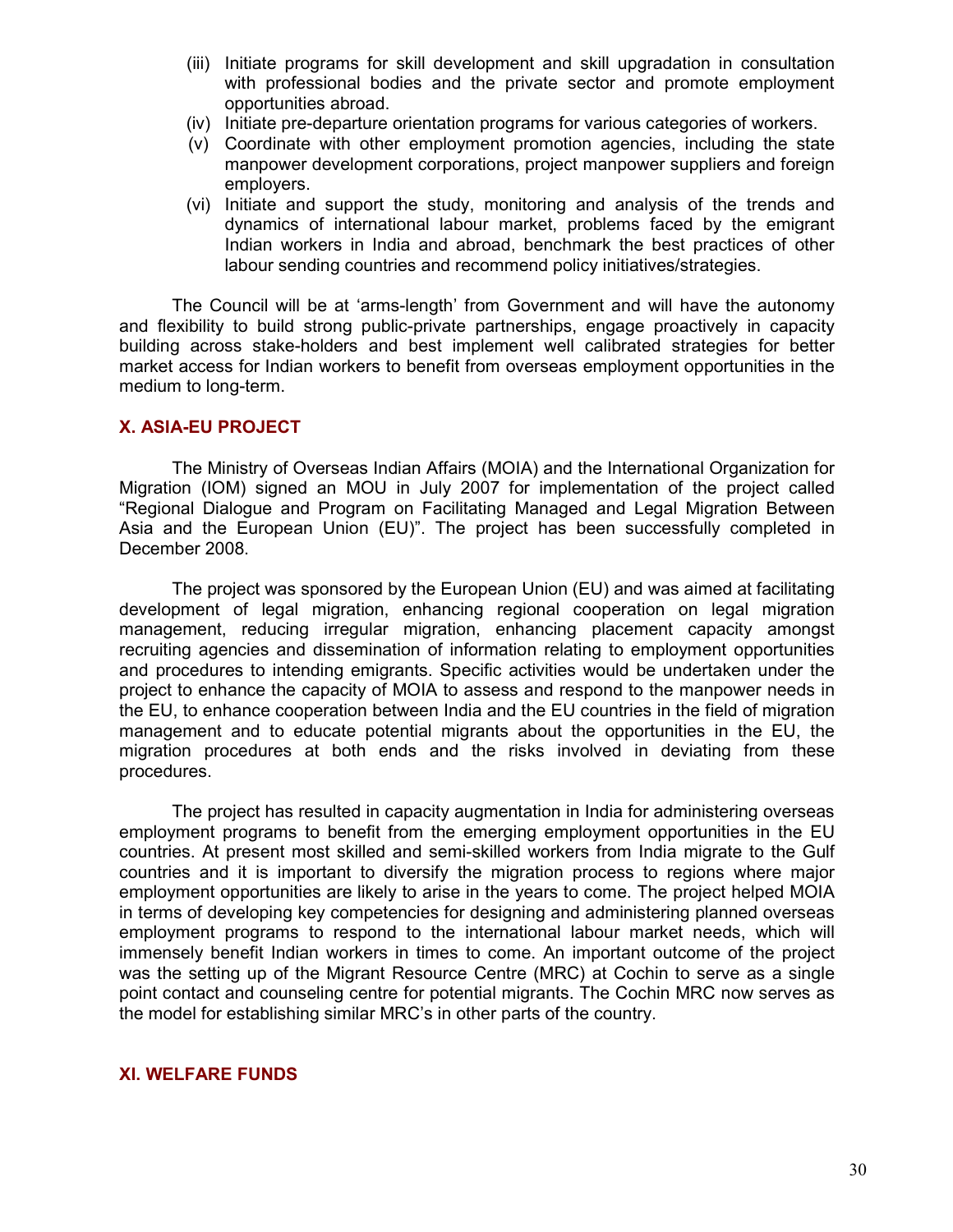(iii) Initiate programs for skill development and skill upgradation in consultation with professional bodies and the private sector and promote employment opportunities abroad.

(iv) Initiate pre-departure orientation programs for various categories of workers.

(v) Coordinate with other employment promotion agencies, including the state manpower development corporations, project manpower suppliers and foreign employers.

(vi) Initiate and support the study, monitoring and analysis of the trends and dynamics of international labour market, problems faced by the emigrant Indian workers in India and abroad, benchmark the best practices of other labour sending countries and recommend policy initiatives/strategies.

The Council will be at 'arms-length' from Government and will have the autonomy and flexibility to build strong public-private partnerships, engage proactively in capacity building across stake-holders and best implement well calibrated strategies for better market access for Indian workers to benefit from overseas employment opportunities in the medium to long-term.

## X. ASIA-EU PROJECT

The Ministry of Overseas Indian Affairs (MOIA) and the International Organization for Migration (IOM) signed an MOU in July 2007 for implementation of the project called "Regional Dialogue and Program on Facilitating Managed and Legal Migration Between Asia and the European Union (EU)". The project has been successfully completed in December 2008.

The project was sponsored by the European Union (EU) and was aimed at facilitating development of legal migration, enhancing regional cooperation on legal migration management, reducing irregular migration, enhancing placement capacity amongst recruiting agencies and dissemination of information relating to employment opportunities and procedures to intending emigrants. Specific activities would be undertaken under the project to enhance the capacity of MOIA to assess and respond to the manpower needs in the EU, to enhance cooperation between India and the EU countries in the field of migration management and to educate potential migrants about the opportunities in the EU, the migration procedures at both ends and the risks involved in deviating from these procedures.

The project has resulted in capacity augmentation in India for administering overseas employment programs to benefit from the emerging employment opportunities in the EU countries. At present most skilled and semi-skilled workers from India migrate to the Gulf countries and it is important to diversify the migration process to regions where major employment opportunities are likely to arise in the years to come. The project helped MOIA in terms of developing key competencies for designing and administering planned overseas employment programs to respond to the international labour market needs, which will immensely benefit Indian workers in times to come. An important outcome of the project was the setting up of the Migrant Resource Centre (MRC) at Cochin to serve as a single point contact and counseling centre for potential migrants. The Cochin MRC now serves as the model for establishing similar MRC's in other parts of the country.

## XI. WELFARE FUNDS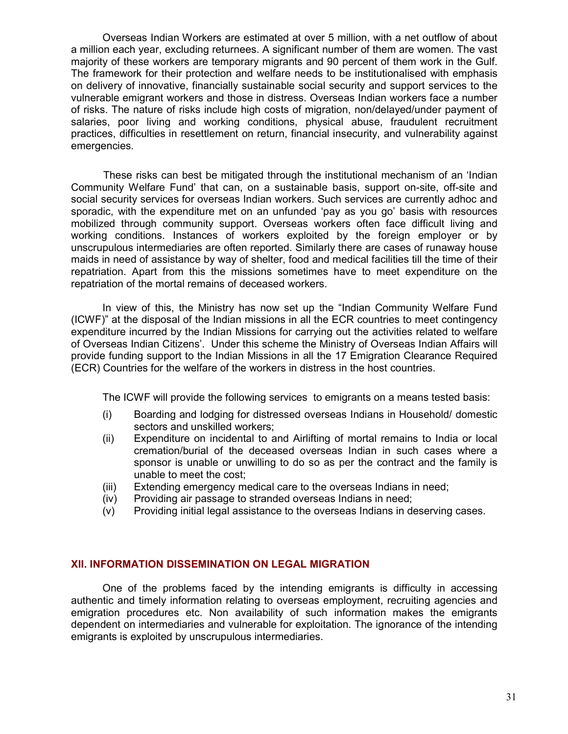Overseas Indian Workers are estimated at over 5 million, with a net outflow of about a million each year, excluding returnees. A significant number of them are women. The vast majority of these workers are temporary migrants and 90 percent of them work in the Gulf. The framework for their protection and welfare needs to be institutionalised with emphasis on delivery of innovative, financially sustainable social security and support services to the vulnerable emigrant workers and those in distress. Overseas Indian workers face a number of risks. The nature of risks include high costs of migration, non/delayed/under payment of salaries, poor living and working conditions, physical abuse, fraudulent recruitment practices, difficulties in resettlement on return, financial insecurity, and vulnerability against emergencies.

These risks can best be mitigated through the institutional mechanism of an 'Indian Community Welfare Fund' that can, on a sustainable basis, support on-site, off-site and social security services for overseas Indian workers. Such services are currently adhoc and sporadic, with the expenditure met on an unfunded 'pay as you go' basis with resources mobilized through community support. Overseas workers often face difficult living and working conditions. Instances of workers exploited by the foreign employer or by unscrupulous intermediaries are often reported. Similarly there are cases of runaway house maids in need of assistance by way of shelter, food and medical facilities till the time of their repatriation. Apart from this the missions sometimes have to meet expenditure on the repatriation of the mortal remains of deceased workers.

In view of this, the Ministry has now set up the "Indian Community Welfare Fund (ICWF)" at the disposal of the Indian missions in all the ECR countries to meet contingency expenditure incurred by the Indian Missions for carrying out the activities related to welfare of Overseas Indian Citizens'. Under this scheme the Ministry of Overseas Indian Affairs will provide funding support to the Indian Missions in all the 17 Emigration Clearance Required (ECR) Countries for the welfare of the workers in distress in the host countries.

The ICWF will provide the following services to emigrants on a means tested basis:

(i) Boarding and lodging for distressed overseas Indians in Household/ domestic sectors and unskilled workers;
(ii) Expenditure on incidental to and Airlifting of mortal remains to India or local cremation/burial of the deceased overseas Indian in such cases where a sponsor is unable or unwilling to do so as per the contract and the family is unable to meet the cost;
(iii) Extending emergency medical care to the overseas Indians in need;
(iv) Providing air passage to stranded overseas Indians in need;
(v) Providing initial legal assistance to the overseas Indians in deserving cases.

## XII. INFORMATION DISSEMINATION ON LEGAL MIGRATION

One of the problems faced by the intending emigrants is difficulty in accessing authentic and timely information relating to overseas employment, recruiting agencies and emigration procedures etc. Non availability of such information makes the emigrants dependent on intermediaries and vulnerable for exploitation. The ignorance of the intending emigrants is exploited by unscrupulous intermediaries.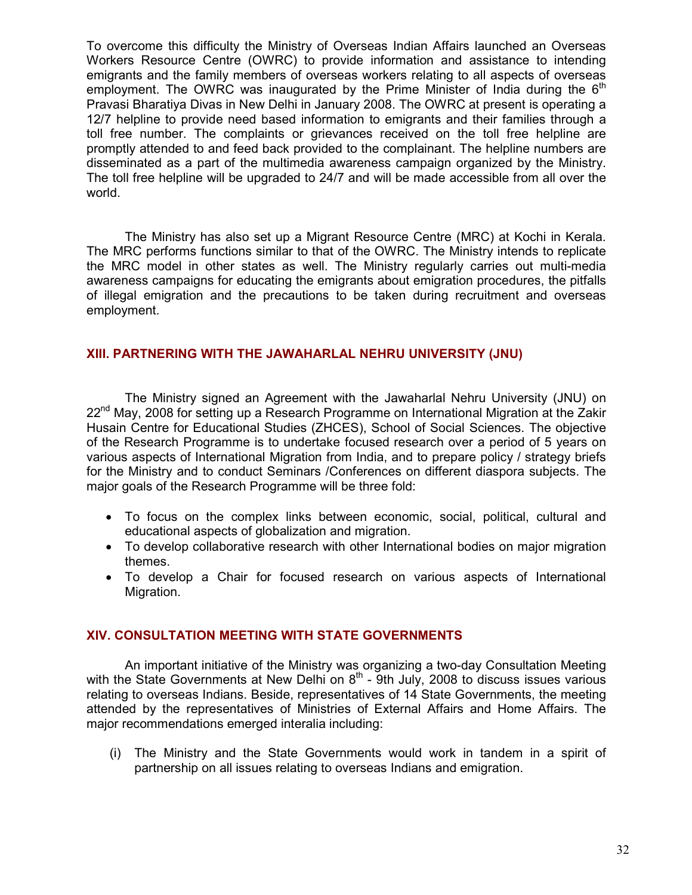To overcome this difficulty the Ministry of Overseas Indian Affairs launched an Overseas Workers Resource Centre (OWRC) to provide information and assistance to intending emigrants and the family members of overseas workers relating to all aspects of overseas employment. The OWRC was inaugurated by the Prime Minister of India during the 6th Pravasi Bharatiya Divas in New Delhi in January 2008. The OWRC at present is operating a 12/7 helpline to provide need based information to emigrants and their families through a toll free number. The complaints or grievances received on the toll free helpline are promptly attended to and feed back provided to the complainant. The helpline numbers are disseminated as a part of the multimedia awareness campaign organized by the Ministry. The toll free helpline will be upgraded to 24/7 and will be made accessible from all over the world.

The Ministry has also set up a Migrant Resource Centre (MRC) at Kochi in Kerala. The MRC performs functions similar to that of the OWRC. The Ministry intends to replicate the MRC model in other states as well. The Ministry regularly carries out multi-media awareness campaigns for educating the emigrants about emigration procedures, the pitfalls of illegal emigration and the precautions to be taken during recruitment and overseas employment.

## XIII. PARTNERING WITH THE JAWAHARLAL NEHRU UNIVERSITY (JNU)

The Ministry signed an Agreement with the Jawaharlal Nehru University (JNU) on 22nd May, 2008 for setting up a Research Programme on International Migration at the Zakir Husain Centre for Educational Studies (ZHCES), School of Social Sciences. The objective of the Research Programme is to undertake focused research over a period of 5 years on various aspects of International Migration from India, and to prepare policy / strategy briefs for the Ministry and to conduct Seminars /Conferences on different diaspora subjects. The major goals of the Research Programme will be three fold:

- To focus on the complex links between economic, social, political, cultural and educational aspects of globalization and migration.
- To develop collaborative research with other International bodies on major migration themes.
- To develop a Chair for focused research on various aspects of International Migration.

## XIV. CONSULTATION MEETING WITH STATE GOVERNMENTS

An important initiative of the Ministry was organizing a two-day Consultation Meeting with the State Governments at New Delhi on 8th - 9th July, 2008 to discuss issues various relating to overseas Indians. Beside, representatives of 14 State Governments, the meeting attended by the representatives of Ministries of External Affairs and Home Affairs. The major recommendations emerged interalia including:

(i) The Ministry and the State Governments would work in tandem in a spirit of partnership on all issues relating to overseas Indians and emigration.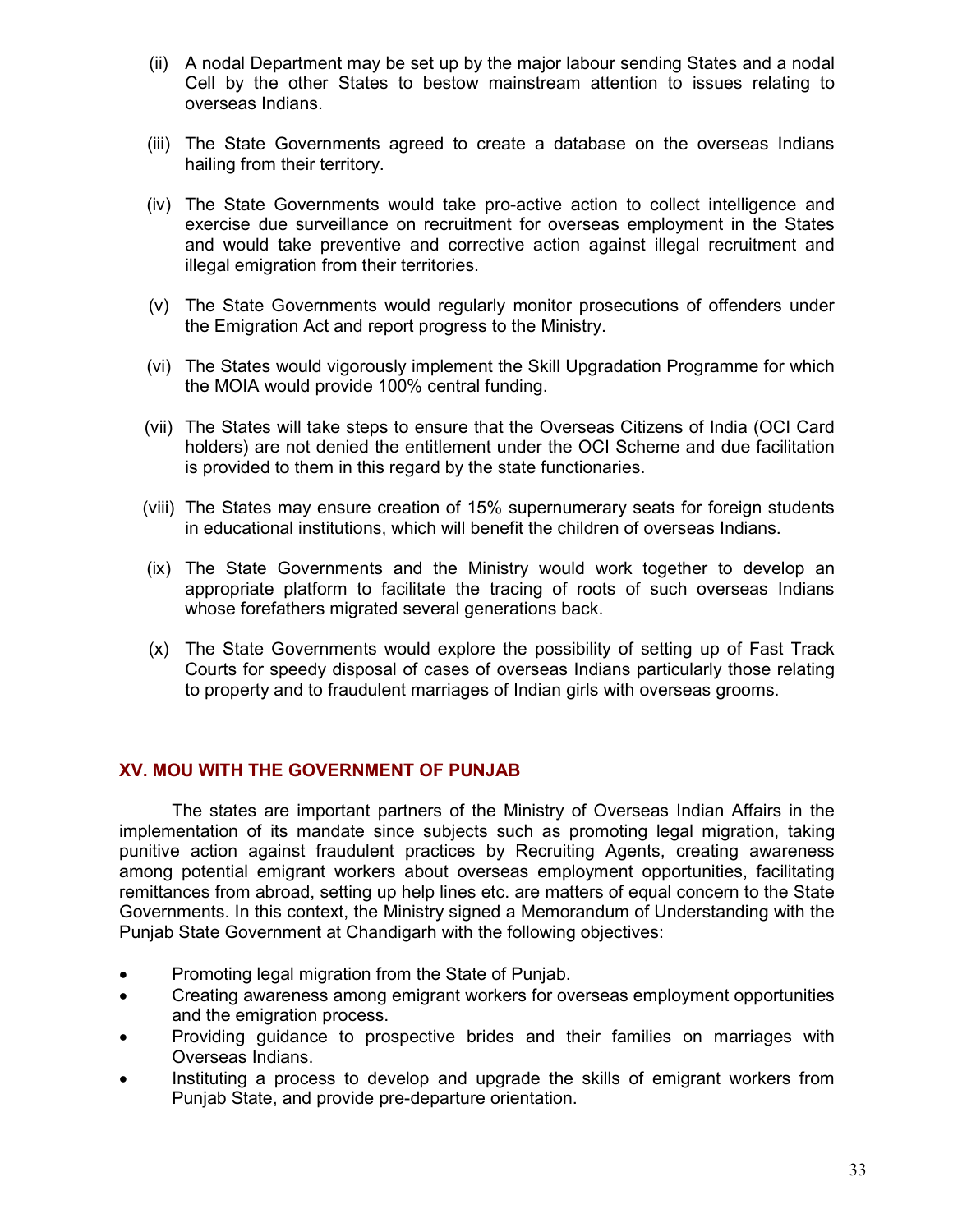(ii) A nodal Department may be set up by the major labour sending States and a nodal Cell by the other States to bestow mainstream attention to issues relating to overseas Indians.

(iii) The State Governments agreed to create a database on the overseas Indians hailing from their territory.

(iv) The State Governments would take pro-active action to collect intelligence and exercise due surveillance on recruitment for overseas employment in the States and would take preventive and corrective action against illegal recruitment and illegal emigration from their territories.

(v) The State Governments would regularly monitor prosecutions of offenders under the Emigration Act and report progress to the Ministry.

(vi) The States would vigorously implement the Skill Upgradation Programme for which the MOIA would provide 100% central funding.

(vii) The States will take steps to ensure that the Overseas Citizens of India (OCI Card holders) are not denied the entitlement under the OCI Scheme and due facilitation is provided to them in this regard by the state functionaries.

(viii) The States may ensure creation of 15% supernumerary seats for foreign students in educational institutions, which will benefit the children of overseas Indians.

(ix) The State Governments and the Ministry would work together to develop an appropriate platform to facilitate the tracing of roots of such overseas Indians whose forefathers migrated several generations back.

(x) The State Governments would explore the possibility of setting up of Fast Track Courts for speedy disposal of cases of overseas Indians particularly those relating to property and to fraudulent marriages of Indian girls with overseas grooms.

## XV. MOU WITH THE GOVERNMENT OF PUNJAB

The states are important partners of the Ministry of Overseas Indian Affairs in the implementation of its mandate since subjects such as promoting legal migration, taking punitive action against fraudulent practices by Recruiting Agents, creating awareness among potential emigrant workers about overseas employment opportunities, facilitating remittances from abroad, setting up help lines etc. are matters of equal concern to the State Governments. In this context, the Ministry signed a Memorandum of Understanding with the Punjab State Government at Chandigarh with the following objectives:

- Promoting legal migration from the State of Punjab.
- Creating awareness among emigrant workers for overseas employment opportunities and the emigration process.
- Providing guidance to prospective brides and their families on marriages with Overseas Indians.
- Instituting a process to develop and upgrade the skills of emigrant workers from Punjab State, and provide pre-departure orientation.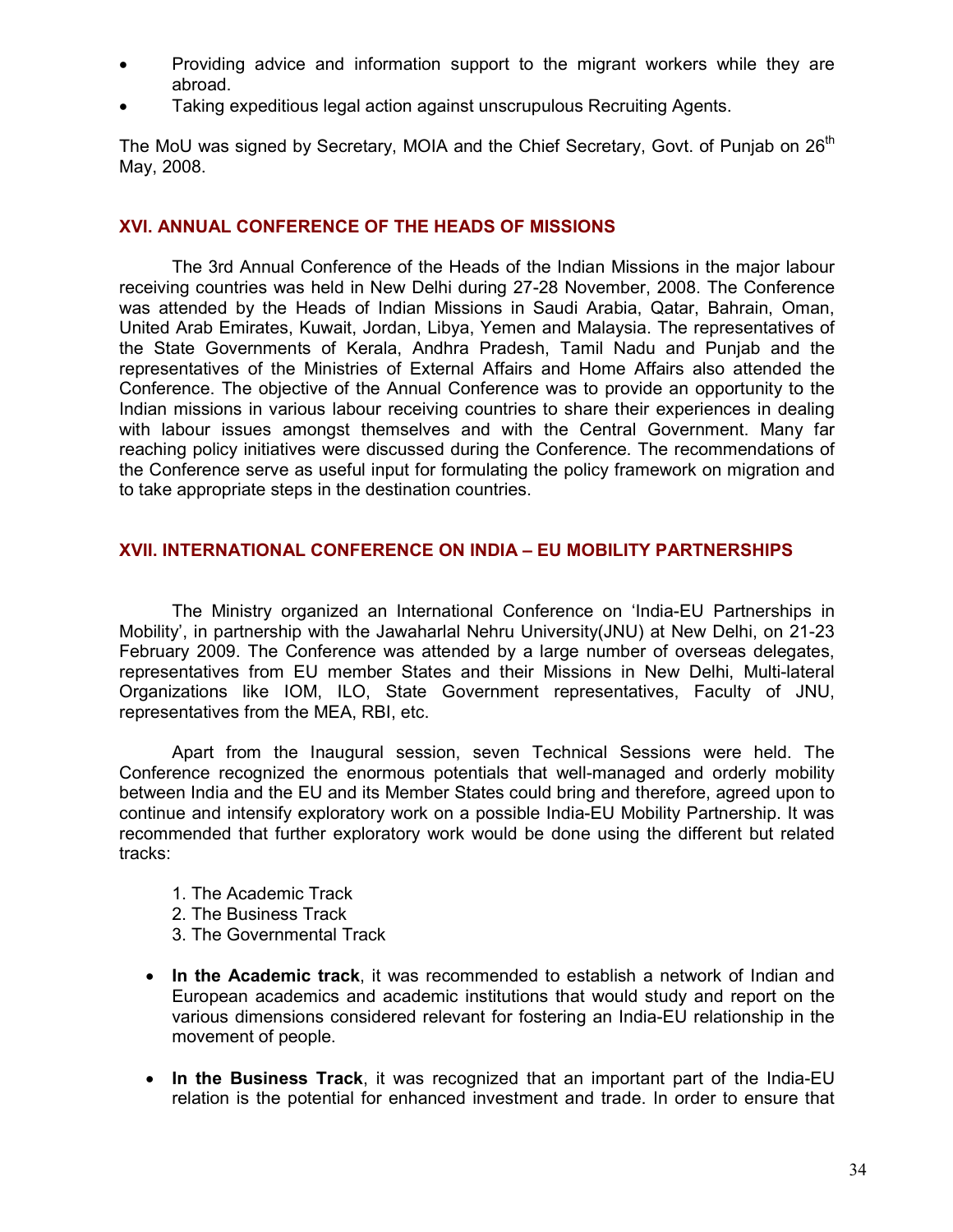- Providing advice and information support to the migrant workers while they are abroad.
- Taking expeditious legal action against unscrupulous Recruiting Agents.

The MoU was signed by Secretary, MOIA and the Chief Secretary, Govt. of Punjab on 26th May, 2008.

## XVI. ANNUAL CONFERENCE OF THE HEADS OF MISSIONS

The 3rd Annual Conference of the Heads of the Indian Missions in the major labour receiving countries was held in New Delhi during 27-28 November, 2008. The Conference was attended by the Heads of Indian Missions in Saudi Arabia, Qatar, Bahrain, Oman, United Arab Emirates, Kuwait, Jordan, Libya, Yemen and Malaysia. The representatives of the State Governments of Kerala, Andhra Pradesh, Tamil Nadu and Punjab and the representatives of the Ministries of External Affairs and Home Affairs also attended the Conference. The objective of the Annual Conference was to provide an opportunity to the Indian missions in various labour receiving countries to share their experiences in dealing with labour issues amongst themselves and with the Central Government. Many far reaching policy initiatives were discussed during the Conference. The recommendations of the Conference serve as useful input for formulating the policy framework on migration and to take appropriate steps in the destination countries.

## XVII. INTERNATIONAL CONFERENCE ON INDIA – EU MOBILITY PARTNERSHIPS

The Ministry organized an International Conference on 'India-EU Partnerships in Mobility', in partnership with the Jawaharlal Nehru University(JNU) at New Delhi, on 21-23 February 2009. The Conference was attended by a large number of overseas delegates, representatives from EU member States and their Missions in New Delhi, Multi-lateral Organizations like IOM, ILO, State Government representatives, Faculty of JNU, representatives from the MEA, RBI, etc.

Apart from the Inaugural session, seven Technical Sessions were held. The Conference recognized the enormous potentials that well-managed and orderly mobility between India and the EU and its Member States could bring and therefore, agreed upon to continue and intensify exploratory work on a possible India-EU Mobility Partnership. It was recommended that further exploratory work would be done using the different but related tracks:

1. The Academic Track
2. The Business Track
3. The Governmental Track

- **In the Academic track**, it was recommended to establish a network of Indian and European academics and academic institutions that would study and report on the various dimensions considered relevant for fostering an India-EU relationship in the movement of people.

- **In the Business Track**, it was recognized that an important part of the India-EU relation is the potential for enhanced investment and trade. In order to ensure that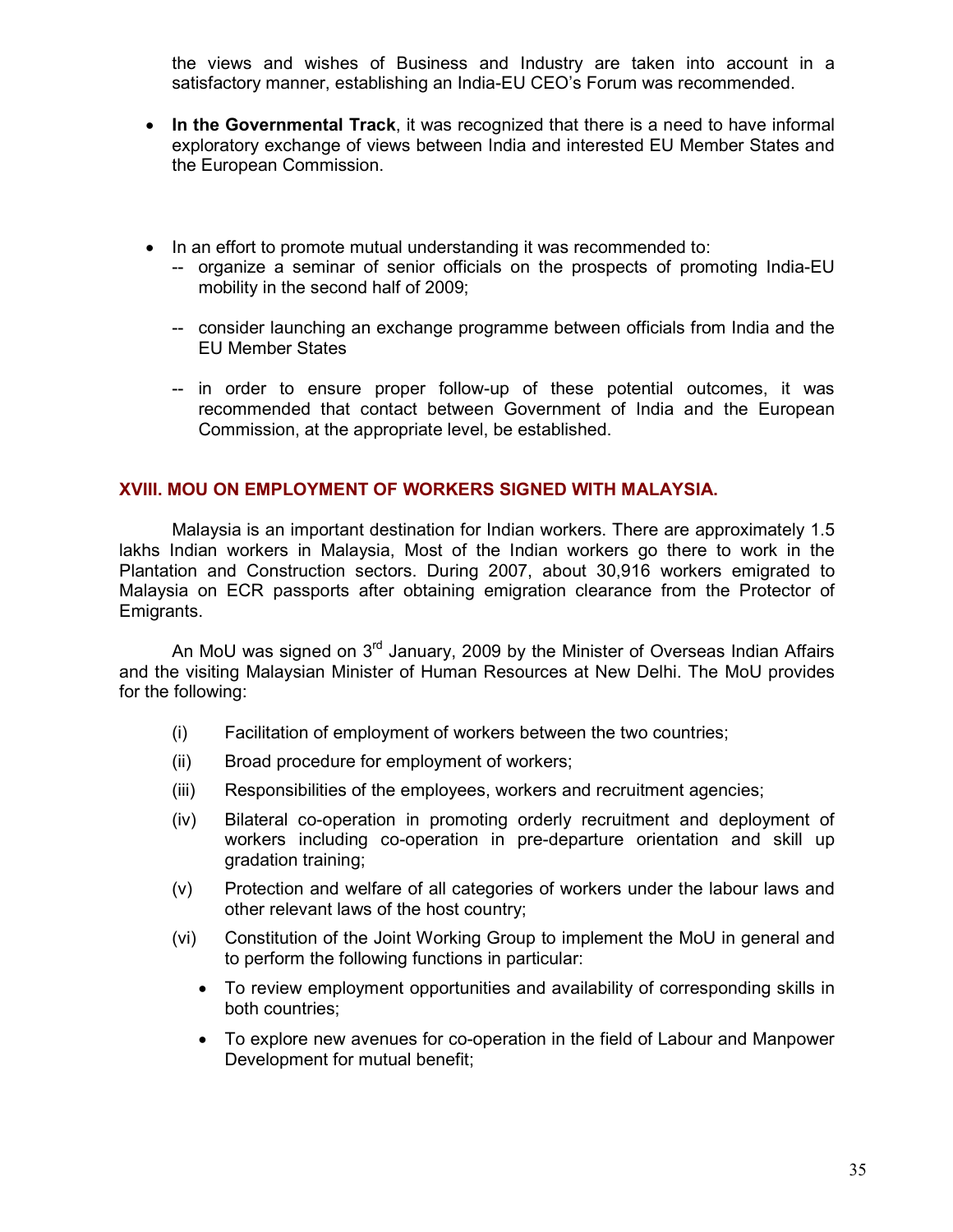the views and wishes of Business and Industry are taken into account in a satisfactory manner, establishing an India-EU CEO's Forum was recommended.

- **In the Governmental Track**, it was recognized that there is a need to have informal exploratory exchange of views between India and interested EU Member States and the European Commission.

- In an effort to promote mutual understanding it was recommended to:
  - -- organize a seminar of senior officials on the prospects of promoting India-EU mobility in the second half of 2009;
  - -- consider launching an exchange programme between officials from India and the EU Member States
  - -- in order to ensure proper follow-up of these potential outcomes, it was recommended that contact between Government of India and the European Commission, at the appropriate level, be established.

## XVIII. MOU ON EMPLOYMENT OF WORKERS SIGNED WITH MALAYSIA.

Malaysia is an important destination for Indian workers. There are approximately 1.5 lakhs Indian workers in Malaysia, Most of the Indian workers go there to work in the Plantation and Construction sectors. During 2007, about 30,916 workers emigrated to Malaysia on ECR passports after obtaining emigration clearance from the Protector of Emigrants.

An MoU was signed on 3rd January, 2009 by the Minister of Overseas Indian Affairs and the visiting Malaysian Minister of Human Resources at New Delhi. The MoU provides for the following:

(i) Facilitation of employment of workers between the two countries;

(ii) Broad procedure for employment of workers;

(iii) Responsibilities of the employees, workers and recruitment agencies;

(iv) Bilateral co-operation in promoting orderly recruitment and deployment of workers including co-operation in pre-departure orientation and skill up gradation training;

(v) Protection and welfare of all categories of workers under the labour laws and other relevant laws of the host country;

(vi) Constitution of the Joint Working Group to implement the MoU in general and to perform the following functions in particular:

- To review employment opportunities and availability of corresponding skills in both countries;
- To explore new avenues for co-operation in the field of Labour and Manpower Development for mutual benefit;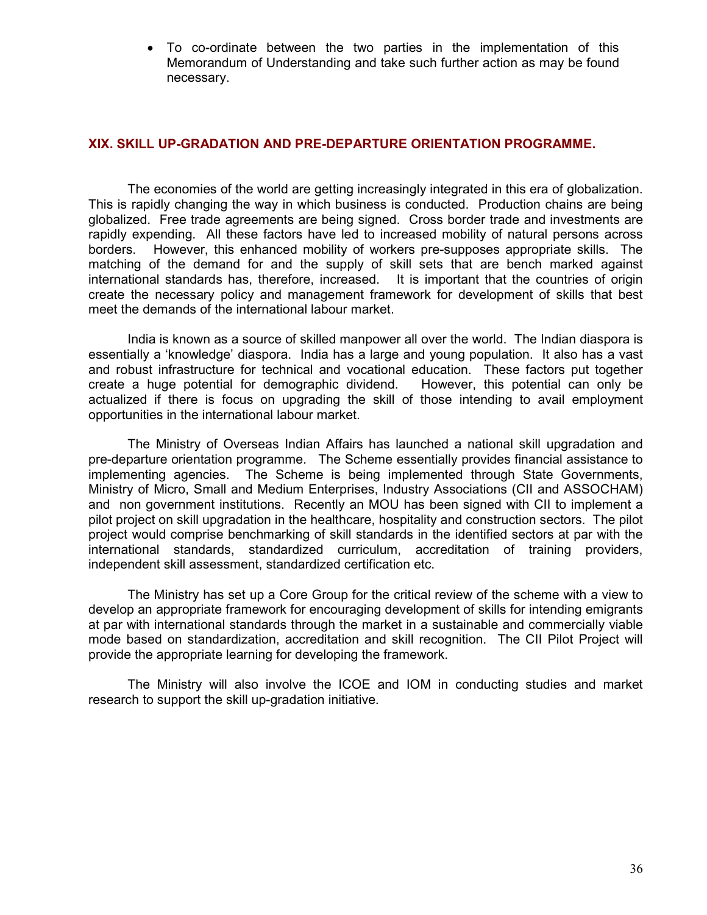- To co-ordinate between the two parties in the implementation of this Memorandum of Understanding and take such further action as may be found necessary.

## XIX. SKILL UP-GRADATION AND PRE-DEPARTURE ORIENTATION PROGRAMME.

The economies of the world are getting increasingly integrated in this era of globalization. This is rapidly changing the way in which business is conducted. Production chains are being globalized. Free trade agreements are being signed. Cross border trade and investments are rapidly expending. All these factors have led to increased mobility of natural persons across borders. However, this enhanced mobility of workers pre-supposes appropriate skills. The matching of the demand for and the supply of skill sets that are bench marked against international standards has, therefore, increased. It is important that the countries of origin create the necessary policy and management framework for development of skills that best meet the demands of the international labour market.

India is known as a source of skilled manpower all over the world. The Indian diaspora is essentially a 'knowledge' diaspora. India has a large and young population. It also has a vast and robust infrastructure for technical and vocational education. These factors put together create a huge potential for demographic dividend. However, this potential can only be actualized if there is focus on upgrading the skill of those intending to avail employment opportunities in the international labour market.

The Ministry of Overseas Indian Affairs has launched a national skill upgradation and pre-departure orientation programme. The Scheme essentially provides financial assistance to implementing agencies. The Scheme is being implemented through State Governments, Ministry of Micro, Small and Medium Enterprises, Industry Associations (CII and ASSOCHAM) and non government institutions. Recently an MOU has been signed with CII to implement a pilot project on skill upgradation in the healthcare, hospitality and construction sectors. The pilot project would comprise benchmarking of skill standards in the identified sectors at par with the international standards, standardized curriculum, accreditation of training providers, independent skill assessment, standardized certification etc.

The Ministry has set up a Core Group for the critical review of the scheme with a view to develop an appropriate framework for encouraging development of skills for intending emigrants at par with international standards through the market in a sustainable and commercially viable mode based on standardization, accreditation and skill recognition. The CII Pilot Project will provide the appropriate learning for developing the framework.

The Ministry will also involve the ICOE and IOM in conducting studies and market research to support the skill up-gradation initiative.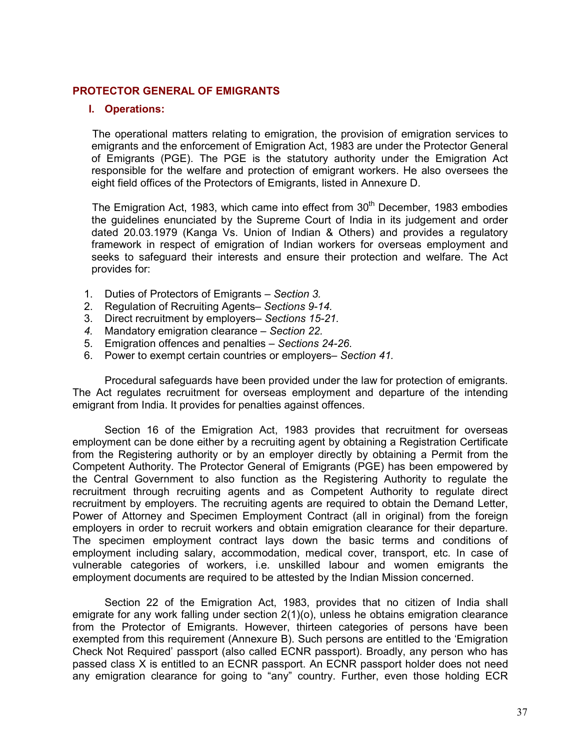## PROTECTOR GENERAL OF EMIGRANTS

### I. Operations:

The operational matters relating to emigration, the provision of emigration services to emigrants and the enforcement of Emigration Act, 1983 are under the Protector General of Emigrants (PGE). The PGE is the statutory authority under the Emigration Act responsible for the welfare and protection of emigrant workers. He also oversees the eight field offices of the Protectors of Emigrants, listed in Annexure D.

The Emigration Act, 1983, which came into effect from 30th December, 1983 embodies the guidelines enunciated by the Supreme Court of India in its judgement and order dated 20.03.1979 (Kanga Vs. Union of Indian & Others) and provides a regulatory framework in respect of emigration of Indian workers for overseas employment and seeks to safeguard their interests and ensure their protection and welfare. The Act provides for:

1. Duties of Protectors of Emigrants – *Section 3.*
2. Regulation of Recruiting Agents– *Sections 9-14.*
3. Direct recruitment by employers– *Sections 15-21.*
4. Mandatory emigration clearance – *Section 22.*
5. Emigration offences and penalties – *Sections 24-26*.
6. Power to exempt certain countries or employers– *Section 41.*

Procedural safeguards have been provided under the law for protection of emigrants. The Act regulates recruitment for overseas employment and departure of the intending emigrant from India. It provides for penalties against offences.

Section 16 of the Emigration Act, 1983 provides that recruitment for overseas employment can be done either by a recruiting agent by obtaining a Registration Certificate from the Registering authority or by an employer directly by obtaining a Permit from the Competent Authority. The Protector General of Emigrants (PGE) has been empowered by the Central Government to also function as the Registering Authority to regulate the recruitment through recruiting agents and as Competent Authority to regulate direct recruitment by employers. The recruiting agents are required to obtain the Demand Letter, Power of Attorney and Specimen Employment Contract (all in original) from the foreign employers in order to recruit workers and obtain emigration clearance for their departure. The specimen employment contract lays down the basic terms and conditions of employment including salary, accommodation, medical cover, transport, etc. In case of vulnerable categories of workers, i.e. unskilled labour and women emigrants the employment documents are required to be attested by the Indian Mission concerned.

Section 22 of the Emigration Act, 1983, provides that no citizen of India shall emigrate for any work falling under section 2(1)(o), unless he obtains emigration clearance from the Protector of Emigrants. However, thirteen categories of persons have been exempted from this requirement (Annexure B). Such persons are entitled to the 'Emigration Check Not Required' passport (also called ECNR passport). Broadly, any person who has passed class X is entitled to an ECNR passport. An ECNR passport holder does not need any emigration clearance for going to "any" country. Further, even those holding ECR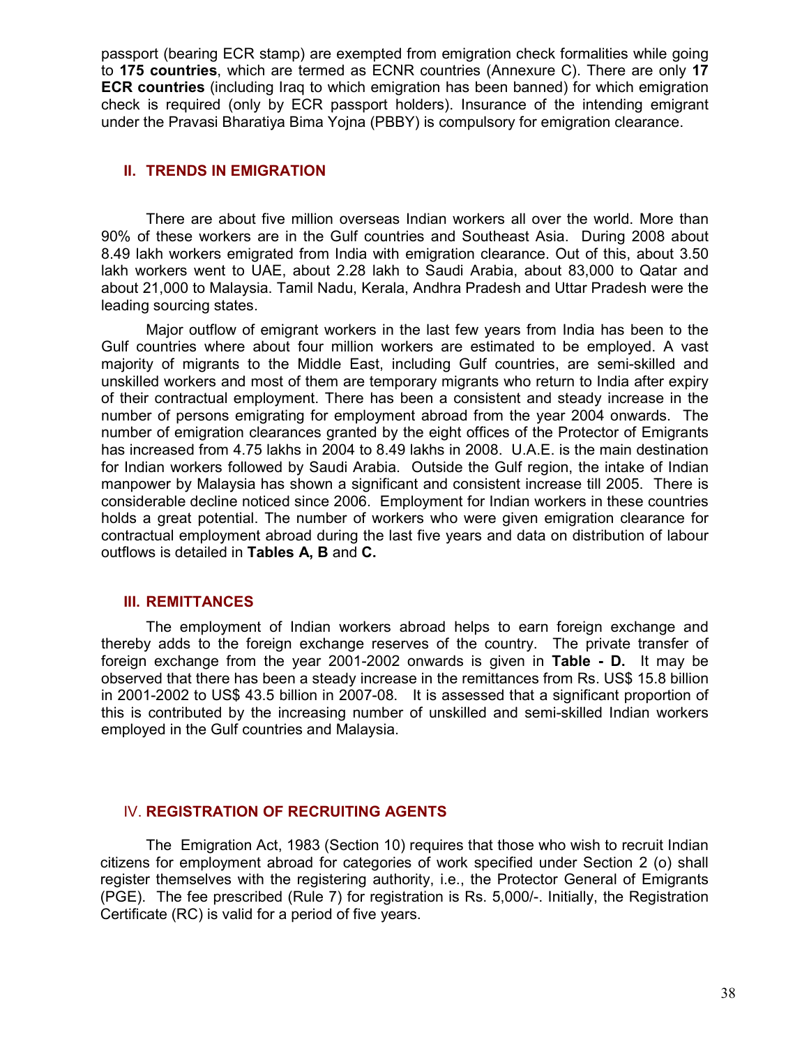passport (bearing ECR stamp) are exempted from emigration check formalities while going to **175 countries**, which are termed as ECNR countries (Annexure C). There are only **17 ECR countries** (including Iraq to which emigration has been banned) for which emigration check is required (only by ECR passport holders). Insurance of the intending emigrant under the Pravasi Bharatiya Bima Yojna (PBBY) is compulsory for emigration clearance.

## II. TRENDS IN EMIGRATION

There are about five million overseas Indian workers all over the world. More than 90% of these workers are in the Gulf countries and Southeast Asia. During 2008 about 8.49 lakh workers emigrated from India with emigration clearance. Out of this, about 3.50 lakh workers went to UAE, about 2.28 lakh to Saudi Arabia, about 83,000 to Qatar and about 21,000 to Malaysia. Tamil Nadu, Kerala, Andhra Pradesh and Uttar Pradesh were the leading sourcing states.

Major outflow of emigrant workers in the last few years from India has been to the Gulf countries where about four million workers are estimated to be employed. A vast majority of migrants to the Middle East, including Gulf countries, are semi-skilled and unskilled workers and most of them are temporary migrants who return to India after expiry of their contractual employment. There has been a consistent and steady increase in the number of persons emigrating for employment abroad from the year 2004 onwards. The number of emigration clearances granted by the eight offices of the Protector of Emigrants has increased from 4.75 lakhs in 2004 to 8.49 lakhs in 2008. U.A.E. is the main destination for Indian workers followed by Saudi Arabia. Outside the Gulf region, the intake of Indian manpower by Malaysia has shown a significant and consistent increase till 2005. There is considerable decline noticed since 2006. Employment for Indian workers in these countries holds a great potential. The number of workers who were given emigration clearance for contractual employment abroad during the last five years and data on distribution of labour outflows is detailed in **Tables A, B** and **C.**

## III. REMITTANCES

The employment of Indian workers abroad helps to earn foreign exchange and thereby adds to the foreign exchange reserves of the country. The private transfer of foreign exchange from the year 2001-2002 onwards is given in **Table - D.** It may be observed that there has been a steady increase in the remittances from Rs. US$ 15.8 billion in 2001-2002 to US$ 43.5 billion in 2007-08. It is assessed that a significant proportion of this is contributed by the increasing number of unskilled and semi-skilled Indian workers employed in the Gulf countries and Malaysia.

## IV. REGISTRATION OF RECRUITING AGENTS

The Emigration Act, 1983 (Section 10) requires that those who wish to recruit Indian citizens for employment abroad for categories of work specified under Section 2 (o) shall register themselves with the registering authority, i.e., the Protector General of Emigrants (PGE). The fee prescribed (Rule 7) for registration is Rs. 5,000/-. Initially, the Registration Certificate (RC) is valid for a period of five years.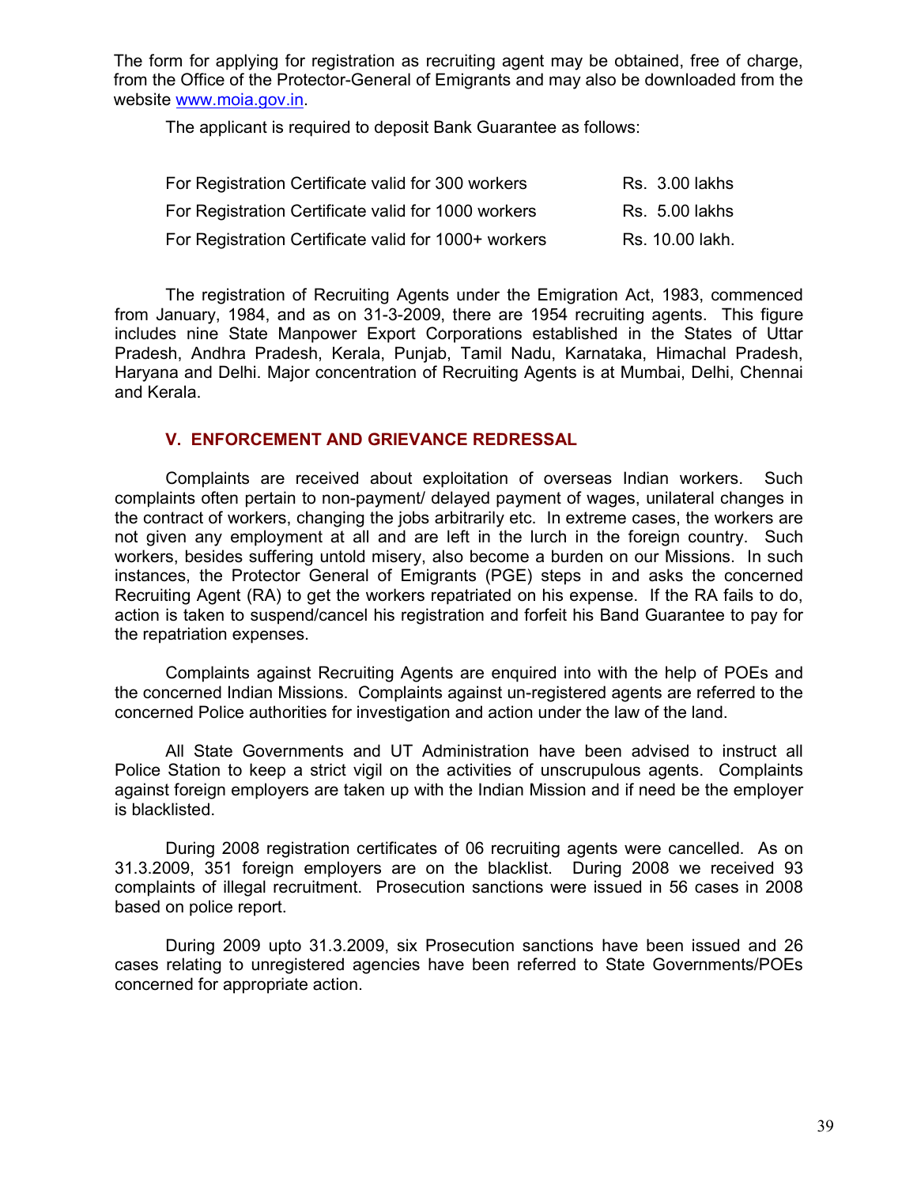The form for applying for registration as recruiting agent may be obtained, free of charge, from the Office of the Protector-General of Emigrants and may also be downloaded from the website www.moia.gov.in.

The applicant is required to deposit Bank Guarantee as follows:

| | |
|---|---|
| For Registration Certificate valid for 300 workers | Rs. 3.00 lakhs |
| For Registration Certificate valid for 1000 workers | Rs. 5.00 lakhs |
| For Registration Certificate valid for 1000+ workers | Rs. 10.00 lakh. |

The registration of Recruiting Agents under the Emigration Act, 1983, commenced from January, 1984, and as on 31-3-2009, there are 1954 recruiting agents. This figure includes nine State Manpower Export Corporations established in the States of Uttar Pradesh, Andhra Pradesh, Kerala, Punjab, Tamil Nadu, Karnataka, Himachal Pradesh, Haryana and Delhi. Major concentration of Recruiting Agents is at Mumbai, Delhi, Chennai and Kerala.

## V. ENFORCEMENT AND GRIEVANCE REDRESSAL

Complaints are received about exploitation of overseas Indian workers. Such complaints often pertain to non-payment/ delayed payment of wages, unilateral changes in the contract of workers, changing the jobs arbitrarily etc. In extreme cases, the workers are not given any employment at all and are left in the lurch in the foreign country. Such workers, besides suffering untold misery, also become a burden on our Missions. In such instances, the Protector General of Emigrants (PGE) steps in and asks the concerned Recruiting Agent (RA) to get the workers repatriated on his expense. If the RA fails to do, action is taken to suspend/cancel his registration and forfeit his Band Guarantee to pay for the repatriation expenses.

Complaints against Recruiting Agents are enquired into with the help of POEs and the concerned Indian Missions. Complaints against un-registered agents are referred to the concerned Police authorities for investigation and action under the law of the land.

All State Governments and UT Administration have been advised to instruct all Police Station to keep a strict vigil on the activities of unscrupulous agents. Complaints against foreign employers are taken up with the Indian Mission and if need be the employer is blacklisted.

During 2008 registration certificates of 06 recruiting agents were cancelled. As on 31.3.2009, 351 foreign employers are on the blacklist. During 2008 we received 93 complaints of illegal recruitment. Prosecution sanctions were issued in 56 cases in 2008 based on police report.

During 2009 upto 31.3.2009, six Prosecution sanctions have been issued and 26 cases relating to unregistered agencies have been referred to State Governments/POEs concerned for appropriate action.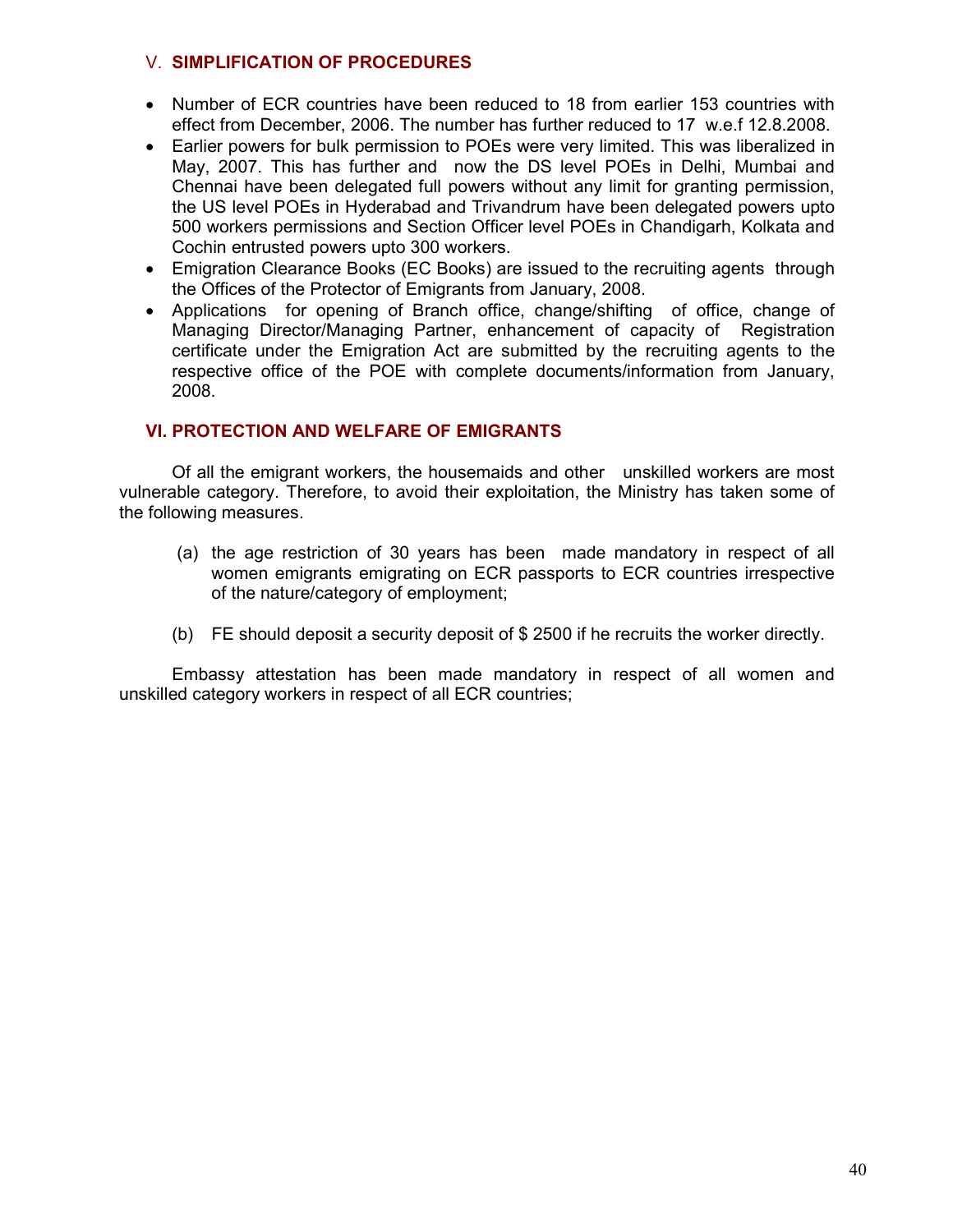## V. SIMPLIFICATION OF PROCEDURES

- Number of ECR countries have been reduced to 18 from earlier 153 countries with effect from December, 2006. The number has further reduced to 17 w.e.f 12.8.2008.
- Earlier powers for bulk permission to POEs were very limited. This was liberalized in May, 2007. This has further and now the DS level POEs in Delhi, Mumbai and Chennai have been delegated full powers without any limit for granting permission, the US level POEs in Hyderabad and Trivandrum have been delegated powers upto 500 workers permissions and Section Officer level POEs in Chandigarh, Kolkata and Cochin entrusted powers upto 300 workers.
- Emigration Clearance Books (EC Books) are issued to the recruiting agents through the Offices of the Protector of Emigrants from January, 2008.
- Applications for opening of Branch office, change/shifting of office, change of Managing Director/Managing Partner, enhancement of capacity of Registration certificate under the Emigration Act are submitted by the recruiting agents to the respective office of the POE with complete documents/information from January, 2008.

## VI. PROTECTION AND WELFARE OF EMIGRANTS

Of all the emigrant workers, the housemaids and other unskilled workers are most vulnerable category. Therefore, to avoid their exploitation, the Ministry has taken some of the following measures.

(a) the age restriction of 30 years has been made mandatory in respect of all women emigrants emigrating on ECR passports to ECR countries irrespective of the nature/category of employment;

(b) FE should deposit a security deposit of $ 2500 if he recruits the worker directly.

Embassy attestation has been made mandatory in respect of all women and unskilled category workers in respect of all ECR countries;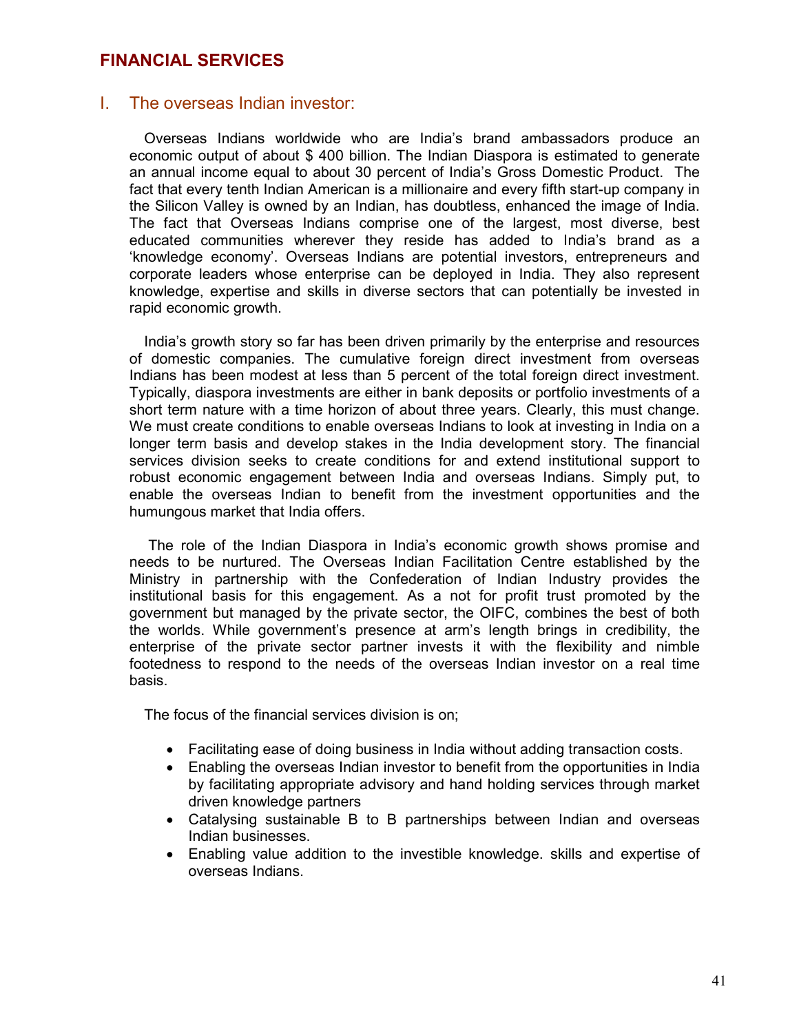# FINANCIAL SERVICES

## I. The overseas Indian investor:

Overseas Indians worldwide who are India's brand ambassadors produce an economic output of about $ 400 billion. The Indian Diaspora is estimated to generate an annual income equal to about 30 percent of India's Gross Domestic Product. The fact that every tenth Indian American is a millionaire and every fifth start-up company in the Silicon Valley is owned by an Indian, has doubtless, enhanced the image of India. The fact that Overseas Indians comprise one of the largest, most diverse, best educated communities wherever they reside has added to India's brand as a 'knowledge economy'. Overseas Indians are potential investors, entrepreneurs and corporate leaders whose enterprise can be deployed in India. They also represent knowledge, expertise and skills in diverse sectors that can potentially be invested in rapid economic growth.

India's growth story so far has been driven primarily by the enterprise and resources of domestic companies. The cumulative foreign direct investment from overseas Indians has been modest at less than 5 percent of the total foreign direct investment. Typically, diaspora investments are either in bank deposits or portfolio investments of a short term nature with a time horizon of about three years. Clearly, this must change. We must create conditions to enable overseas Indians to look at investing in India on a longer term basis and develop stakes in the India development story. The financial services division seeks to create conditions for and extend institutional support to robust economic engagement between India and overseas Indians. Simply put, to enable the overseas Indian to benefit from the investment opportunities and the humungous market that India offers.

The role of the Indian Diaspora in India's economic growth shows promise and needs to be nurtured. The Overseas Indian Facilitation Centre established by the Ministry in partnership with the Confederation of Indian Industry provides the institutional basis for this engagement. As a not for profit trust promoted by the government but managed by the private sector, the OIFC, combines the best of both the worlds. While government's presence at arm's length brings in credibility, the enterprise of the private sector partner invests it with the flexibility and nimble footedness to respond to the needs of the overseas Indian investor on a real time basis.

The focus of the financial services division is on;

- Facilitating ease of doing business in India without adding transaction costs.
- Enabling the overseas Indian investor to benefit from the opportunities in India by facilitating appropriate advisory and hand holding services through market driven knowledge partners
- Catalysing sustainable B to B partnerships between Indian and overseas Indian businesses.
- Enabling value addition to the investible knowledge. skills and expertise of overseas Indians.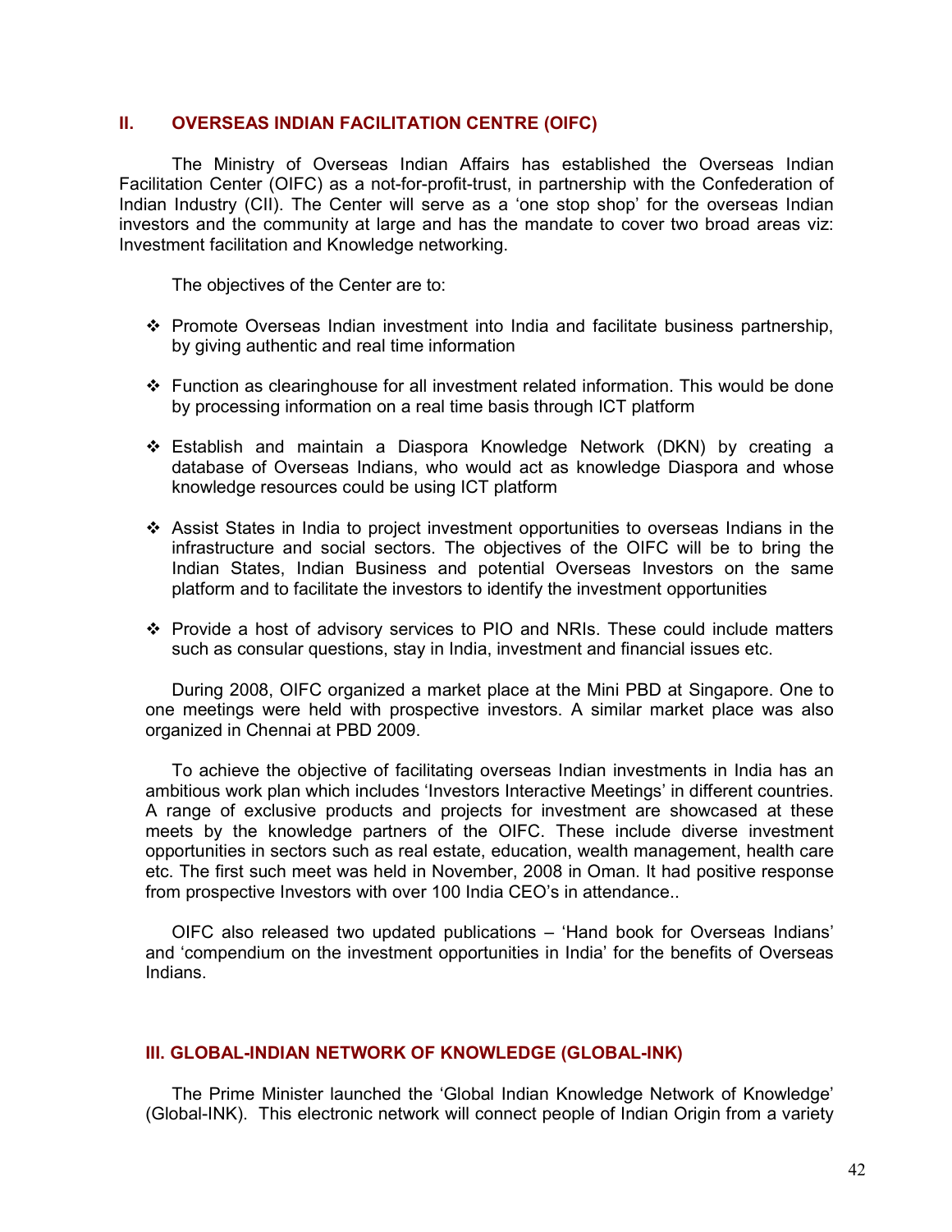## II. OVERSEAS INDIAN FACILITATION CENTRE (OIFC)

The Ministry of Overseas Indian Affairs has established the Overseas Indian Facilitation Center (OIFC) as a not-for-profit-trust, in partnership with the Confederation of Indian Industry (CII). The Center will serve as a 'one stop shop' for the overseas Indian investors and the community at large and has the mandate to cover two broad areas viz: Investment facilitation and Knowledge networking.

The objectives of the Center are to:

- Promote Overseas Indian investment into India and facilitate business partnership, by giving authentic and real time information
- Function as clearinghouse for all investment related information. This would be done by processing information on a real time basis through ICT platform
- Establish and maintain a Diaspora Knowledge Network (DKN) by creating a database of Overseas Indians, who would act as knowledge Diaspora and whose knowledge resources could be using ICT platform
- Assist States in India to project investment opportunities to overseas Indians in the infrastructure and social sectors. The objectives of the OIFC will be to bring the Indian States, Indian Business and potential Overseas Investors on the same platform and to facilitate the investors to identify the investment opportunities
- Provide a host of advisory services to PIO and NRIs. These could include matters such as consular questions, stay in India, investment and financial issues etc.

During 2008, OIFC organized a market place at the Mini PBD at Singapore. One to one meetings were held with prospective investors. A similar market place was also organized in Chennai at PBD 2009.

To achieve the objective of facilitating overseas Indian investments in India has an ambitious work plan which includes 'Investors Interactive Meetings' in different countries. A range of exclusive products and projects for investment are showcased at these meets by the knowledge partners of the OIFC. These include diverse investment opportunities in sectors such as real estate, education, wealth management, health care etc. The first such meet was held in November, 2008 in Oman. It had positive response from prospective Investors with over 100 India CEO's in attendance..

OIFC also released two updated publications – 'Hand book for Overseas Indians' and 'compendium on the investment opportunities in India' for the benefits of Overseas Indians.

## III. GLOBAL-INDIAN NETWORK OF KNOWLEDGE (GLOBAL-INK)

The Prime Minister launched the 'Global Indian Knowledge Network of Knowledge' (Global-INK). This electronic network will connect people of Indian Origin from a variety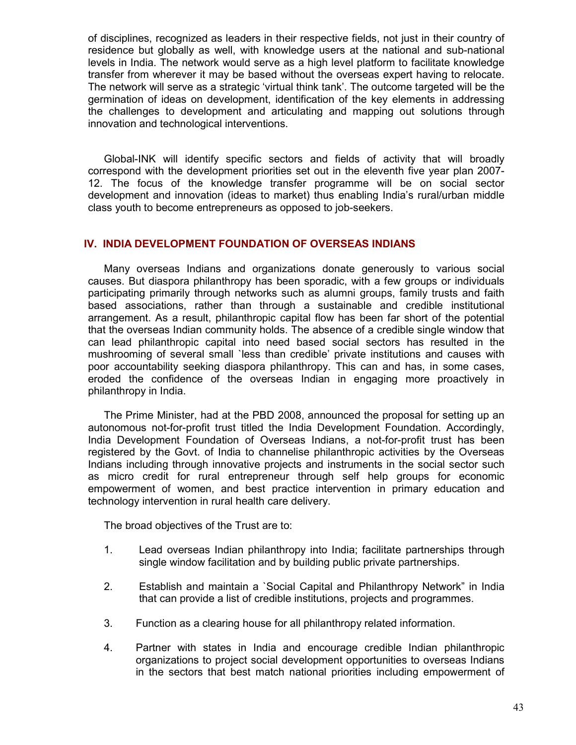of disciplines, recognized as leaders in their respective fields, not just in their country of residence but globally as well, with knowledge users at the national and sub-national levels in India. The network would serve as a high level platform to facilitate knowledge transfer from wherever it may be based without the overseas expert having to relocate. The network will serve as a strategic 'virtual think tank'. The outcome targeted will be the germination of ideas on development, identification of the key elements in addressing the challenges to development and articulating and mapping out solutions through innovation and technological interventions.

Global-INK will identify specific sectors and fields of activity that will broadly correspond with the development priorities set out in the eleventh five year plan 2007-12. The focus of the knowledge transfer programme will be on social sector development and innovation (ideas to market) thus enabling India's rural/urban middle class youth to become entrepreneurs as opposed to job-seekers.

## IV. INDIA DEVELOPMENT FOUNDATION OF OVERSEAS INDIANS

Many overseas Indians and organizations donate generously to various social causes. But diaspora philanthropy has been sporadic, with a few groups or individuals participating primarily through networks such as alumni groups, family trusts and faith based associations, rather than through a sustainable and credible institutional arrangement. As a result, philanthropic capital flow has been far short of the potential that the overseas Indian community holds. The absence of a credible single window that can lead philanthropic capital into need based social sectors has resulted in the mushrooming of several small `less than credible' private institutions and causes with poor accountability seeking diaspora philanthropy. This can and has, in some cases, eroded the confidence of the overseas Indian in engaging more proactively in philanthropy in India.

The Prime Minister, had at the PBD 2008, announced the proposal for setting up an autonomous not-for-profit trust titled the India Development Foundation. Accordingly, India Development Foundation of Overseas Indians, a not-for-profit trust has been registered by the Govt. of India to channelise philanthropic activities by the Overseas Indians including through innovative projects and instruments in the social sector such as micro credit for rural entrepreneur through self help groups for economic empowerment of women, and best practice intervention in primary education and technology intervention in rural health care delivery.

The broad objectives of the Trust are to:

1. Lead overseas Indian philanthropy into India; facilitate partnerships through single window facilitation and by building public private partnerships.

2. Establish and maintain a `Social Capital and Philanthropy Network" in India that can provide a list of credible institutions, projects and programmes.

3. Function as a clearing house for all philanthropy related information.

4. Partner with states in India and encourage credible Indian philanthropic organizations to project social development opportunities to overseas Indians in the sectors that best match national priorities including empowerment of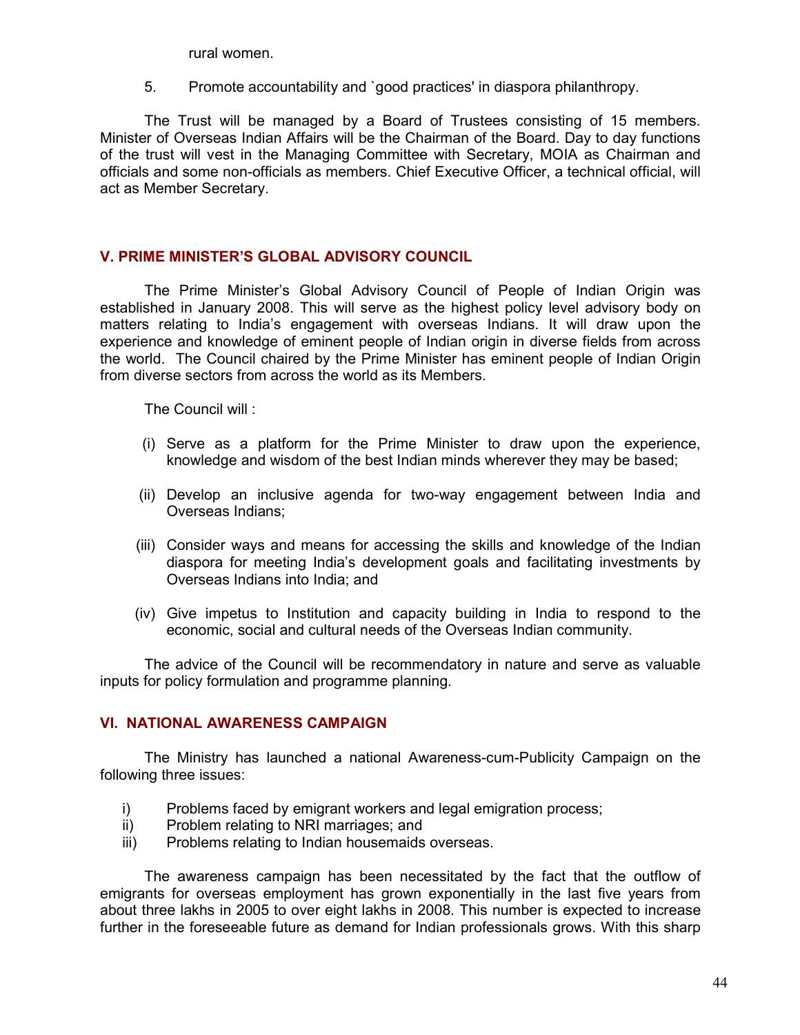rural women.

5. Promote accountability and `good practices' in diaspora philanthropy.

The Trust will be managed by a Board of Trustees consisting of 15 members. Minister of Overseas Indian Affairs will be the Chairman of the Board. Day to day functions of the trust will vest in the Managing Committee with Secretary, MOIA as Chairman and officials and some non-officials as members. Chief Executive Officer, a technical official, will act as Member Secretary.

## V. PRIME MINISTER'S GLOBAL ADVISORY COUNCIL

The Prime Minister's Global Advisory Council of People of Indian Origin was established in January 2008. This will serve as the highest policy level advisory body on matters relating to India's engagement with overseas Indians. It will draw upon the experience and knowledge of eminent people of Indian origin in diverse fields from across the world. The Council chaired by the Prime Minister has eminent people of Indian Origin from diverse sectors from across the world as its Members.

The Council will :

(i) Serve as a platform for the Prime Minister to draw upon the experience, knowledge and wisdom of the best Indian minds wherever they may be based;

(ii) Develop an inclusive agenda for two-way engagement between India and Overseas Indians;

(iii) Consider ways and means for accessing the skills and knowledge of the Indian diaspora for meeting India's development goals and facilitating investments by Overseas Indians into India; and

(iv) Give impetus to Institution and capacity building in India to respond to the economic, social and cultural needs of the Overseas Indian community.

The advice of the Council will be recommendatory in nature and serve as valuable inputs for policy formulation and programme planning.

## VI. NATIONAL AWARENESS CAMPAIGN

The Ministry has launched a national Awareness-cum-Publicity Campaign on the following three issues:

i) Problems faced by emigrant workers and legal emigration process;
ii) Problem relating to NRI marriages; and
iii) Problems relating to Indian housemaids overseas.

The awareness campaign has been necessitated by the fact that the outflow of emigrants for overseas employment has grown exponentially in the last five years from about three lakhs in 2005 to over eight lakhs in 2008. This number is expected to increase further in the foreseeable future as demand for Indian professionals grows. With this sharp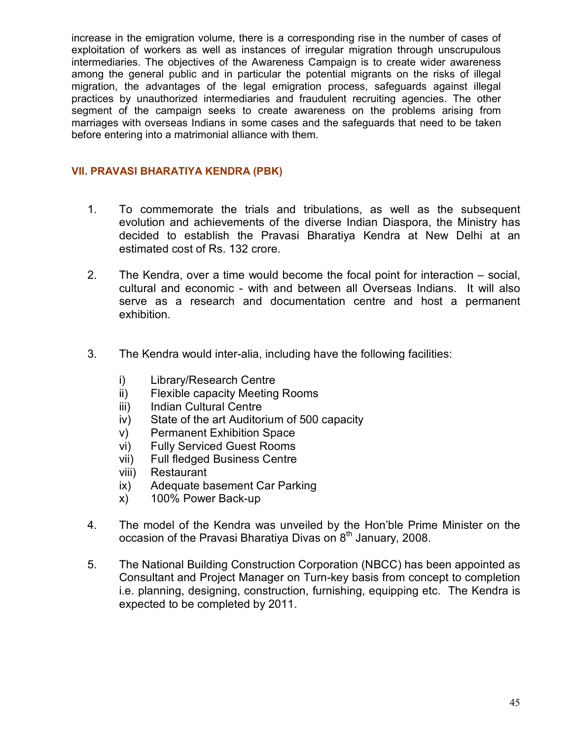increase in the emigration volume, there is a corresponding rise in the number of cases of exploitation of workers as well as instances of irregular migration through unscrupulous intermediaries. The objectives of the Awareness Campaign is to create wider awareness among the general public and in particular the potential migrants on the risks of illegal migration, the advantages of the legal emigration process, safeguards against illegal practices by unauthorized intermediaries and fraudulent recruiting agencies. The other segment of the campaign seeks to create awareness on the problems arising from marriages with overseas Indians in some cases and the safeguards that need to be taken before entering into a matrimonial alliance with them.

### VII. PRAVASI BHARATIYA KENDRA (PBK)

1. To commemorate the trials and tribulations, as well as the subsequent evolution and achievements of the diverse Indian Diaspora, the Ministry has decided to establish the Pravasi Bharatiya Kendra at New Delhi at an estimated cost of Rs. 132 crore.

2. The Kendra, over a time would become the focal point for interaction – social, cultural and economic - with and between all Overseas Indians. It will also serve as a research and documentation centre and host a permanent exhibition.

3. The Kendra would inter-alia, including have the following facilities:

   i) Library/Research Centre
   ii) Flexible capacity Meeting Rooms
   iii) Indian Cultural Centre
   iv) State of the art Auditorium of 500 capacity
   v) Permanent Exhibition Space
   vi) Fully Serviced Guest Rooms
   vii) Full fledged Business Centre
   viii) Restaurant
   ix) Adequate basement Car Parking
   x) 100% Power Back-up

4. The model of the Kendra was unveiled by the Hon'ble Prime Minister on the occasion of the Pravasi Bharatiya Divas on 8th January, 2008.

5. The National Building Construction Corporation (NBCC) has been appointed as Consultant and Project Manager on Turn-key basis from concept to completion i.e. planning, designing, construction, furnishing, equipping etc. The Kendra is expected to be completed by 2011.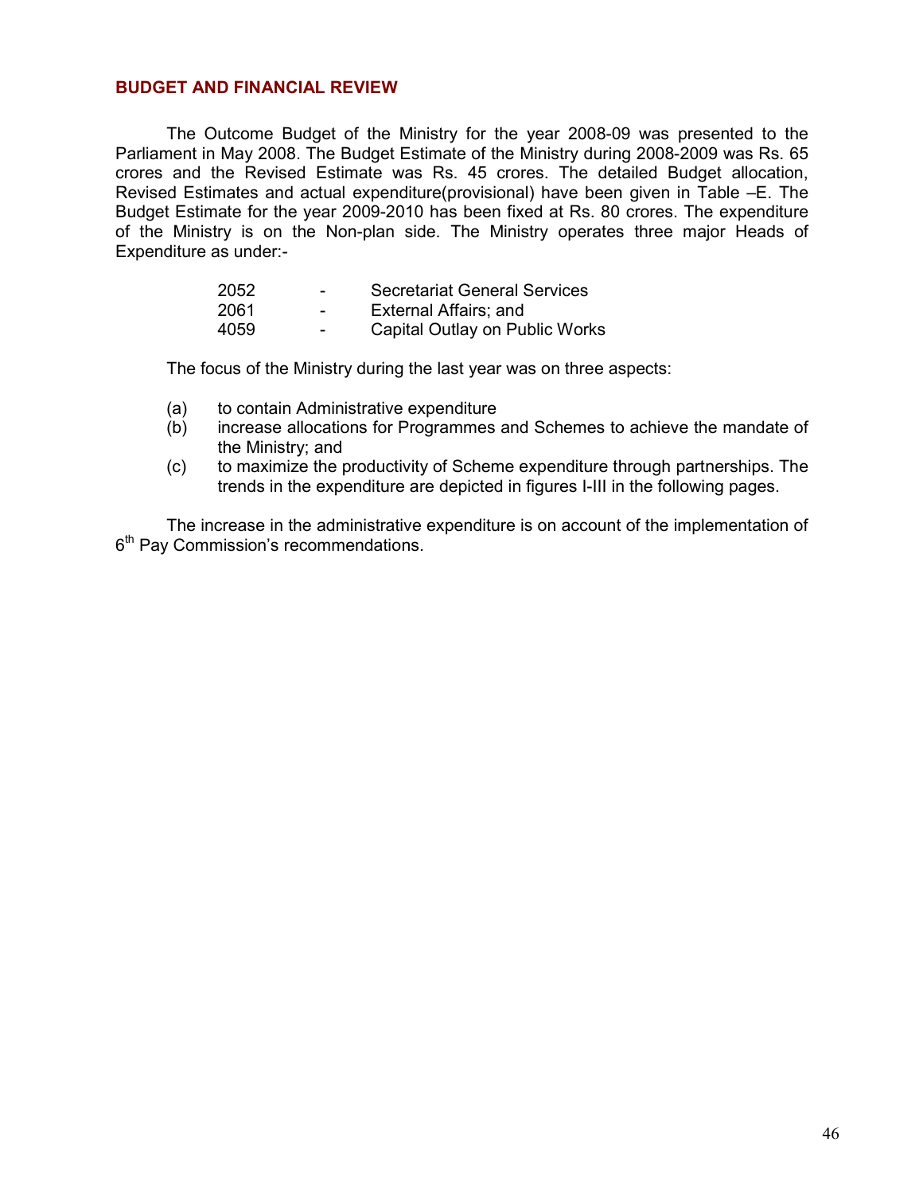## BUDGET AND FINANCIAL REVIEW

The Outcome Budget of the Ministry for the year 2008-09 was presented to the Parliament in May 2008. The Budget Estimate of the Ministry during 2008-2009 was Rs. 65 crores and the Revised Estimate was Rs. 45 crores. The detailed Budget allocation, Revised Estimates and actual expenditure(provisional) have been given in Table –E. The Budget Estimate for the year 2009-2010 has been fixed at Rs. 80 crores. The expenditure of the Ministry is on the Non-plan side. The Ministry operates three major Heads of Expenditure as under:-

| | | |
|---|---|---|
| 2052 | - | Secretariat General Services |
| 2061 | - | External Affairs; and |
| 4059 | - | Capital Outlay on Public Works |

The focus of the Ministry during the last year was on three aspects:

(a) to contain Administrative expenditure

(b) increase allocations for Programmes and Schemes to achieve the mandate of the Ministry; and

(c) to maximize the productivity of Scheme expenditure through partnerships. The trends in the expenditure are depicted in figures I-III in the following pages.

The increase in the administrative expenditure is on account of the implementation of 6th Pay Commission's recommendations.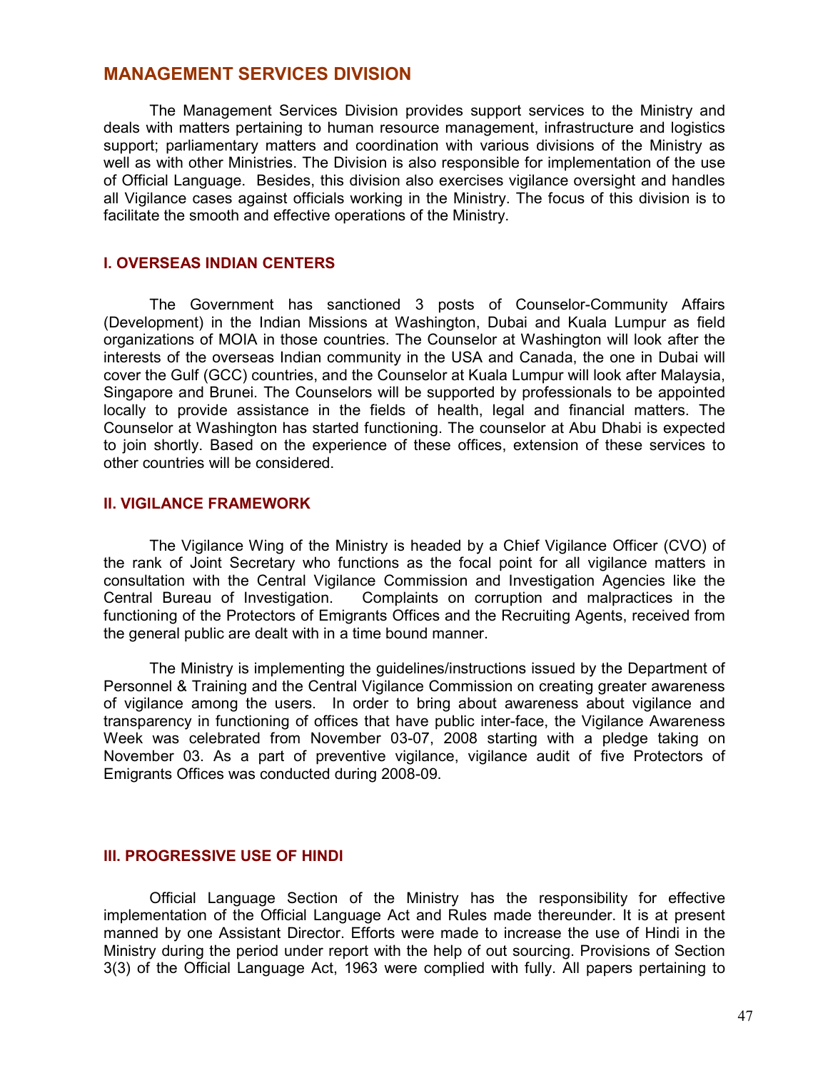## MANAGEMENT SERVICES DIVISION

The Management Services Division provides support services to the Ministry and deals with matters pertaining to human resource management, infrastructure and logistics support; parliamentary matters and coordination with various divisions of the Ministry as well as with other Ministries. The Division is also responsible for implementation of the use of Official Language. Besides, this division also exercises vigilance oversight and handles all Vigilance cases against officials working in the Ministry. The focus of this division is to facilitate the smooth and effective operations of the Ministry.

### I. OVERSEAS INDIAN CENTERS

The Government has sanctioned 3 posts of Counselor-Community Affairs (Development) in the Indian Missions at Washington, Dubai and Kuala Lumpur as field organizations of MOIA in those countries. The Counselor at Washington will look after the interests of the overseas Indian community in the USA and Canada, the one in Dubai will cover the Gulf (GCC) countries, and the Counselor at Kuala Lumpur will look after Malaysia, Singapore and Brunei. The Counselors will be supported by professionals to be appointed locally to provide assistance in the fields of health, legal and financial matters. The Counselor at Washington has started functioning. The counselor at Abu Dhabi is expected to join shortly. Based on the experience of these offices, extension of these services to other countries will be considered.

### II. VIGILANCE FRAMEWORK

The Vigilance Wing of the Ministry is headed by a Chief Vigilance Officer (CVO) of the rank of Joint Secretary who functions as the focal point for all vigilance matters in consultation with the Central Vigilance Commission and Investigation Agencies like the Central Bureau of Investigation. Complaints on corruption and malpractices in the functioning of the Protectors of Emigrants Offices and the Recruiting Agents, received from the general public are dealt with in a time bound manner.

The Ministry is implementing the guidelines/instructions issued by the Department of Personnel & Training and the Central Vigilance Commission on creating greater awareness of vigilance among the users. In order to bring about awareness about vigilance and transparency in functioning of offices that have public inter-face, the Vigilance Awareness Week was celebrated from November 03-07, 2008 starting with a pledge taking on November 03. As a part of preventive vigilance, vigilance audit of five Protectors of Emigrants Offices was conducted during 2008-09.

### III. PROGRESSIVE USE OF HINDI

Official Language Section of the Ministry has the responsibility for effective implementation of the Official Language Act and Rules made thereunder. It is at present manned by one Assistant Director. Efforts were made to increase the use of Hindi in the Ministry during the period under report with the help of out sourcing. Provisions of Section 3(3) of the Official Language Act, 1963 were complied with fully. All papers pertaining to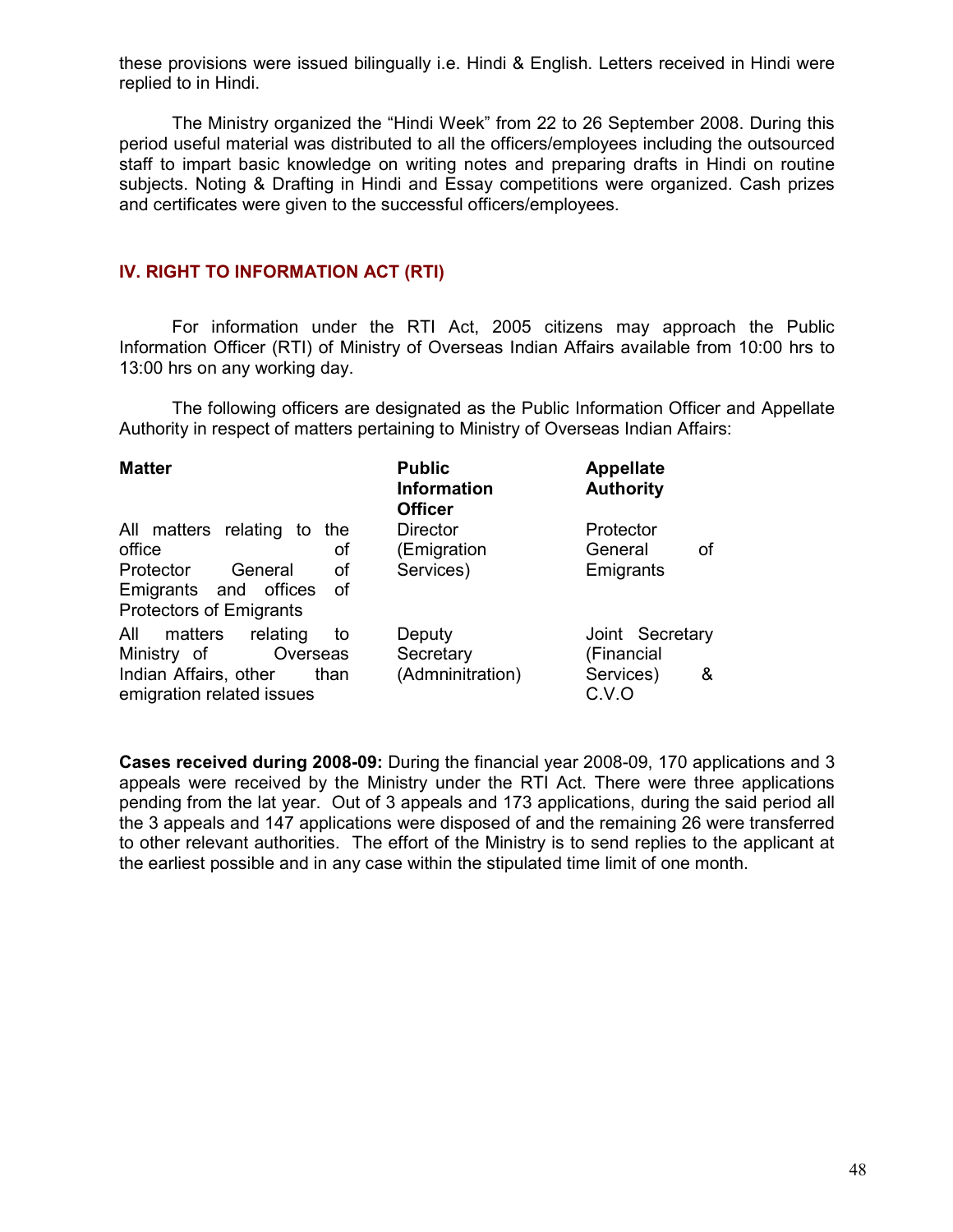these provisions were issued bilingually i.e. Hindi & English. Letters received in Hindi were replied to in Hindi.

The Ministry organized the “Hindi Week” from 22 to 26 September 2008. During this period useful material was distributed to all the officers/employees including the outsourced staff to impart basic knowledge on writing notes and preparing drafts in Hindi on routine subjects. Noting & Drafting in Hindi and Essay competitions were organized. Cash prizes and certificates were given to the successful officers/employees.

## IV. RIGHT TO INFORMATION ACT (RTI)

For information under the RTI Act, 2005 citizens may approach the Public Information Officer (RTI) of Ministry of Overseas Indian Affairs available from 10:00 hrs to 13:00 hrs on any working day.

The following officers are designated as the Public Information Officer and Appellate Authority in respect of matters pertaining to Ministry of Overseas Indian Affairs:

| Matter | Public Information Officer | Appellate Authority |
|---|---|---|
| All matters relating to the office of Protector General of Emigrants and offices of Protectors of Emigrants | Director (Emigration Services) | Protector General of Emigrants |
| All matters relating to Ministry of Overseas Indian Affairs, other than emigration related issues | Deputy Secretary (Admninitration) | Joint Secretary (Financial Services) & C.V.O |

**Cases received during 2008-09:** During the financial year 2008-09, 170 applications and 3 appeals were received by the Ministry under the RTI Act. There were three applications pending from the lat year. Out of 3 appeals and 173 applications, during the said period all the 3 appeals and 147 applications were disposed of and the remaining 26 were transferred to other relevant authorities. The effort of the Ministry is to send replies to the applicant at the earliest possible and in any case within the stipulated time limit of one month.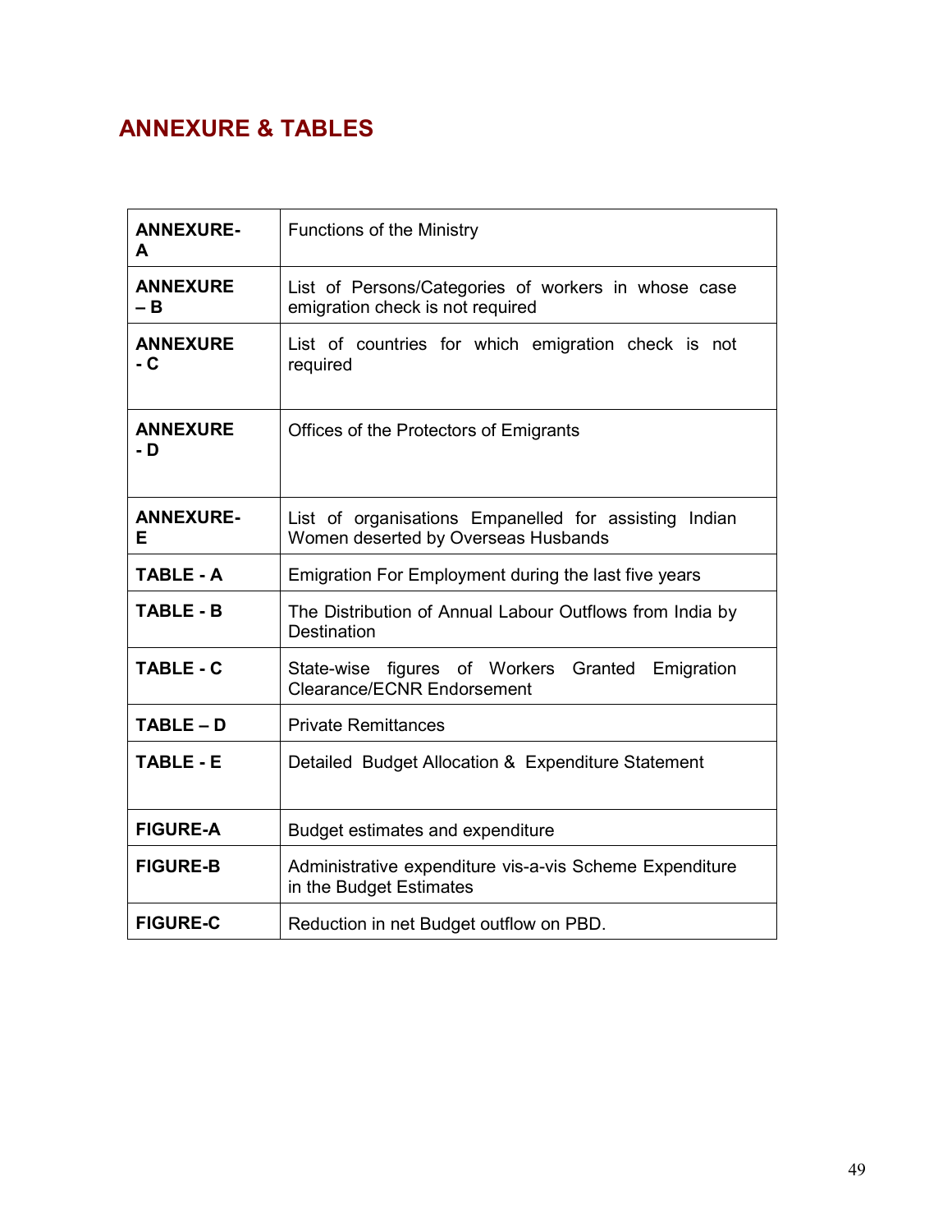## ANNEXURE & TABLES

| | |
|---|---|
| **ANNEXURE-A** | Functions of the Ministry |
| **ANNEXURE – B** | List of Persons/Categories of workers in whose case emigration check is not required |
| **ANNEXURE - C** | List of countries for which emigration check is not required |
| **ANNEXURE - D** | Offices of the Protectors of Emigrants |
| **ANNEXURE-E** | List of organisations Empanelled for assisting Indian Women deserted by Overseas Husbands |
| **TABLE - A** | Emigration For Employment during the last five years |
| **TABLE - B** | The Distribution of Annual Labour Outflows from India by Destination |
| **TABLE - C** | State-wise figures of Workers Granted Emigration Clearance/ECNR Endorsement |
| **TABLE – D** | Private Remittances |
| **TABLE - E** | Detailed Budget Allocation & Expenditure Statement |
| **FIGURE-A** | Budget estimates and expenditure |
| **FIGURE-B** | Administrative expenditure vis-a-vis Scheme Expenditure in the Budget Estimates |
| **FIGURE-C** | Reduction in net Budget outflow on PBD. |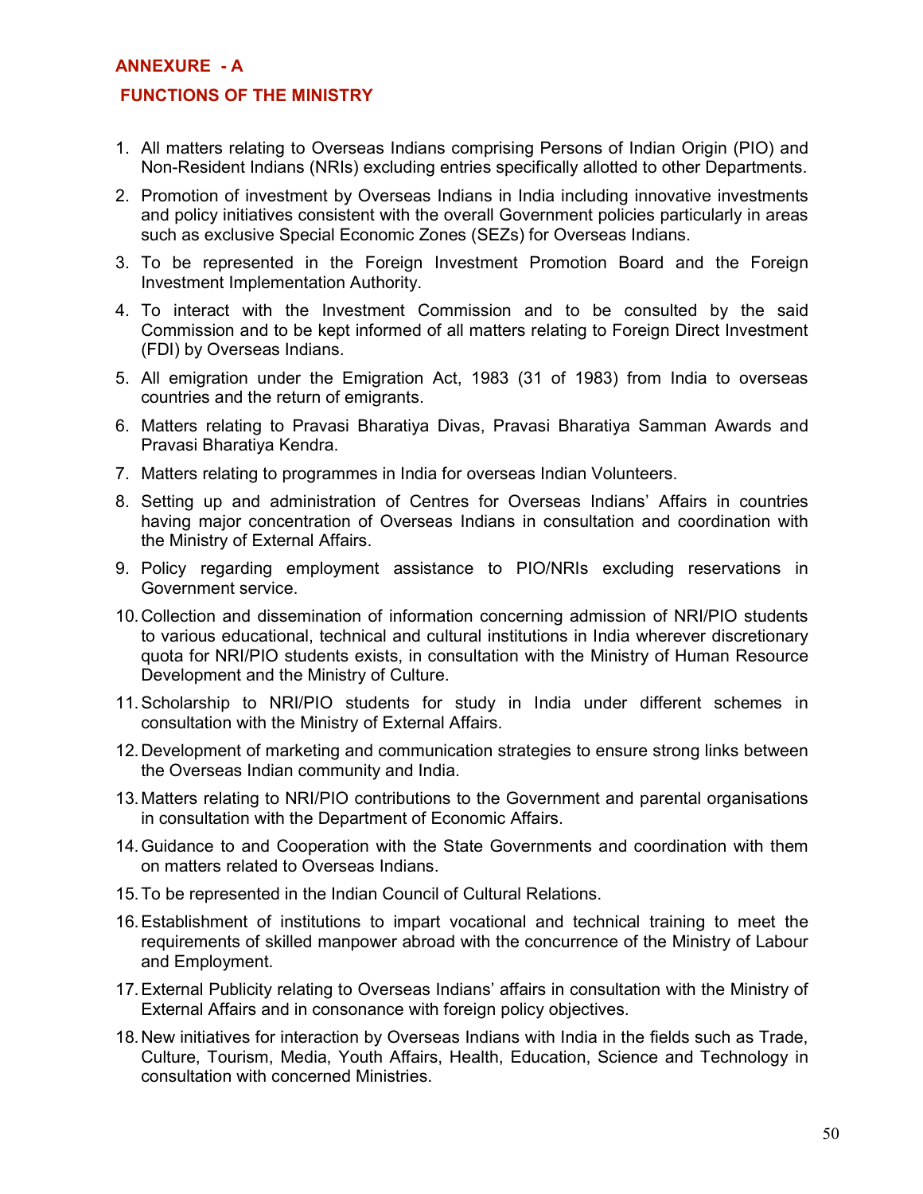## ANNEXURE - A

### FUNCTIONS OF THE MINISTRY

1. All matters relating to Overseas Indians comprising Persons of Indian Origin (PIO) and Non-Resident Indians (NRIs) excluding entries specifically allotted to other Departments.
2. Promotion of investment by Overseas Indians in India including innovative investments and policy initiatives consistent with the overall Government policies particularly in areas such as exclusive Special Economic Zones (SEZs) for Overseas Indians.
3. To be represented in the Foreign Investment Promotion Board and the Foreign Investment Implementation Authority.
4. To interact with the Investment Commission and to be consulted by the said Commission and to be kept informed of all matters relating to Foreign Direct Investment (FDI) by Overseas Indians.
5. All emigration under the Emigration Act, 1983 (31 of 1983) from India to overseas countries and the return of emigrants.
6. Matters relating to Pravasi Bharatiya Divas, Pravasi Bharatiya Samman Awards and Pravasi Bharatiya Kendra.
7. Matters relating to programmes in India for overseas Indian Volunteers.
8. Setting up and administration of Centres for Overseas Indians' Affairs in countries having major concentration of Overseas Indians in consultation and coordination with the Ministry of External Affairs.
9. Policy regarding employment assistance to PIO/NRIs excluding reservations in Government service.
10. Collection and dissemination of information concerning admission of NRI/PIO students to various educational, technical and cultural institutions in India wherever discretionary quota for NRI/PIO students exists, in consultation with the Ministry of Human Resource Development and the Ministry of Culture.
11. Scholarship to NRI/PIO students for study in India under different schemes in consultation with the Ministry of External Affairs.
12. Development of marketing and communication strategies to ensure strong links between the Overseas Indian community and India.
13. Matters relating to NRI/PIO contributions to the Government and parental organisations in consultation with the Department of Economic Affairs.
14. Guidance to and Cooperation with the State Governments and coordination with them on matters related to Overseas Indians.
15. To be represented in the Indian Council of Cultural Relations.
16. Establishment of institutions to impart vocational and technical training to meet the requirements of skilled manpower abroad with the concurrence of the Ministry of Labour and Employment.
17. External Publicity relating to Overseas Indians' affairs in consultation with the Ministry of External Affairs and in consonance with foreign policy objectives.
18. New initiatives for interaction by Overseas Indians with India in the fields such as Trade, Culture, Tourism, Media, Youth Affairs, Health, Education, Science and Technology in consultation with concerned Ministries.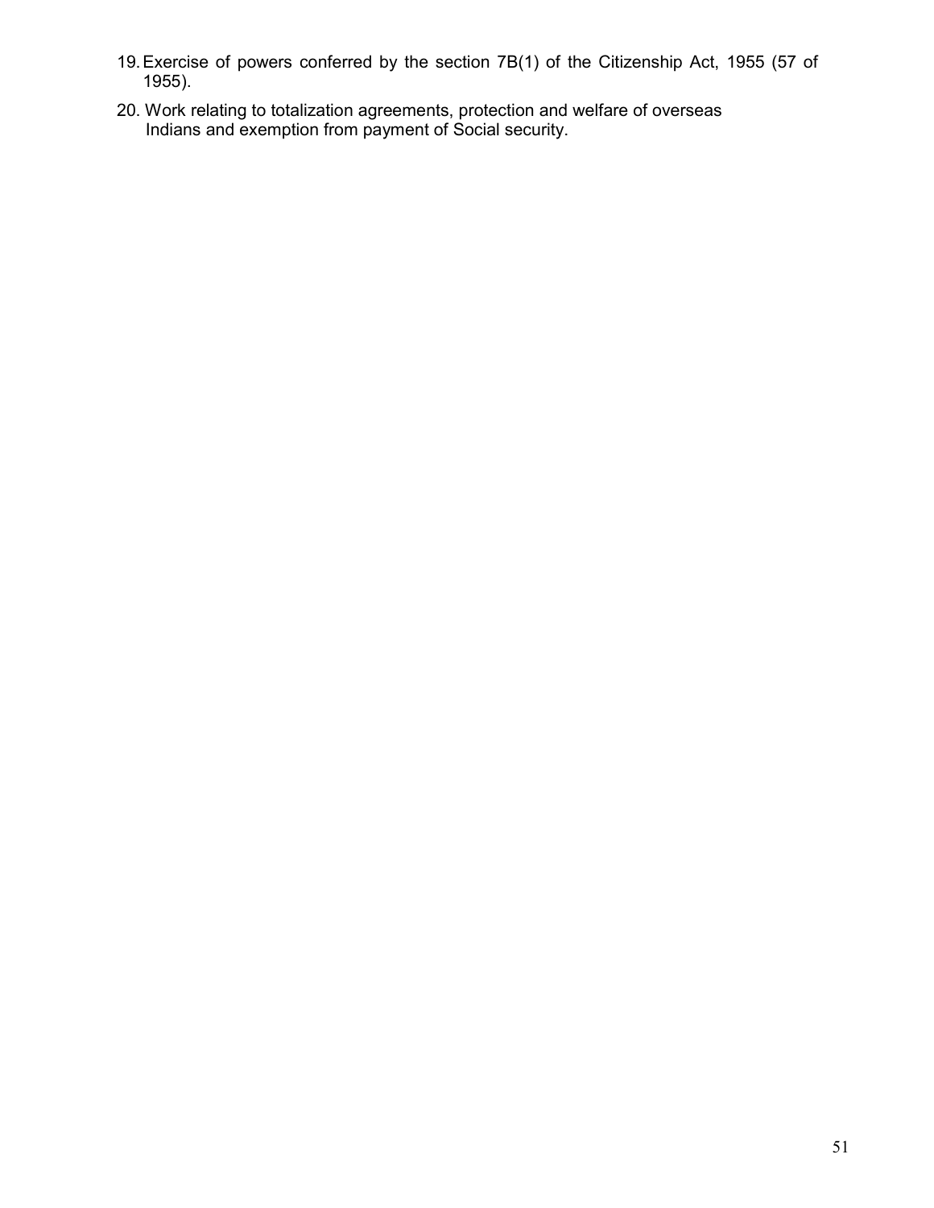19. Exercise of powers conferred by the section 7B(1) of the Citizenship Act, 1955 (57 of 1955).

20. Work relating to totalization agreements, protection and welfare of overseas Indians and exemption from payment of Social security.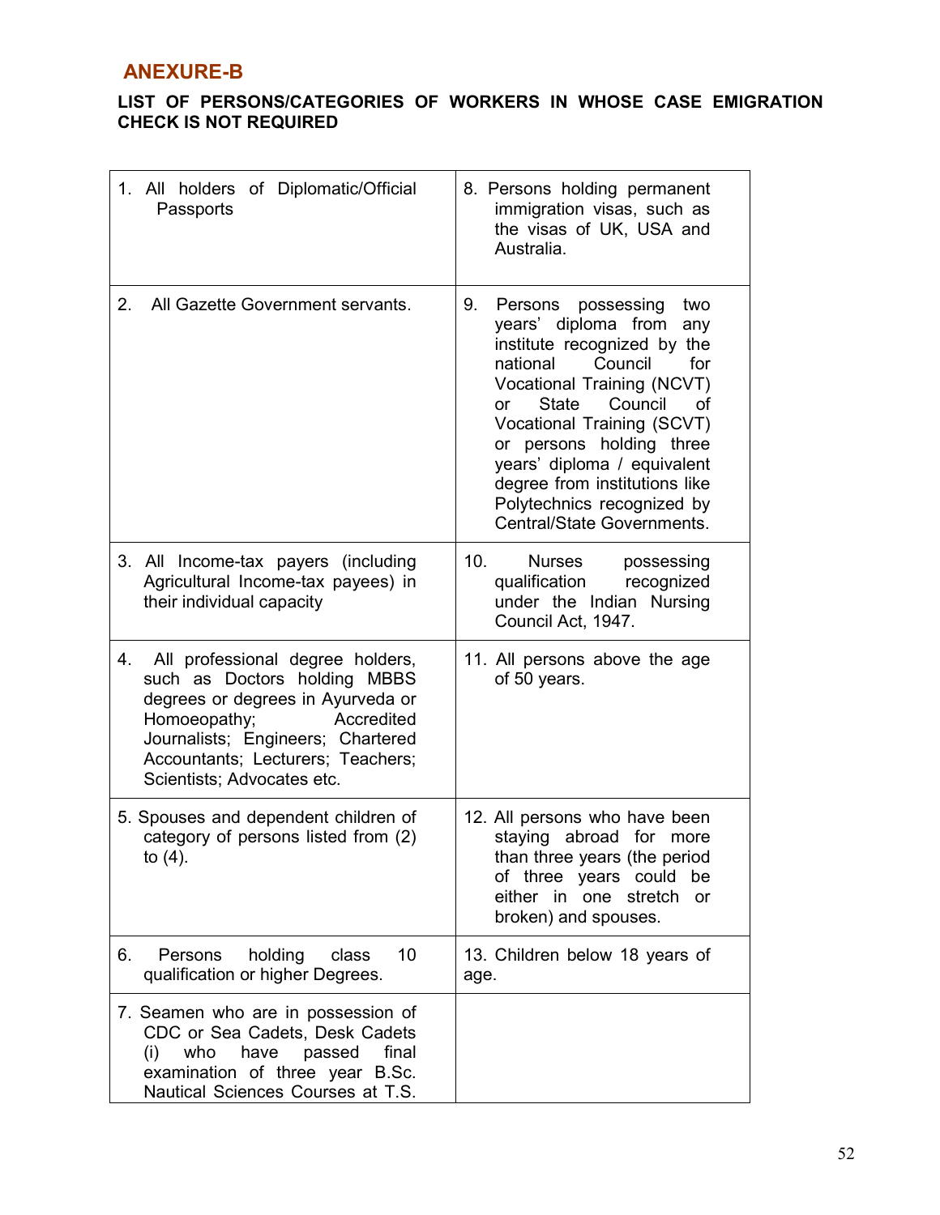## ANEXURE-B

### LIST OF PERSONS/CATEGORIES OF WORKERS IN WHOSE CASE EMIGRATION CHECK IS NOT REQUIRED

| | |
|---|---|
| 1. All holders of Diplomatic/Official Passports | 8. Persons holding permanent immigration visas, such as the visas of UK, USA and Australia. |
| 2. All Gazette Government servants. | 9. Persons possessing two years' diploma from any institute recognized by the national Council for Vocational Training (NCVT) or State Council of Vocational Training (SCVT) or persons holding three years' diploma / equivalent degree from institutions like Polytechnics recognized by Central/State Governments. |
| 3. All Income-tax payers (including Agricultural Income-tax payees) in their individual capacity | 10. Nurses possessing qualification recognized under the Indian Nursing Council Act, 1947. |
| 4. All professional degree holders, such as Doctors holding MBBS degrees or degrees in Ayurveda or Homoeopathy; Accredited Journalists; Engineers; Chartered Accountants; Lecturers; Teachers; Scientists; Advocates etc. | 11. All persons above the age of 50 years. |
| 5. Spouses and dependent children of category of persons listed from (2) to (4). | 12. All persons who have been staying abroad for more than three years (the period of three years could be either in one stretch or broken) and spouses. |
| 6. Persons holding class 10 qualification or higher Degrees. | 13. Children below 18 years of age. |
| 7. Seamen who are in possession of CDC or Sea Cadets, Desk Cadets (i) who have passed final examination of three year B.Sc. Nautical Sciences Courses at T.S. | |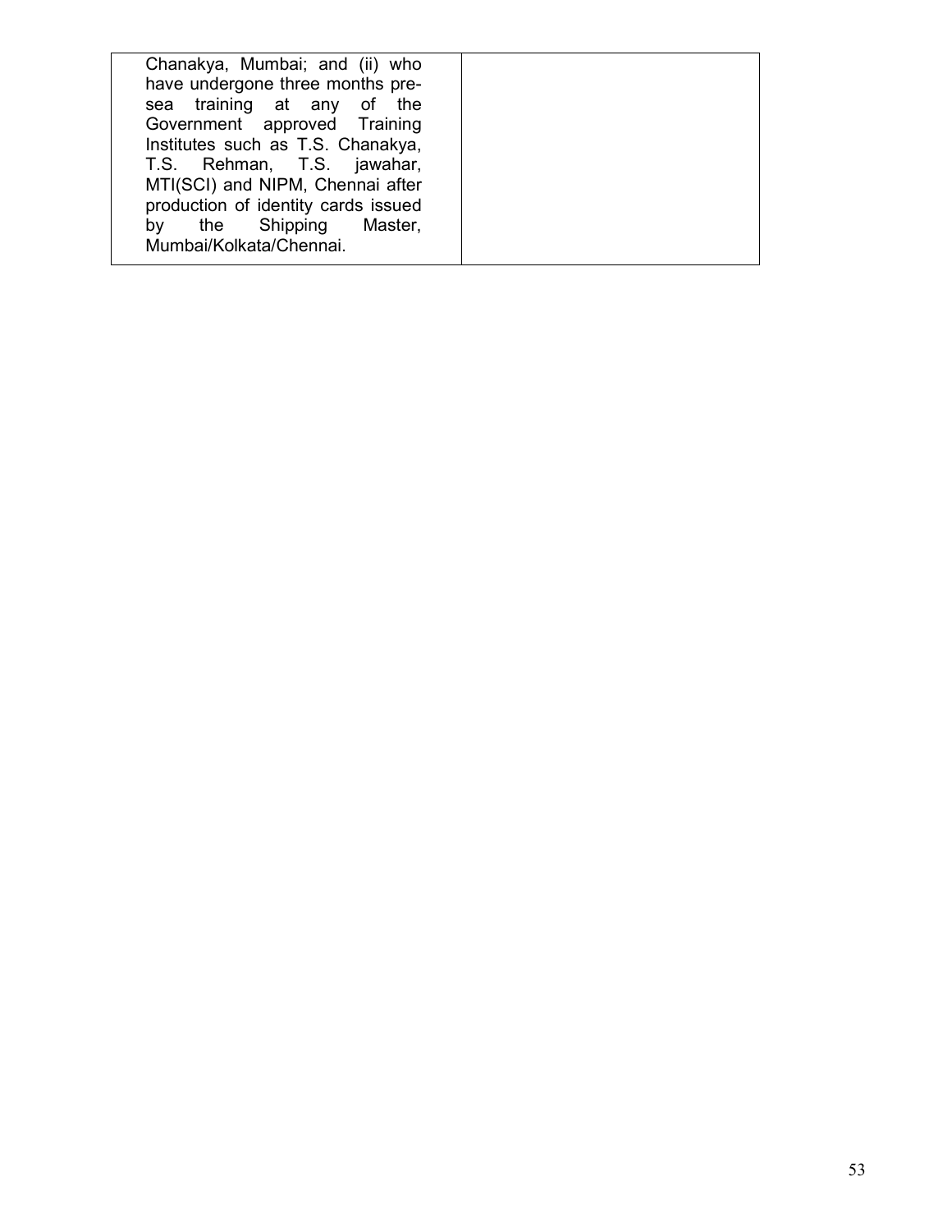| | |
|---|---|
| Chanakya, Mumbai; and (ii) who have undergone three months pre-sea training at any of the Government approved Training Institutes such as T.S. Chanakya, T.S. Rehman, T.S. jawahar, MTI(SCI) and NIPM, Chennai after production of identity cards issued by the Shipping Master, Mumbai/Kolkata/Chennai. | |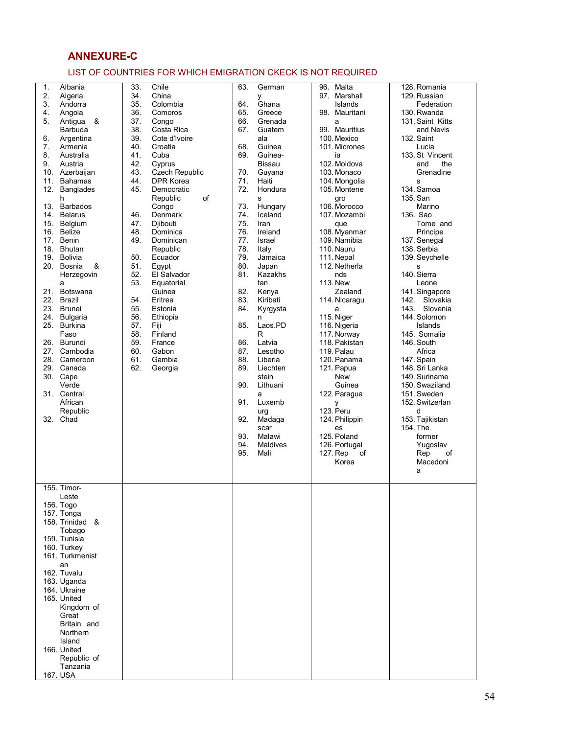## ANNEXURE-C

LIST OF COUNTRIES FOR WHICH EMIGRATION CKECK IS NOT REQUIRED

1. Albania
2. Algeria
3. Andorra
4. Angola
5. Antigua & Barbuda
6. Argentina
7. Armenia
8. Australia
9. Austria
10. Azerbaijan
11. Bahamas
12. Bangladesh
13. Barbados
14. Belarus
15. Belgium
16. Belize
17. Benin
18. Bhutan
19. Bolivia
20. Bosnia & Herzegovina
21. Botswana
22. Brazil
23. Brunei
24. Bulgaria
25. Burkina Faso
26. Burundi
27. Cambodia
28. Cameroon
29. Canada
30. Cape Verde
31. Central African Republic
32. Chad
33. Chile
34. China
35. Colombia
36. Comoros
37. Congo
38. Costa Rica
39. Cote d'Ivoire
40. Croatia
41. Cuba
42. Cyprus
43. Czech Republic
44. DPR Korea
45. Democratic Republic of Congo
46. Denmark
47. Djibouti
48. Dominica
49. Dominican Republic
50. Ecuador
51. Egypt
52. El Salvador
53. Equatorial Guinea
54. Eritrea
55. Estonia
56. Ethiopia
57. Fiji
58. Finland
59. France
60. Gabon
61. Gambia
62. Georgia
63. Germany
64. Ghana
65. Greece
66. Grenada
67. Guatemala
68. Guinea
69. Guinea-Bissau
70. Guyana
71. Haiti
72. Honduras
73. Hungary
74. Iceland
75. Iran
76. Ireland
77. Israel
78. Italy
79. Jamaica
80. Japan
81. Kazakhstan
82. Kenya
83. Kiribati
84. Kyrgystan
85. Laos.PDR
86. Latvia
87. Lesotho
88. Liberia
89. Liechtenstein
90. Lithuania
91. Luxemburg
92. Madagascar
93. Malawi
94. Maldives
95. Mali
96. Malta
97. Marshall Islands
98. Mauritania
99. Mauritius
100. Mexico
101. Micronesia
102. Moldova
103. Monaco
104. Mongolia
105. Montenegro
106. Morocco
107. Mozambique
108. Myanmar
109. Namibia
110. Nauru
111. Nepal
112. Netherlands
113. New Zealand
114. Nicaragua
115. Niger
116. Nigeria
117. Norway
118. Pakistan
119. Palau
120. Panama
121. Papua New Guinea
122. Paraguay
123. Peru
124. Philippines
125. Poland
126. Portugal
127. Rep of Korea
128. Romania
129. Russian Federation
130. Rwanda
131. Saint Kitts and Nevis
132. Saint Lucia
133. St Vincent and the Grenadines
134. Samoa
135. San Marino
136. Sao Tome and Principe
137. Senegal
138. Serbia
139. Seychelles
140. Sierra Leone
141. Singapore
142. Slovakia
143. Slovenia
144. Solomon Islands
145. Somalia
146. South Africa
147. Spain
148. Sri Lanka
149. Suriname
150. Swaziland
151. Sweden
152. Switzerland
153. Tajikistan
154. The former Yugoslav Rep of Macedonia
155. Timor-Leste
156. Togo
157. Tonga
158. Trinidad & Tobago
159. Tunisia
160. Turkey
161. Turkmenistan
162. Tuvalu
163. Uganda
164. Ukraine
165. United Kingdom of Great Britain and Northern Island
166. United Republic of Tanzania
167. USA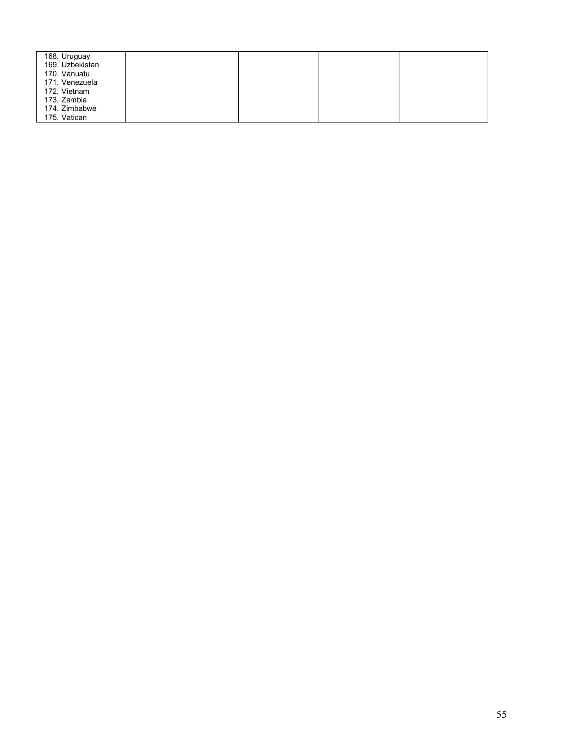| | | | | |
|---|---|---|---|---|
| 168. Uruguay<br>169. Uzbekistan<br>170. Vanuatu<br>171. Venezuela<br>172. Vietnam<br>173. Zambia<br>174. Zimbabwe<br>175. Vatican | | | | |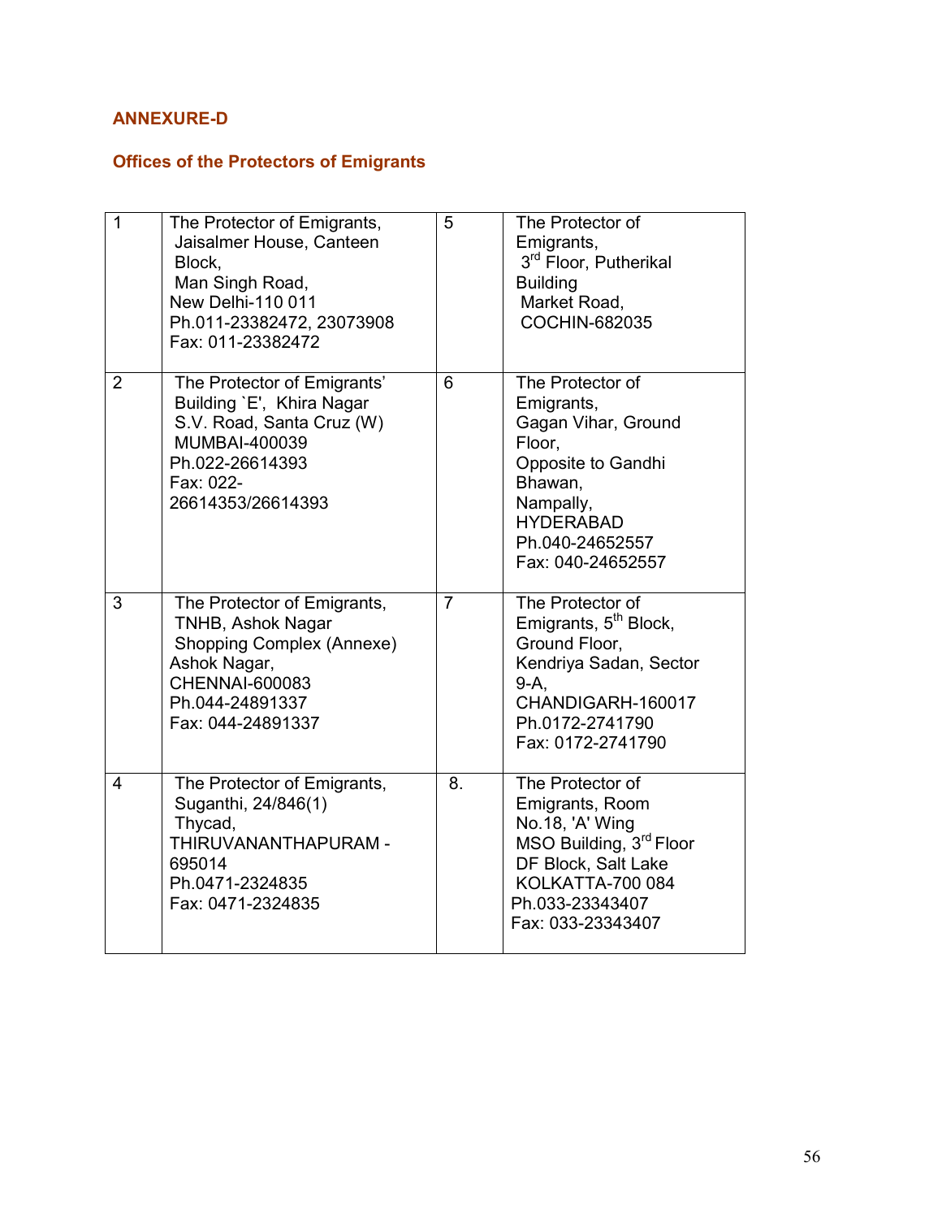**ANNEXURE-D**

**Offices of the Protectors of Emigrants**

| | | | |
|---|---|---|---|
| 1 | The Protector of Emigrants, Jaisalmer House, Canteen Block, Man Singh Road, New Delhi-110 011 Ph.011-23382472, 23073908 Fax: 011-23382472 | 5 | The Protector of Emigrants, 3rd Floor, Putherikal Building Market Road, COCHIN-682035 |
| 2 | The Protector of Emigrants' Building `E', Khira Nagar S.V. Road, Santa Cruz (W) MUMBAI-400039 Ph.022-26614393 Fax: 022-26614353/26614393 | 6 | The Protector of Emigrants, Gagan Vihar, Ground Floor, Opposite to Gandhi Bhawan, Nampally, HYDERABAD Ph.040-24652557 Fax: 040-24652557 |
| 3 | The Protector of Emigrants, TNHB, Ashok Nagar Shopping Complex (Annexe) Ashok Nagar, CHENNAI-600083 Ph.044-24891337 Fax: 044-24891337 | 7 | The Protector of Emigrants, 5th Block, Ground Floor, Kendriya Sadan, Sector 9-A, CHANDIGARH-160017 Ph.0172-2741790 Fax: 0172-2741790 |
| 4 | The Protector of Emigrants, Suganthi, 24/846(1) Thycad, THIRUVANANTHAPURAM - 695014 Ph.0471-2324835 Fax: 0471-2324835 | 8. | The Protector of Emigrants, Room No.18, 'A' Wing MSO Building, 3rd Floor DF Block, Salt Lake KOLKATTA-700 084 Ph.033-23343407 Fax: 033-23343407 |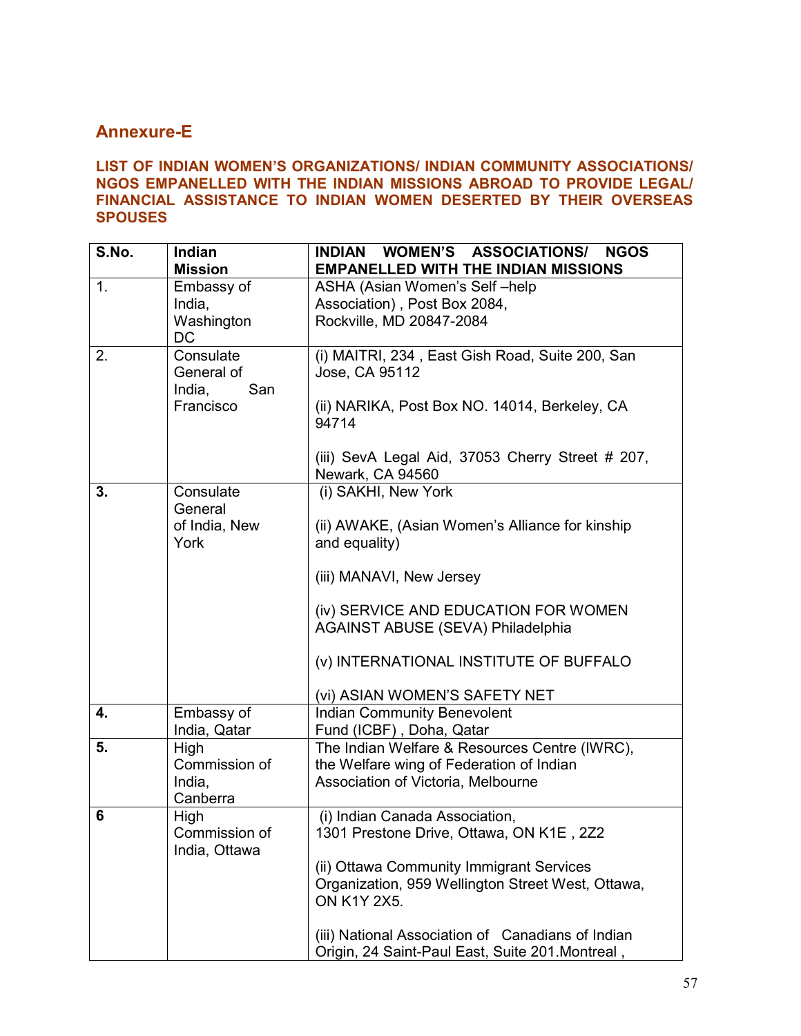## Annexure-E

**LIST OF INDIAN WOMEN'S ORGANIZATIONS/ INDIAN COMMUNITY ASSOCIATIONS/ NGOS EMPANELLED WITH THE INDIAN MISSIONS ABROAD TO PROVIDE LEGAL/ FINANCIAL ASSISTANCE TO INDIAN WOMEN DESERTED BY THEIR OVERSEAS SPOUSES**

| S.No. | Indian Mission | INDIAN WOMEN'S ASSOCIATIONS/ NGOS EMPANELLED WITH THE INDIAN MISSIONS |
|---|---|---|
| 1. | Embassy of India, Washington DC | ASHA (Asian Women's Self –help Association) , Post Box 2084, Rockville, MD 20847-2084 |
| 2. | Consulate General of India, San Francisco | (i) MAITRI, 234 , East Gish Road, Suite 200, San Jose, CA 95112<br><br>(ii) NARIKA, Post Box NO. 14014, Berkeley, CA 94714<br><br>(iii) SevA Legal Aid, 37053 Cherry Street # 207, Newark, CA 94560 |
| 3. | Consulate General of India, New York | (i) SAKHI, New York<br><br>(ii) AWAKE, (Asian Women's Alliance for kinship and equality)<br><br>(iii) MANAVI, New Jersey<br><br>(iv) SERVICE AND EDUCATION FOR WOMEN AGAINST ABUSE (SEVA) Philadelphia<br><br>(v) INTERNATIONAL INSTITUTE OF BUFFALO<br><br>(vi) ASIAN WOMEN'S SAFETY NET |
| 4. | Embassy of India, Qatar | Indian Community Benevolent Fund (ICBF) , Doha, Qatar |
| 5. | High Commission of India, Canberra | The Indian Welfare & Resources Centre (IWRC), the Welfare wing of Federation of Indian Association of Victoria, Melbourne |
| 6 | High Commission of India, Ottawa | (i) Indian Canada Association, 1301 Prestone Drive, Ottawa, ON K1E , 2Z2<br><br>(ii) Ottawa Community Immigrant Services Organization, 959 Wellington Street West, Ottawa, ON K1Y 2X5.<br><br>(iii) National Association of Canadians of Indian Origin, 24 Saint-Paul East, Suite 201.Montreal , |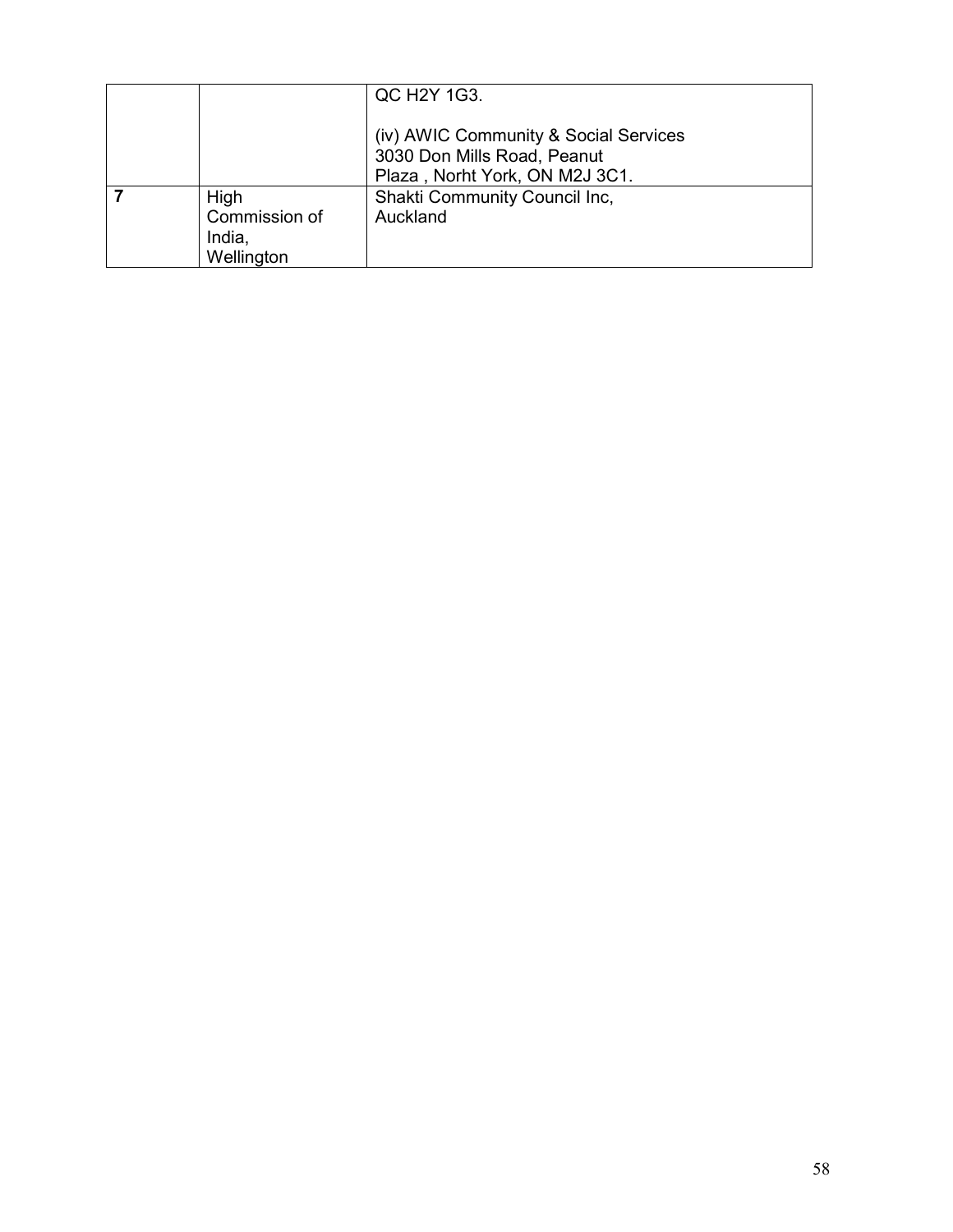| | | |
|---|---|---|
| | | QC H2Y 1G3.<br><br>(iv) AWIC Community & Social Services<br>3030 Don Mills Road, Peanut<br>Plaza , Norht York, ON M2J 3C1. |
| **7** | High Commission of India, Wellington | Shakti Community Council Inc, Auckland |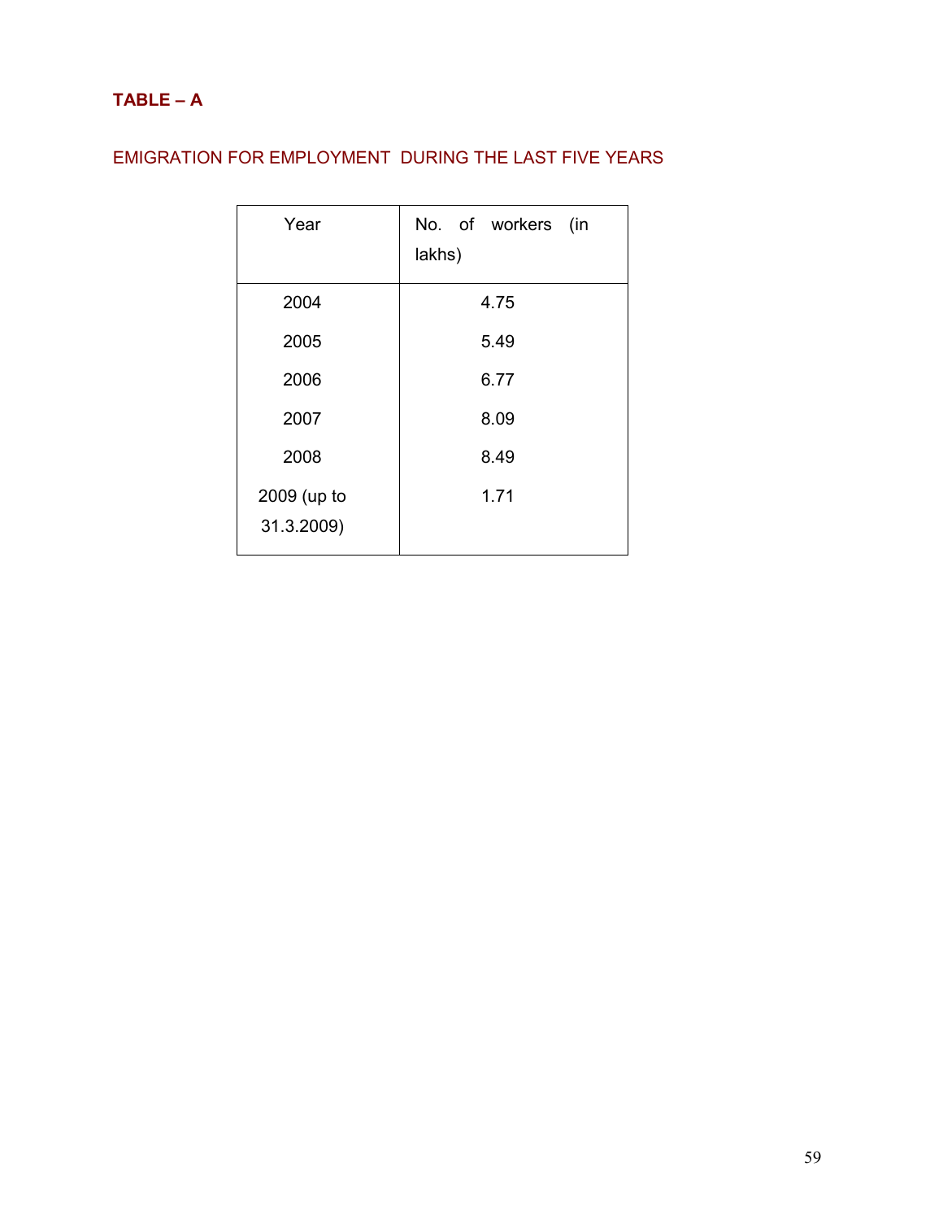**TABLE – A**

EMIGRATION FOR EMPLOYMENT DURING THE LAST FIVE YEARS

| Year | No. of workers (in lakhs) |
|---|---|
| 2004 | 4.75 |
| 2005 | 5.49 |
| 2006 | 6.77 |
| 2007 | 8.09 |
| 2008 | 8.49 |
| 2009 (up to 31.3.2009) | 1.71 |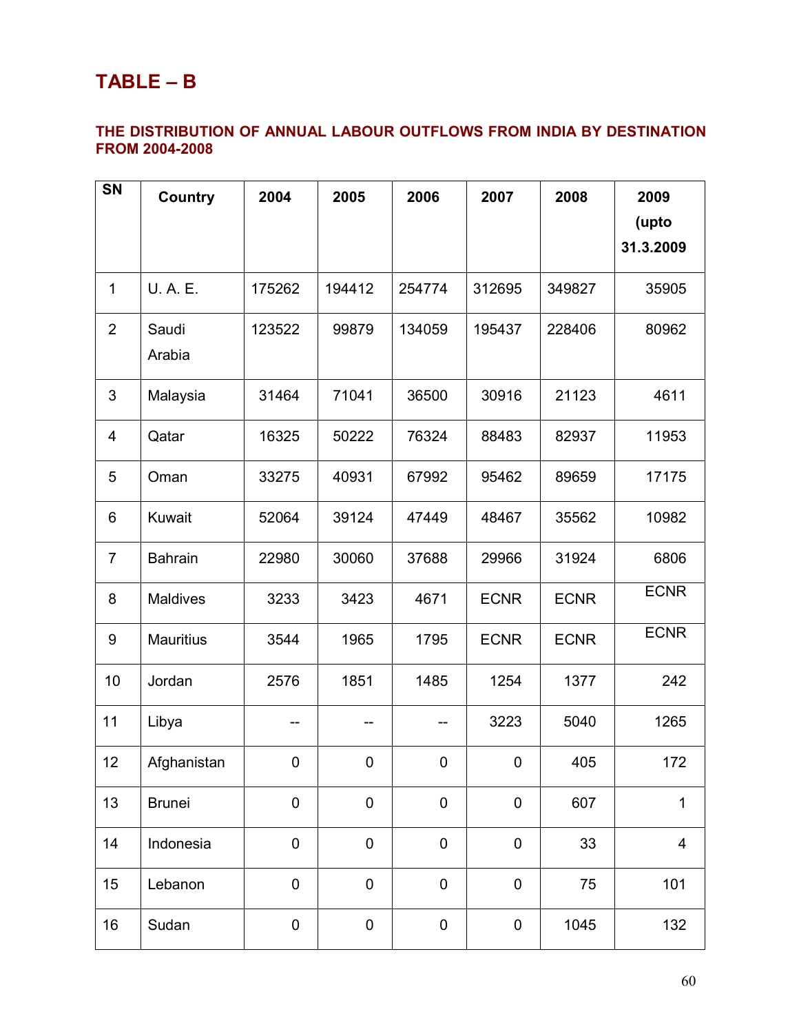# TABLE – B

### THE DISTRIBUTION OF ANNUAL LABOUR OUTFLOWS FROM INDIA BY DESTINATION FROM 2004-2008

| SN | Country | 2004 | 2005 | 2006 | 2007 | 2008 | 2009 (upto 31.3.2009 |
|---|---|---|---|---|---|---|---|
| 1 | U. A. E. | 175262 | 194412 | 254774 | 312695 | 349827 | 35905 |
| 2 | Saudi Arabia | 123522 | 99879 | 134059 | 195437 | 228406 | 80962 |
| 3 | Malaysia | 31464 | 71041 | 36500 | 30916 | 21123 | 4611 |
| 4 | Qatar | 16325 | 50222 | 76324 | 88483 | 82937 | 11953 |
| 5 | Oman | 33275 | 40931 | 67992 | 95462 | 89659 | 17175 |
| 6 | Kuwait | 52064 | 39124 | 47449 | 48467 | 35562 | 10982 |
| 7 | Bahrain | 22980 | 30060 | 37688 | 29966 | 31924 | 6806 |
| 8 | Maldives | 3233 | 3423 | 4671 | ECNR | ECNR | ECNR |
| 9 | Mauritius | 3544 | 1965 | 1795 | ECNR | ECNR | ECNR |
| 10 | Jordan | 2576 | 1851 | 1485 | 1254 | 1377 | 242 |
| 11 | Libya | -- | -- | -- | 3223 | 5040 | 1265 |
| 12 | Afghanistan | 0 | 0 | 0 | 0 | 405 | 172 |
| 13 | Brunei | 0 | 0 | 0 | 0 | 607 | 1 |
| 14 | Indonesia | 0 | 0 | 0 | 0 | 33 | 4 |
| 15 | Lebanon | 0 | 0 | 0 | 0 | 75 | 101 |
| 16 | Sudan | 0 | 0 | 0 | 0 | 1045 | 132 |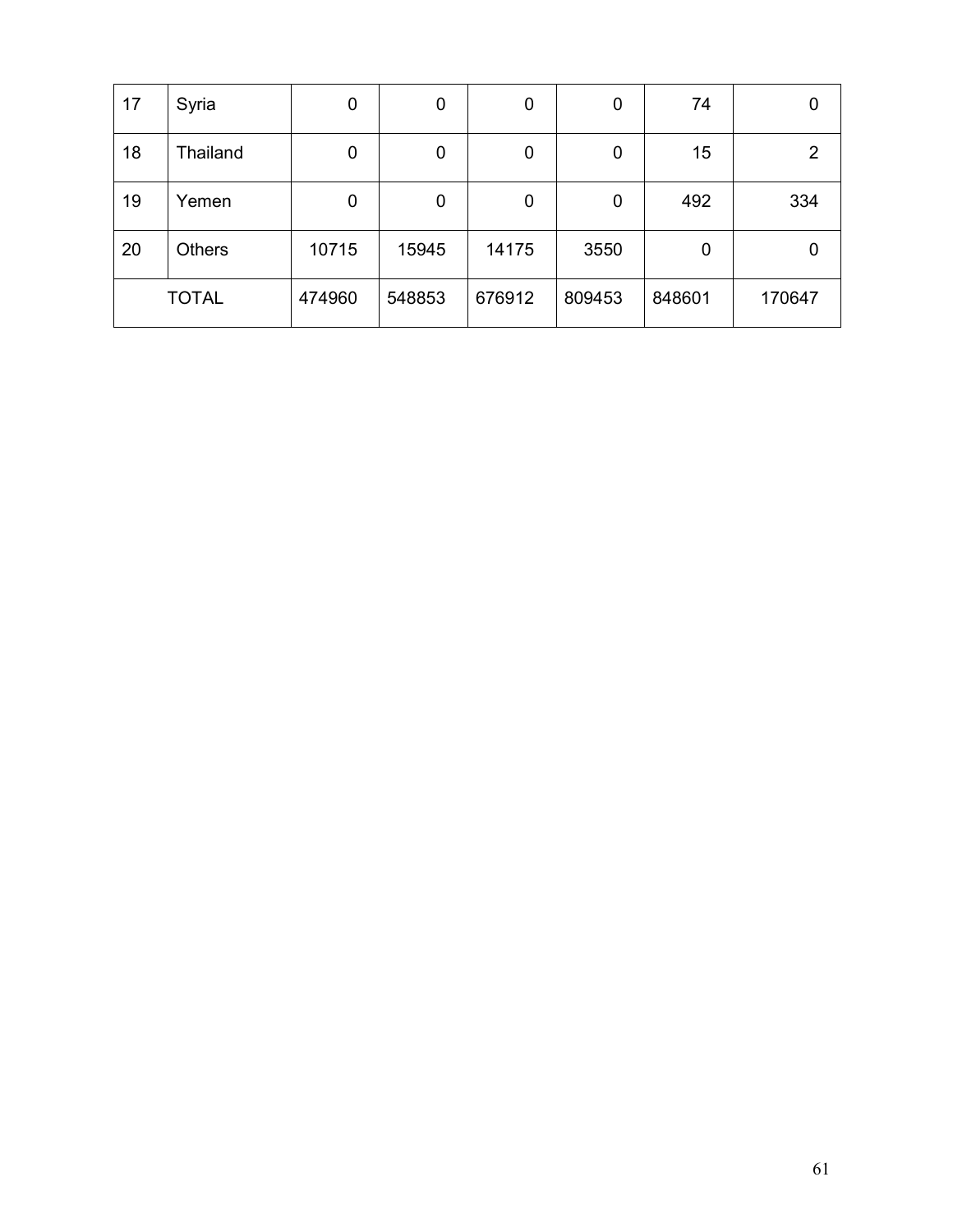| 17 | Syria | 0 | 0 | 0 | 0 | 74 | 0 |
|---|---|---|---|---|---|---|---|
| 18 | Thailand | 0 | 0 | 0 | 0 | 15 | 2 |
| 19 | Yemen | 0 | 0 | 0 | 0 | 492 | 334 |
| 20 | Others | 10715 | 15945 | 14175 | 3550 | 0 | 0 |
| TOTAL | | 474960 | 548853 | 676912 | 809453 | 848601 | 170647 |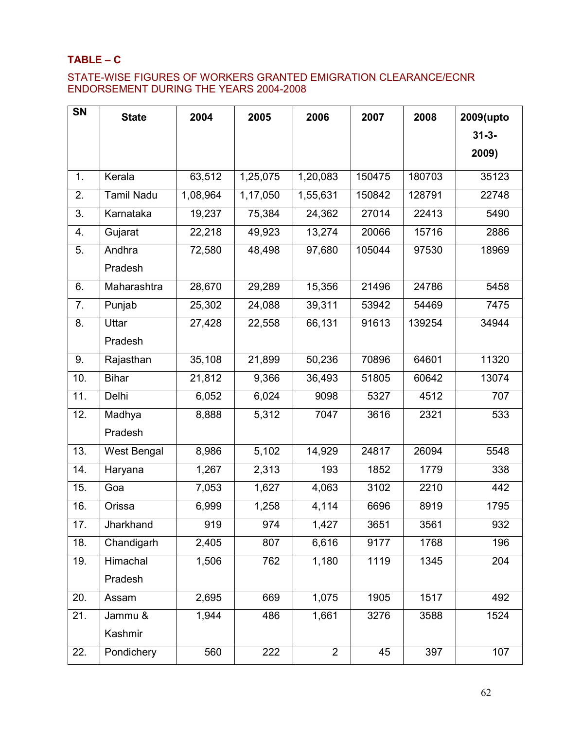**TABLE – C**

STATE-WISE FIGURES OF WORKERS GRANTED EMIGRATION CLEARANCE/ECNR ENDORSEMENT DURING THE YEARS 2004-2008

| SN | State | 2004 | 2005 | 2006 | 2007 | 2008 | 2009(upto 31-3-2009) |
|---|---|---|---|---|---|---|---|
| 1. | Kerala | 63,512 | 1,25,075 | 1,20,083 | 150475 | 180703 | 35123 |
| 2. | Tamil Nadu | 1,08,964 | 1,17,050 | 1,55,631 | 150842 | 128791 | 22748 |
| 3. | Karnataka | 19,237 | 75,384 | 24,362 | 27014 | 22413 | 5490 |
| 4. | Gujarat | 22,218 | 49,923 | 13,274 | 20066 | 15716 | 2886 |
| 5. | Andhra Pradesh | 72,580 | 48,498 | 97,680 | 105044 | 97530 | 18969 |
| 6. | Maharashtra | 28,670 | 29,289 | 15,356 | 21496 | 24786 | 5458 |
| 7. | Punjab | 25,302 | 24,088 | 39,311 | 53942 | 54469 | 7475 |
| 8. | Uttar Pradesh | 27,428 | 22,558 | 66,131 | 91613 | 139254 | 34944 |
| 9. | Rajasthan | 35,108 | 21,899 | 50,236 | 70896 | 64601 | 11320 |
| 10. | Bihar | 21,812 | 9,366 | 36,493 | 51805 | 60642 | 13074 |
| 11. | Delhi | 6,052 | 6,024 | 9098 | 5327 | 4512 | 707 |
| 12. | Madhya Pradesh | 8,888 | 5,312 | 7047 | 3616 | 2321 | 533 |
| 13. | West Bengal | 8,986 | 5,102 | 14,929 | 24817 | 26094 | 5548 |
| 14. | Haryana | 1,267 | 2,313 | 193 | 1852 | 1779 | 338 |
| 15. | Goa | 7,053 | 1,627 | 4,063 | 3102 | 2210 | 442 |
| 16. | Orissa | 6,999 | 1,258 | 4,114 | 6696 | 8919 | 1795 |
| 17. | Jharkhand | 919 | 974 | 1,427 | 3651 | 3561 | 932 |
| 18. | Chandigarh | 2,405 | 807 | 6,616 | 9177 | 1768 | 196 |
| 19. | Himachal Pradesh | 1,506 | 762 | 1,180 | 1119 | 1345 | 204 |
| 20. | Assam | 2,695 | 669 | 1,075 | 1905 | 1517 | 492 |
| 21. | Jammu & Kashmir | 1,944 | 486 | 1,661 | 3276 | 3588 | 1524 |
| 22. | Pondichery | 560 | 222 | 2 | 45 | 397 | 107 |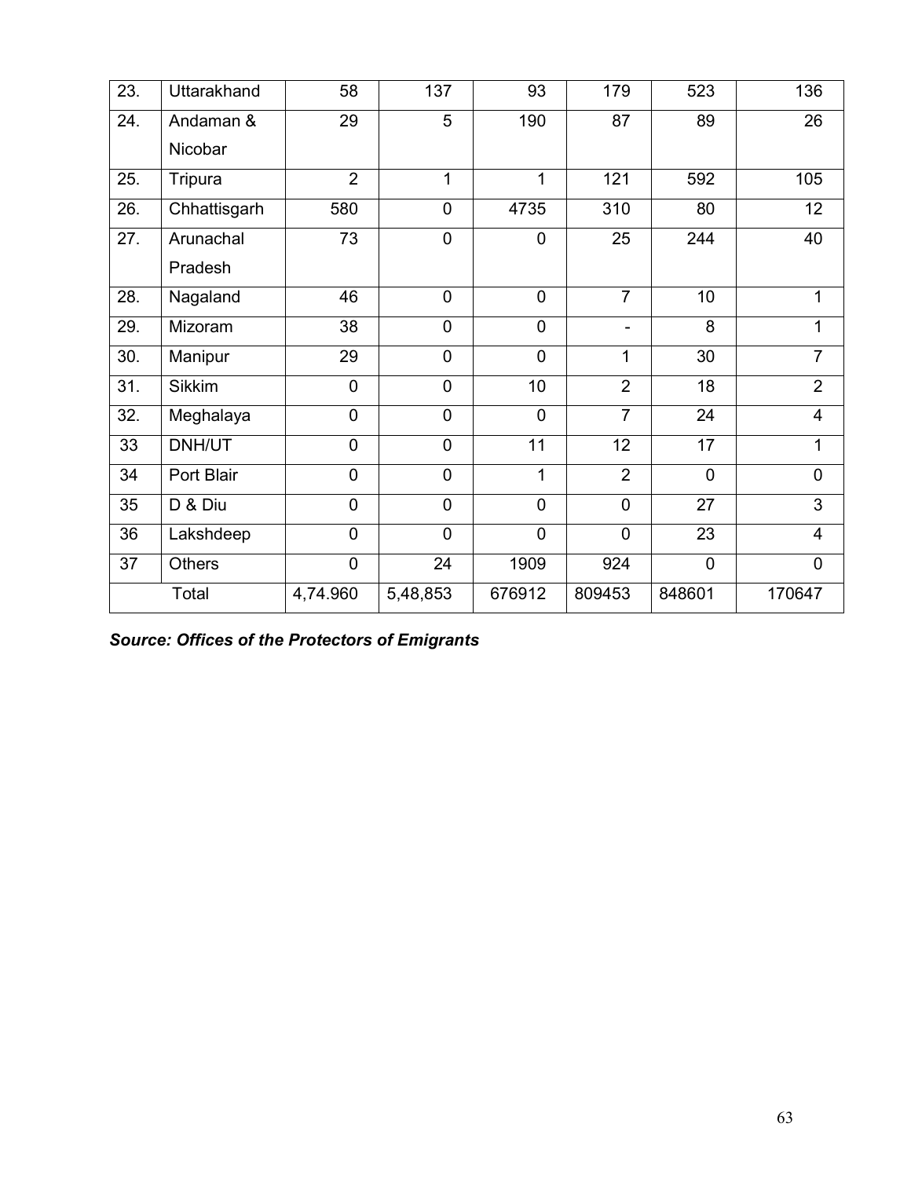| 23. | Uttarakhand | 58 | 137 | 93 | 179 | 523 | 136 |
|---|---|---|---|---|---|---|---|
| 24. | Andaman & Nicobar | 29 | 5 | 190 | 87 | 89 | 26 |
| 25. | Tripura | 2 | 1 | 1 | 121 | 592 | 105 |
| 26. | Chhattisgarh | 580 | 0 | 4735 | 310 | 80 | 12 |
| 27. | Arunachal Pradesh | 73 | 0 | 0 | 25 | 244 | 40 |
| 28. | Nagaland | 46 | 0 | 0 | 7 | 10 | 1 |
| 29. | Mizoram | 38 | 0 | 0 | - | 8 | 1 |
| 30. | Manipur | 29 | 0 | 0 | 1 | 30 | 7 |
| 31. | Sikkim | 0 | 0 | 10 | 2 | 18 | 2 |
| 32. | Meghalaya | 0 | 0 | 0 | 7 | 24 | 4 |
| 33 | DNH/UT | 0 | 0 | 11 | 12 | 17 | 1 |
| 34 | Port Blair | 0 | 0 | 1 | 2 | 0 | 0 |
| 35 | D & Diu | 0 | 0 | 0 | 0 | 27 | 3 |
| 36 | Lakshdeep | 0 | 0 | 0 | 0 | 23 | 4 |
| 37 | Others | 0 | 24 | 1909 | 924 | 0 | 0 |
| | Total | 4,74.960 | 5,48,853 | 676912 | 809453 | 848601 | 170647 |

***Source: Offices of the Protectors of Emigrants***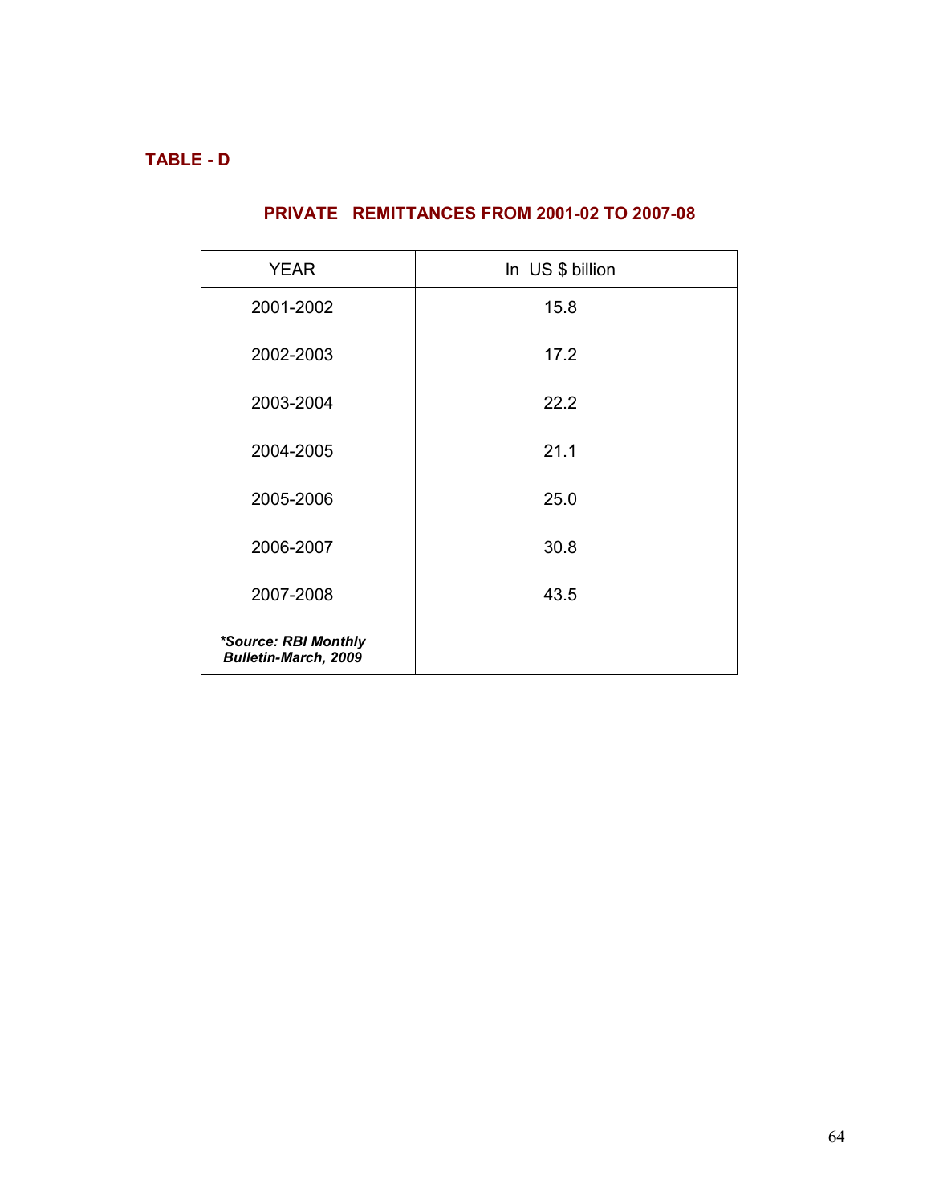**TABLE - D**

## PRIVATE REMITTANCES FROM 2001-02 TO 2007-08

| YEAR | In US $ billion |
|---|---|
| 2001-2002 | 15.8 |
| 2002-2003 | 17.2 |
| 2003-2004 | 22.2 |
| 2004-2005 | 21.1 |
| 2005-2006 | 25.0 |
| 2006-2007 | 30.8 |
| 2007-2008 | 43.5 |
| ***Source: RBI Monthly Bulletin-March, 2009*** | |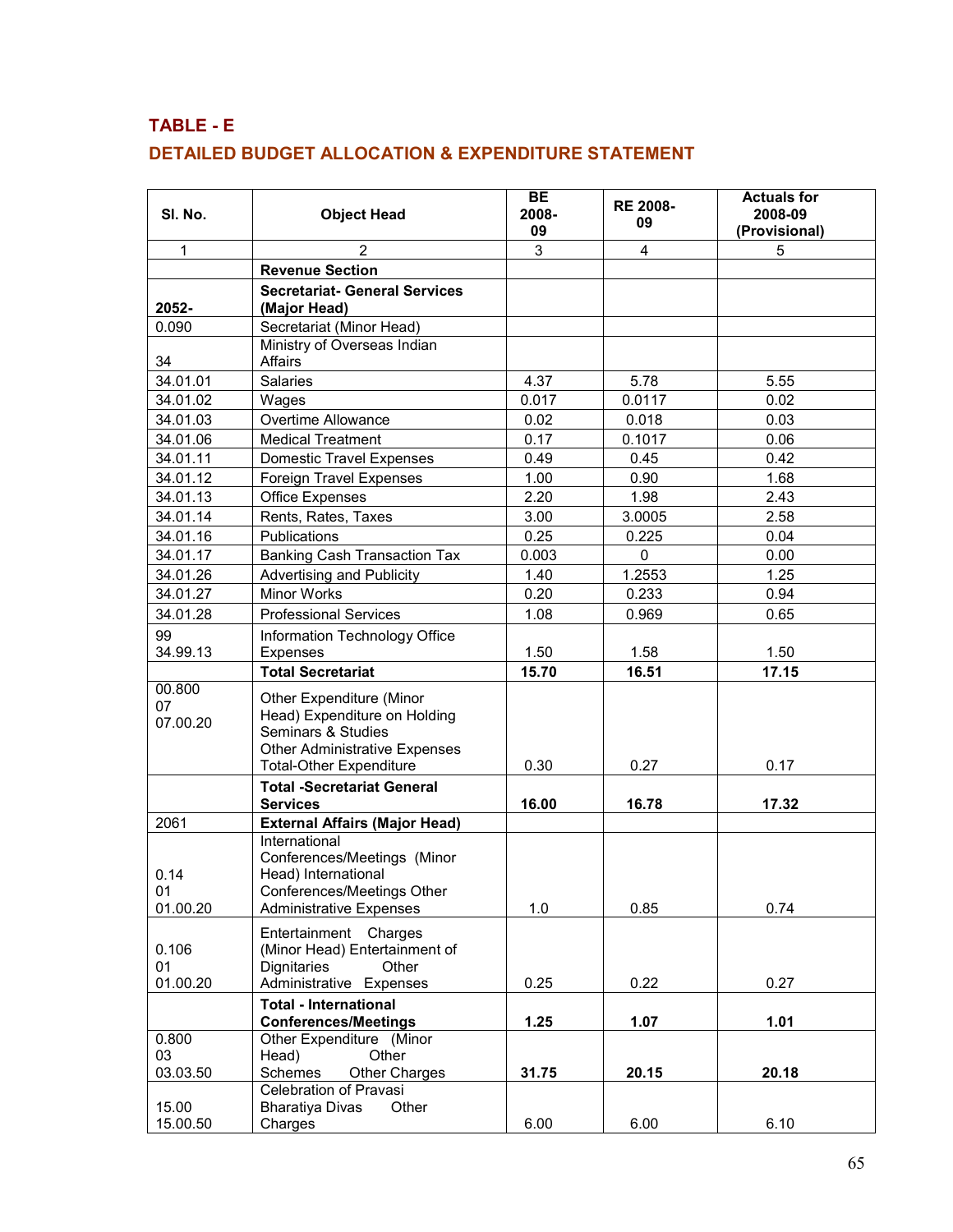## TABLE - E

## DETAILED BUDGET ALLOCATION & EXPENDITURE STATEMENT

| Sl. No. | Object Head | BE 2008-09 | RE 2008-09 | Actuals for 2008-09 (Provisional) |
|---|---|---|---|---|
| 1 | 2 | 3 | 4 | 5 |
| | **Revenue Section** | | | |
| **2052-** | **Secretariat- General Services (Major Head)** | | | |
| 0.090 | Secretariat (Minor Head) | | | |
| 34 | Ministry of Overseas Indian Affairs | | | |
| 34.01.01 | Salaries | 4.37 | 5.78 | 5.55 |
| 34.01.02 | Wages | 0.017 | 0.0117 | 0.02 |
| 34.01.03 | Overtime Allowance | 0.02 | 0.018 | 0.03 |
| 34.01.06 | Medical Treatment | 0.17 | 0.1017 | 0.06 |
| 34.01.11 | Domestic Travel Expenses | 0.49 | 0.45 | 0.42 |
| 34.01.12 | Foreign Travel Expenses | 1.00 | 0.90 | 1.68 |
| 34.01.13 | Office Expenses | 2.20 | 1.98 | 2.43 |
| 34.01.14 | Rents, Rates, Taxes | 3.00 | 3.0005 | 2.58 |
| 34.01.16 | Publications | 0.25 | 0.225 | 0.04 |
| 34.01.17 | Banking Cash Transaction Tax | 0.003 | 0 | 0.00 |
| 34.01.26 | Advertising and Publicity | 1.40 | 1.2553 | 1.25 |
| 34.01.27 | Minor Works | 0.20 | 0.233 | 0.94 |
| 34.01.28 | Professional Services | 1.08 | 0.969 | 0.65 |
| 99 34.99.13 | Information Technology Office Expenses | 1.50 | 1.58 | 1.50 |
| | **Total Secretariat** | **15.70** | **16.51** | **17.15** |
| 00.800 07 07.00.20 | Other Expenditure (Minor Head) Expenditure on Holding Seminars & Studies Other Administrative Expenses Total-Other Expenditure | 0.30 | 0.27 | 0.17 |
| | **Total -Secretariat General Services** | **16.00** | **16.78** | **17.32** |
| 2061 | **External Affairs (Major Head)** | | | |
| 0.14 01 01.00.20 | International Conferences/Meetings (Minor Head) International Conferences/Meetings Other Administrative Expenses | 1.0 | 0.85 | 0.74 |
| 0.106 01 01.00.20 | Entertainment Charges (Minor Head) Entertainment of Dignitaries Other Administrative Expenses | 0.25 | 0.22 | 0.27 |
| | **Total - International Conferences/Meetings** | **1.25** | **1.07** | **1.01** |
| 0.800 03 03.03.50 | Other Expenditure (Minor Head) Other Schemes Other Charges | **31.75** | **20.15** | **20.18** |
| 15.00 15.00.50 | Celebration of Pravasi Bharatiya Divas Other Charges | 6.00 | 6.00 | 6.10 |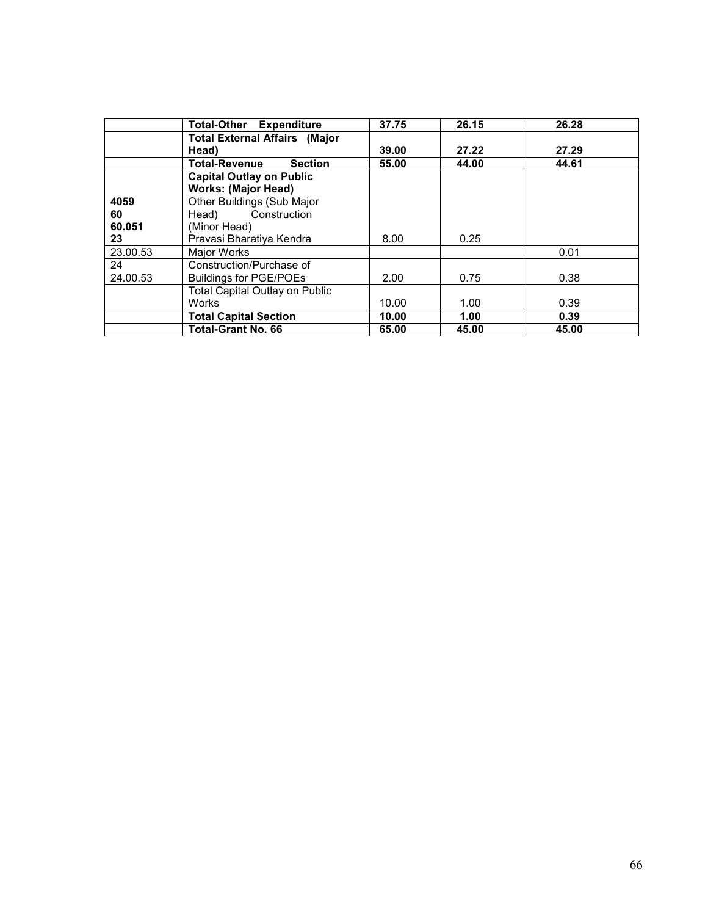|  |  |  |  |  |
|---|---|---|---|---|
|  | **Total-Other Expenditure** | **37.75** | **26.15** | **26.28** |
|  | **Total External Affairs (Major Head)** | **39.00** | **27.22** | **27.29** |
|  | **Total-Revenue Section** | **55.00** | **44.00** | **44.61** |
| **4059**<br>**60**<br>**60.051**<br>**23** | **Capital Outlay on Public Works: (Major Head)**<br>Other Buildings (Sub Major Head) Construction (Minor Head)<br>Pravasi Bharatiya Kendra | 8.00 | 0.25 |  |
| 23.00.53 | Major Works |  |  | 0.01 |
| 24<br>24.00.53 | Construction/Purchase of Buildings for PGE/POEs | 2.00 | 0.75 | 0.38 |
|  | Total Capital Outlay on Public Works | 10.00 | 1.00 | 0.39 |
|  | **Total Capital Section** | **10.00** | **1.00** | **0.39** |
|  | **Total-Grant No. 66** | **65.00** | **45.00** | **45.00** |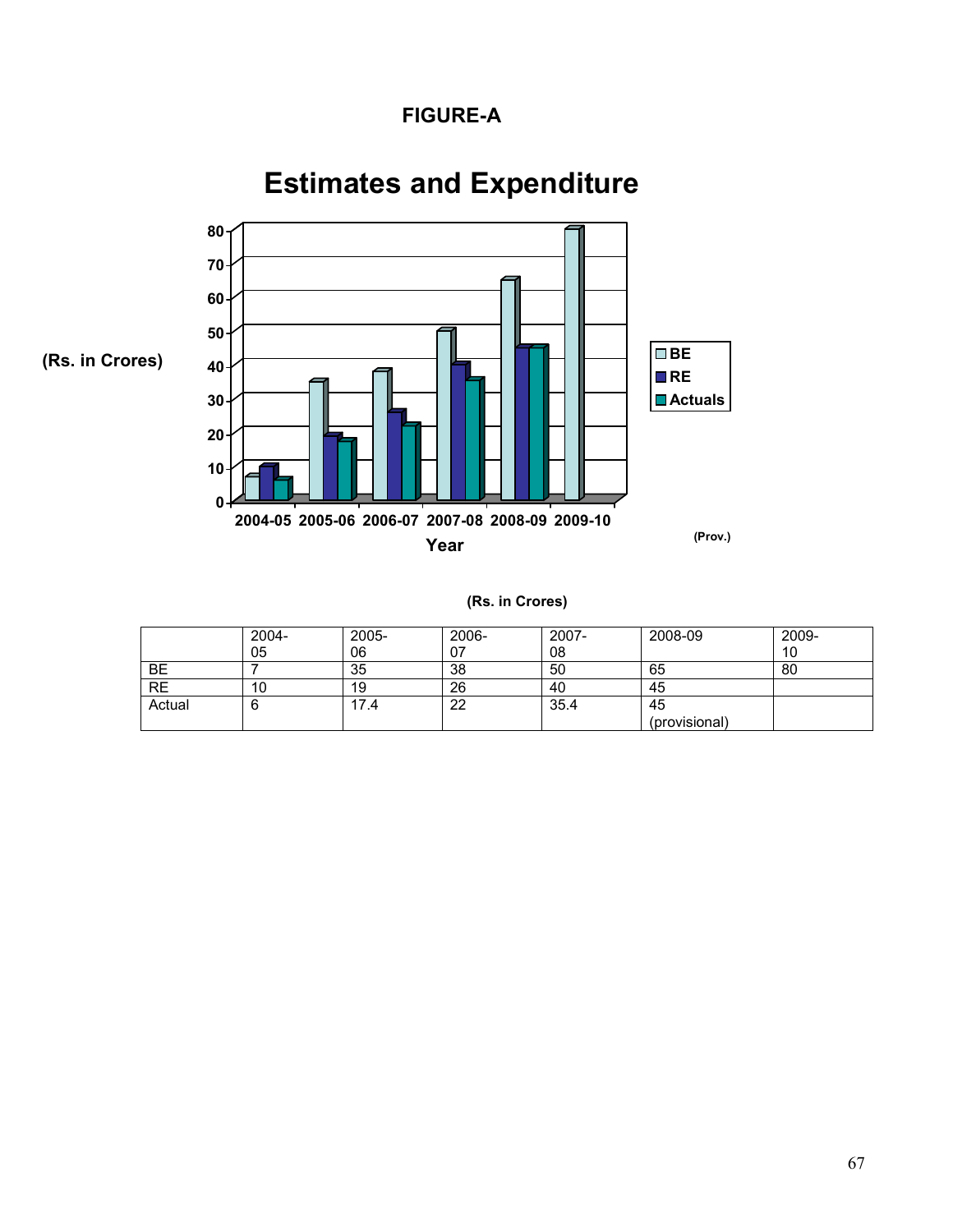**FIGURE-A**

**Estimates and Expenditure**

**(Rs. in Crores)**

| | 2004-05 | 2005-06 | 2006-07 | 2007-08 | 2008-09 | 2009-10 |
|---|---|---|---|---|---|---|
| BE | 7 | 35 | 38 | 50 | 65 | 80 |
| RE | 10 | 19 | 26 | 40 | 45 | |
| Actual | 6 | 17.4 | 22 | 35.4 | 45 (provisional) | |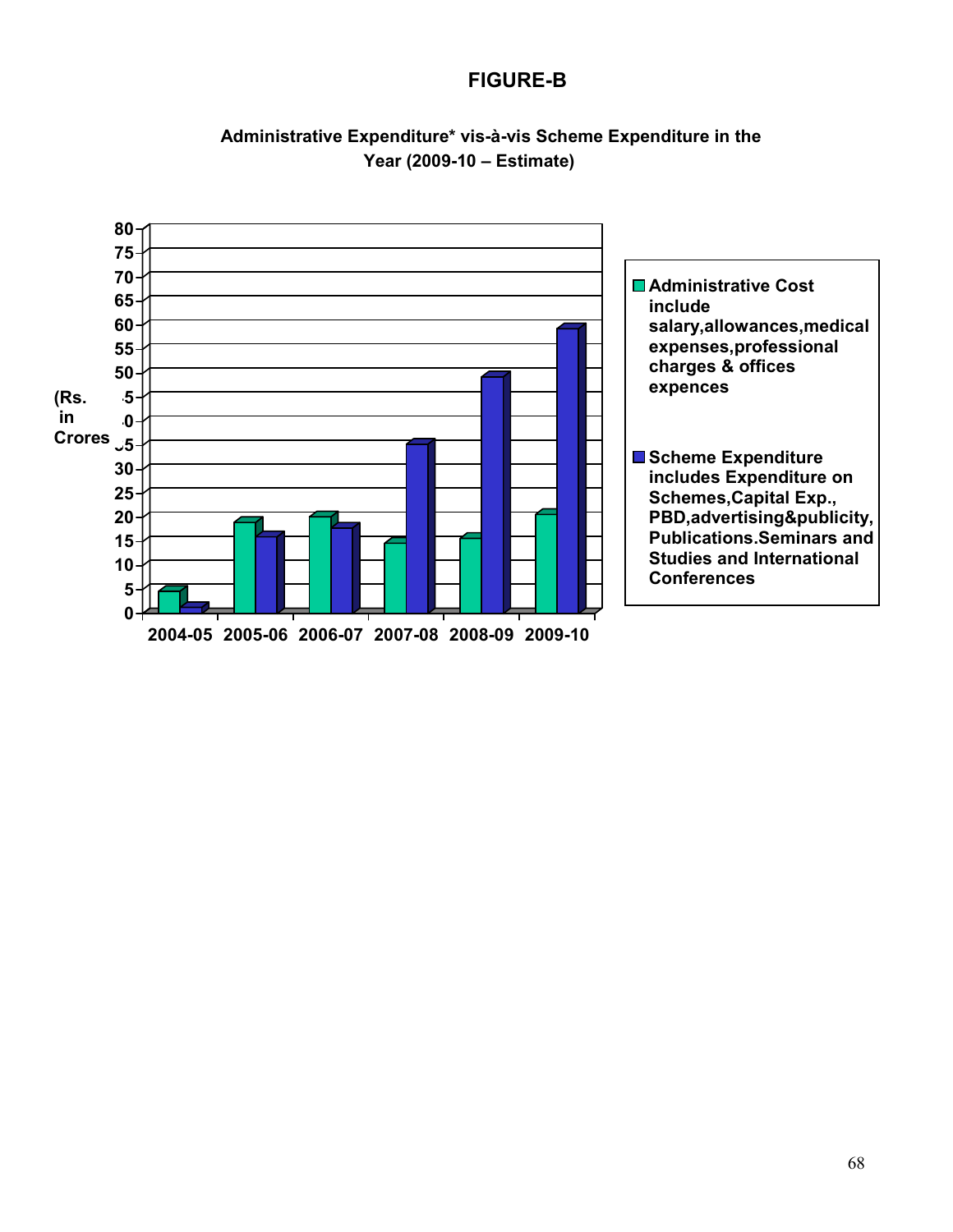# FIGURE-B

**Administrative Expenditure* vis-à-vis Scheme Expenditure in the Year (2009-10 – Estimate)**

(Rs. in Crores)

80
75
70
65
60
55
50
45
40
35
30
25
20
15
10
5
0

2004-05 2005-06 2006-07 2007-08 2008-09 2009-10

- **Administrative Cost include salary,allowances,medical expenses,professional charges & offices expences**
- **Scheme Expenditure includes Expenditure on Schemes,Capital Exp., PBD,advertising&publicity, Publications.Seminars and Studies and International Conferences**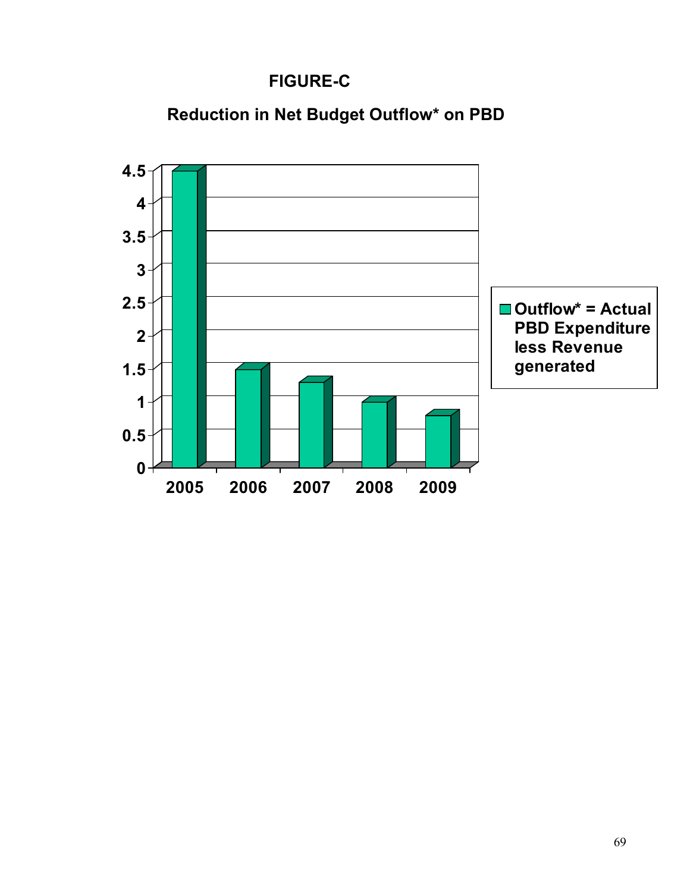**FIGURE-C**

**Reduction in Net Budget Outflow* on PBD**

4.5
4
3.5
3
2.5
2
1.5
1
0.5
0

2005
2006
2007
2008
2009

Outflow* = Actual PBD Expenditure less Revenue generated